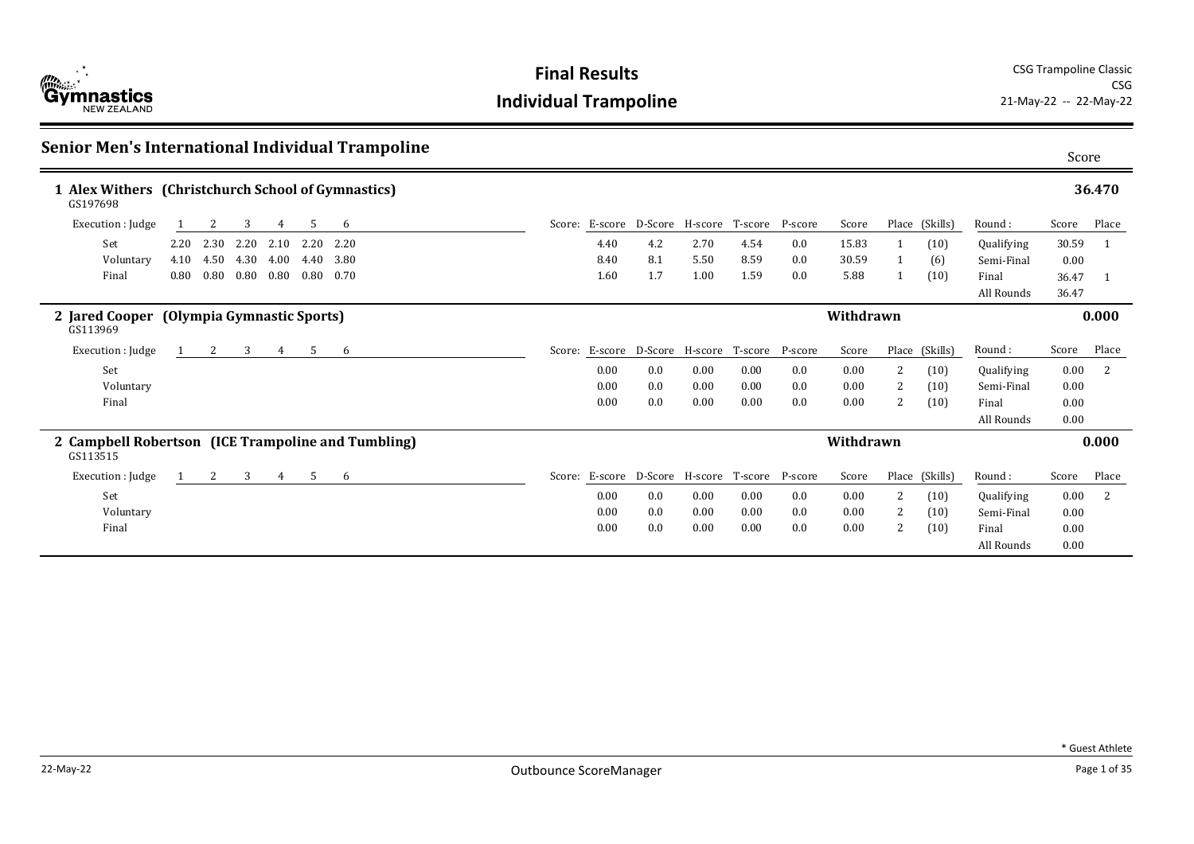# Final Results

## Individual Trampoline

CSG Trampoline Classic
CSG
21-May-22 -- 22-May-22

## Senior Men's International Individual Trampoline

### 1 Alex Withers (Christchurch School of Gymnastics) — Score: 36.470

GS197698

| Execution : Judge | 1 | 2 | 3 | 4 | 5 | 6 | E-score | D-Score | H-score | T-score | P-score | Score | Place | (Skills) | Round : | Score | Place |
|---|---|---|---|---|---|---|---|---|---|---|---|---|---|---|---|---|---|
| Set | 2.20 | 2.30 | 2.20 | 2.10 | 2.20 | 2.20 | 4.40 | 4.2 | 2.70 | 4.54 | 0.0 | 15.83 | 1 | (10) | Qualifying | 30.59 | 1 |
| Voluntary | 4.10 | 4.50 | 4.30 | 4.00 | 4.40 | 3.80 | 8.40 | 8.1 | 5.50 | 8.59 | 0.0 | 30.59 | 1 | (6) | Semi-Final | 0.00 | |
| Final | 0.80 | 0.80 | 0.80 | 0.80 | 0.80 | 0.70 | 1.60 | 1.7 | 1.00 | 1.59 | 0.0 | 5.88 | 1 | (10) | Final | 36.47 | 1 |
| | | | | | | | | | | | | | | | All Rounds | 36.47 | |

### 2 Jared Cooper (Olympia Gymnastic Sports) — Withdrawn — Score: 0.000

GS113969

| Execution : Judge | 1 | 2 | 3 | 4 | 5 | 6 | E-score | D-Score | H-score | T-score | P-score | Score | Place | (Skills) | Round : | Score | Place |
|---|---|---|---|---|---|---|---|---|---|---|---|---|---|---|---|---|---|
| Set | | | | | | | 0.00 | 0.0 | 0.00 | 0.00 | 0.0 | 0.00 | 2 | (10) | Qualifying | 0.00 | 2 |
| Voluntary | | | | | | | 0.00 | 0.0 | 0.00 | 0.00 | 0.0 | 0.00 | 2 | (10) | Semi-Final | 0.00 | |
| Final | | | | | | | 0.00 | 0.0 | 0.00 | 0.00 | 0.0 | 0.00 | 2 | (10) | Final | 0.00 | |
| | | | | | | | | | | | | | | | All Rounds | 0.00 | |

### 2 Campbell Robertson (ICE Trampoline and Tumbling) — Withdrawn — Score: 0.000

GS113515

| Execution : Judge | 1 | 2 | 3 | 4 | 5 | 6 | E-score | D-Score | H-score | T-score | P-score | Score | Place | (Skills) | Round : | Score | Place |
|---|---|---|---|---|---|---|---|---|---|---|---|---|---|---|---|---|---|
| Set | | | | | | | 0.00 | 0.0 | 0.00 | 0.00 | 0.0 | 0.00 | 2 | (10) | Qualifying | 0.00 | 2 |
| Voluntary | | | | | | | 0.00 | 0.0 | 0.00 | 0.00 | 0.0 | 0.00 | 2 | (10) | Semi-Final | 0.00 | |
| Final | | | | | | | 0.00 | 0.0 | 0.00 | 0.00 | 0.0 | 0.00 | 2 | (10) | Final | 0.00 | |
| | | | | | | | | | | | | | | | All Rounds | 0.00 | |

* Guest Athlete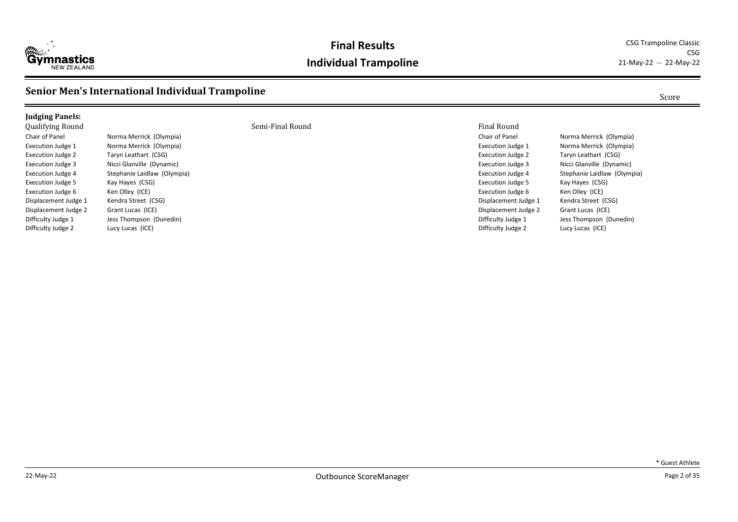# Final Results

## Individual Trampoline

CSG Trampoline Classic
CSG
21-May-22 -- 22-May-22

## Senior Men's International Individual Trampoline

Score

**Judging Panels:**

| Qualifying Round | | Semi-Final Round | Final Round | |
|---|---|---|---|---|
| Chair of Panel | Norma Merrick (Olympia) | | Chair of Panel | Norma Merrick (Olympia) |
| Execution Judge 1 | Norma Merrick (Olympia) | | Execution Judge 1 | Norma Merrick (Olympia) |
| Execution Judge 2 | Taryn Leathart (CSG) | | Execution Judge 2 | Taryn Leathart (CSG) |
| Execution Judge 3 | Nicci Glanville (Dynamic) | | Execution Judge 3 | Nicci Glanville (Dynamic) |
| Execution Judge 4 | Stephanie Laidlaw (Olympia) | | Execution Judge 4 | Stephanie Laidlaw (Olympia) |
| Execution Judge 5 | Kay Hayes (CSG) | | Execution Judge 5 | Kay Hayes (CSG) |
| Execution Judge 6 | Ken Olley (ICE) | | Execution Judge 6 | Ken Olley (ICE) |
| Displacement Judge 1 | Kendra Street (CSG) | | Displacement Judge 1 | Kendra Street (CSG) |
| Displacement Judge 2 | Grant Lucas (ICE) | | Displacement Judge 2 | Grant Lucas (ICE) |
| Difficulty Judge 1 | Jess Thompson (Dunedin) | | Difficulty Judge 1 | Jess Thompson (Dunedin) |
| Difficulty Judge 2 | Lucy Lucas (ICE) | | Difficulty Judge 2 | Lucy Lucas (ICE) |

* Guest Athlete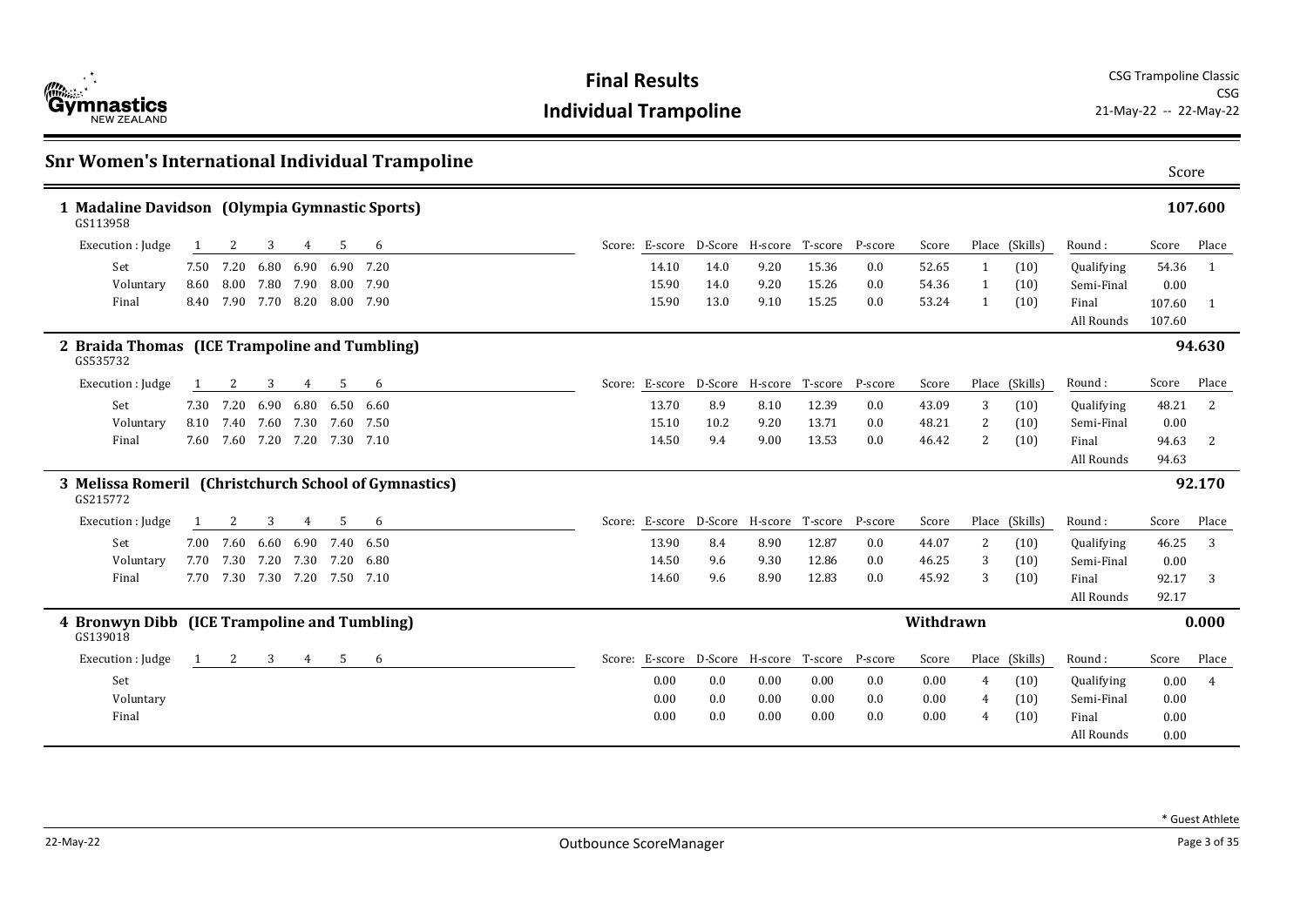# Final Results

## Individual Trampoline

CSG Trampoline Classic
CSG
21-May-22 -- 22-May-22

## Snr Women's International Individual Trampoline

Score

### 1 Madaline Davidson (Olympia Gymnastic Sports) — 107.600

GS113958

| Execution : Judge | 1 | 2 | 3 | 4 | 5 | 6 | E-score | D-Score | H-score | T-score | P-score | Score | Place | (Skills) | Round : | Score | Place |
|---|---|---|---|---|---|---|---|---|---|---|---|---|---|---|---|---|---|
| Set | 7.50 | 7.20 | 6.80 | 6.90 | 6.90 | 7.20 | 14.10 | 14.0 | 9.20 | 15.36 | 0.0 | 52.65 | 1 | (10) | Qualifying | 54.36 | 1 |
| Voluntary | 8.60 | 8.00 | 7.80 | 7.90 | 8.00 | 7.90 | 15.90 | 14.0 | 9.20 | 15.26 | 0.0 | 54.36 | 1 | (10) | Semi-Final | 0.00 | |
| Final | 8.40 | 7.90 | 7.70 | 8.20 | 8.00 | 7.90 | 15.90 | 13.0 | 9.10 | 15.25 | 0.0 | 53.24 | 1 | (10) | Final | 107.60 | 1 |
| | | | | | | | | | | | | | | | All Rounds | 107.60 | |

### 2 Braida Thomas (ICE Trampoline and Tumbling) — 94.630

GS535732

| Execution : Judge | 1 | 2 | 3 | 4 | 5 | 6 | E-score | D-Score | H-score | T-score | P-score | Score | Place | (Skills) | Round : | Score | Place |
|---|---|---|---|---|---|---|---|---|---|---|---|---|---|---|---|---|---|
| Set | 7.30 | 7.20 | 6.90 | 6.80 | 6.50 | 6.60 | 13.70 | 8.9 | 8.10 | 12.39 | 0.0 | 43.09 | 3 | (10) | Qualifying | 48.21 | 2 |
| Voluntary | 8.10 | 7.40 | 7.60 | 7.30 | 7.60 | 7.50 | 15.10 | 10.2 | 9.20 | 13.71 | 0.0 | 48.21 | 2 | (10) | Semi-Final | 0.00 | |
| Final | 7.60 | 7.60 | 7.20 | 7.20 | 7.30 | 7.10 | 14.50 | 9.4 | 9.00 | 13.53 | 0.0 | 46.42 | 2 | (10) | Final | 94.63 | 2 |
| | | | | | | | | | | | | | | | All Rounds | 94.63 | |

### 3 Melissa Romeril (Christchurch School of Gymnastics) — 92.170

GS215772

| Execution : Judge | 1 | 2 | 3 | 4 | 5 | 6 | E-score | D-Score | H-score | T-score | P-score | Score | Place | (Skills) | Round : | Score | Place |
|---|---|---|---|---|---|---|---|---|---|---|---|---|---|---|---|---|---|
| Set | 7.00 | 7.60 | 6.60 | 6.90 | 7.40 | 6.50 | 13.90 | 8.4 | 8.90 | 12.87 | 0.0 | 44.07 | 2 | (10) | Qualifying | 46.25 | 3 |
| Voluntary | 7.70 | 7.30 | 7.20 | 7.30 | 7.20 | 6.80 | 14.50 | 9.6 | 9.30 | 12.86 | 0.0 | 46.25 | 3 | (10) | Semi-Final | 0.00 | |
| Final | 7.70 | 7.30 | 7.30 | 7.20 | 7.50 | 7.10 | 14.60 | 9.6 | 8.90 | 12.83 | 0.0 | 45.92 | 3 | (10) | Final | 92.17 | 3 |
| | | | | | | | | | | | | | | | All Rounds | 92.17 | |

### 4 Bronwyn Dibb (ICE Trampoline and Tumbling) — Withdrawn — 0.000

GS139018

| Execution : Judge | 1 | 2 | 3 | 4 | 5 | 6 | E-score | D-Score | H-score | T-score | P-score | Score | Place | (Skills) | Round : | Score | Place |
|---|---|---|---|---|---|---|---|---|---|---|---|---|---|---|---|---|---|
| Set | | | | | | | 0.00 | 0.0 | 0.00 | 0.00 | 0.0 | 0.00 | 4 | (10) | Qualifying | 0.00 | 4 |
| Voluntary | | | | | | | 0.00 | 0.0 | 0.00 | 0.00 | 0.0 | 0.00 | 4 | (10) | Semi-Final | 0.00 | |
| Final | | | | | | | 0.00 | 0.0 | 0.00 | 0.00 | 0.0 | 0.00 | 4 | (10) | Final | 0.00 | |
| | | | | | | | | | | | | | | | All Rounds | 0.00 | |

* Guest Athlete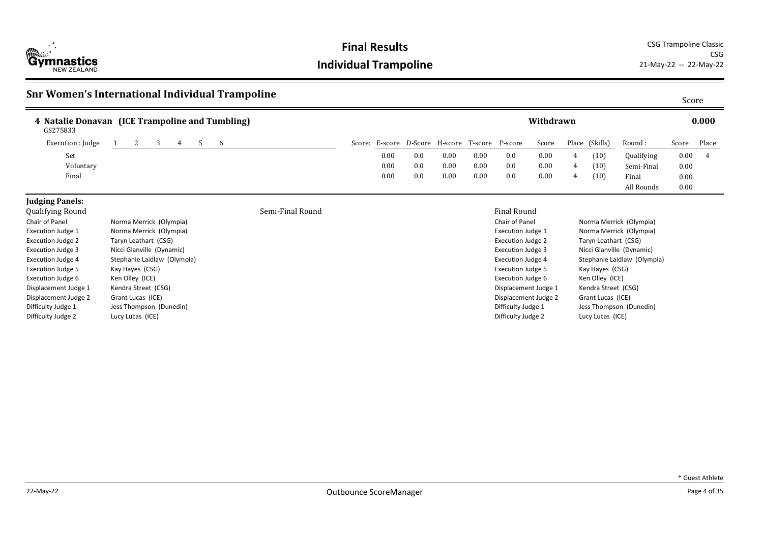# Final Results

## Individual Trampoline

CSG Trampoline Classic
CSG
21-May-22 -- 22-May-22

## Snr Women's International Individual Trampoline

Score

### 4 Natalie Donavan (ICE Trampoline and Tumbling)

GS275833

Withdrawn

**0.000**

| Execution : Judge | 1 | 2 | 3 | 4 | 5 | 6 | Score: E-score | D-Score | H-score | T-score | P-score | Score | Place | (Skills) | Round : | Score | Place |
|---|---|---|---|---|---|---|---|---|---|---|---|---|---|---|---|---|---|
| Set | | | | | | | 0.00 | 0.0 | 0.00 | 0.00 | 0.0 | 0.00 | 4 | (10) | Qualifying | 0.00 | 4 |
| Voluntary | | | | | | | 0.00 | 0.0 | 0.00 | 0.00 | 0.0 | 0.00 | 4 | (10) | Semi-Final | 0.00 | |
| Final | | | | | | | 0.00 | 0.0 | 0.00 | 0.00 | 0.0 | 0.00 | 4 | (10) | Final | 0.00 | |
| | | | | | | | | | | | | | | | All Rounds | 0.00 | |

**Judging Panels:**

| Qualifying Round | | Semi-Final Round | Final Round | |
|---|---|---|---|---|
| Chair of Panel | Norma Merrick (Olympia) | | Chair of Panel | Norma Merrick (Olympia) |
| Execution Judge 1 | Norma Merrick (Olympia) | | Execution Judge 1 | Norma Merrick (Olympia) |
| Execution Judge 2 | Taryn Leathart (CSG) | | Execution Judge 2 | Taryn Leathart (CSG) |
| Execution Judge 3 | Nicci Glanville (Dynamic) | | Execution Judge 3 | Nicci Glanville (Dynamic) |
| Execution Judge 4 | Stephanie Laidlaw (Olympia) | | Execution Judge 4 | Stephanie Laidlaw (Olympia) |
| Execution Judge 5 | Kay Hayes (CSG) | | Execution Judge 5 | Kay Hayes (CSG) |
| Execution Judge 6 | Ken Olley (ICE) | | Execution Judge 6 | Ken Olley (ICE) |
| Displacement Judge 1 | Kendra Street (CSG) | | Displacement Judge 1 | Kendra Street (CSG) |
| Displacement Judge 2 | Grant Lucas (ICE) | | Displacement Judge 2 | Grant Lucas (ICE) |
| Difficulty Judge 1 | Jess Thompson (Dunedin) | | Difficulty Judge 1 | Jess Thompson (Dunedin) |
| Difficulty Judge 2 | Lucy Lucas (ICE) | | Difficulty Judge 2 | Lucy Lucas (ICE) |

* Guest Athlete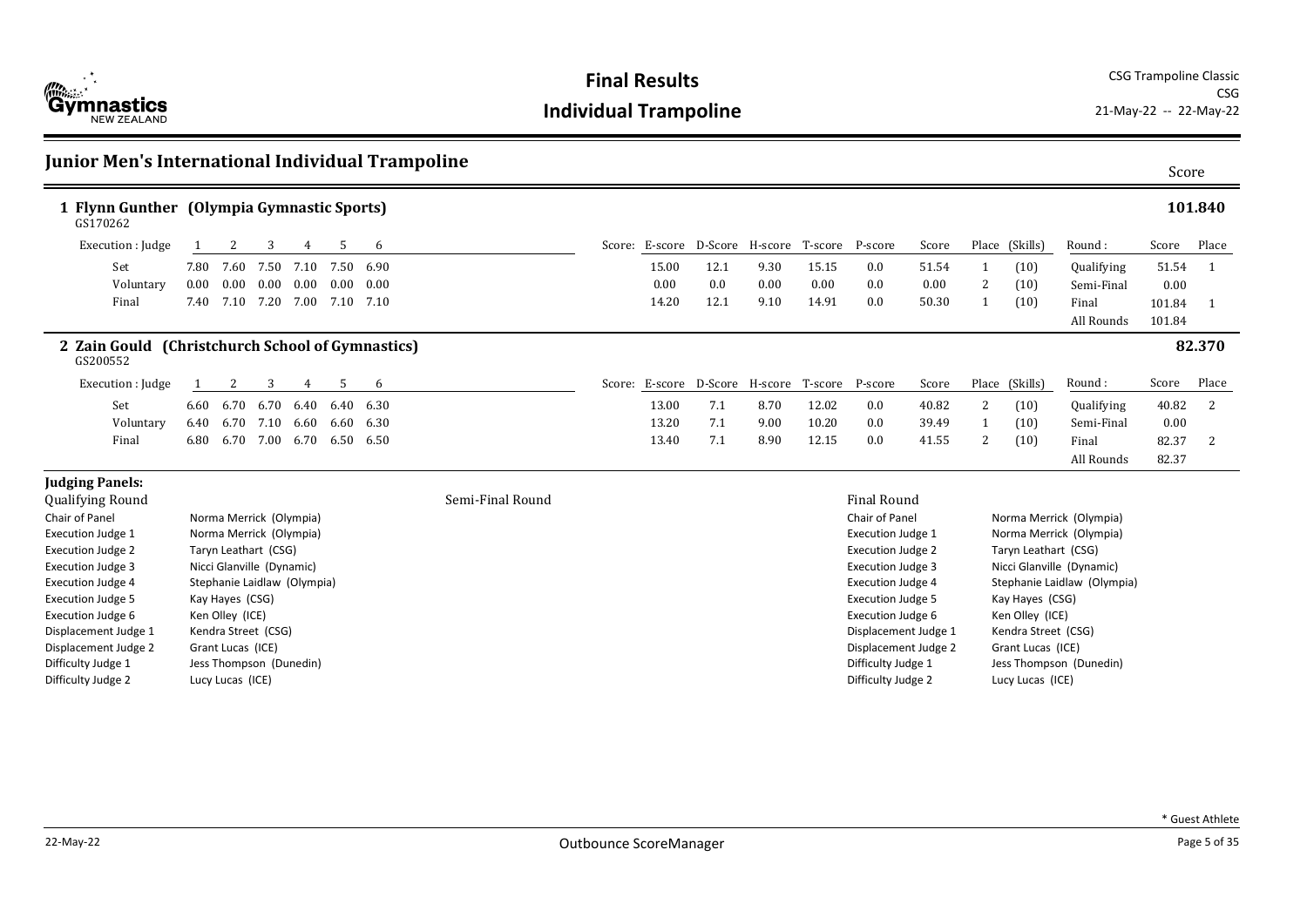# Final Results

## Individual Trampoline

CSG Trampoline Classic
CSG
21-May-22 -- 22-May-22

## Junior Men's International Individual Trampoline

### 1 Flynn Gunther (Olympia Gymnastic Sports) — 101.840

GS170262

| Execution : Judge | 1 | 2 | 3 | 4 | 5 | 6 | E-score | D-Score | H-score | T-score | P-score | Score | Place | (Skills) | Round : | Score | Place |
|---|---|---|---|---|---|---|---|---|---|---|---|---|---|---|---|---|---|
| Set | 7.80 | 7.60 | 7.50 | 7.10 | 7.50 | 6.90 | 15.00 | 12.1 | 9.30 | 15.15 | 0.0 | 51.54 | 1 | (10) | Qualifying | 51.54 | 1 |
| Voluntary | 0.00 | 0.00 | 0.00 | 0.00 | 0.00 | 0.00 | 0.00 | 0.0 | 0.00 | 0.00 | 0.0 | 0.00 | 2 | (10) | Semi-Final | 0.00 | |
| Final | 7.40 | 7.10 | 7.20 | 7.00 | 7.10 | 7.10 | 14.20 | 12.1 | 9.10 | 14.91 | 0.0 | 50.30 | 1 | (10) | Final | 101.84 | 1 |
| | | | | | | | | | | | | | | | All Rounds | 101.84 | |

### 2 Zain Gould (Christchurch School of Gymnastics) — 82.370

GS200552

| Execution : Judge | 1 | 2 | 3 | 4 | 5 | 6 | E-score | D-Score | H-score | T-score | P-score | Score | Place | (Skills) | Round : | Score | Place |
|---|---|---|---|---|---|---|---|---|---|---|---|---|---|---|---|---|---|
| Set | 6.60 | 6.70 | 6.70 | 6.40 | 6.40 | 6.30 | 13.00 | 7.1 | 8.70 | 12.02 | 0.0 | 40.82 | 2 | (10) | Qualifying | 40.82 | 2 |
| Voluntary | 6.40 | 6.70 | 7.10 | 6.60 | 6.60 | 6.30 | 13.20 | 7.1 | 9.00 | 10.20 | 0.0 | 39.49 | 1 | (10) | Semi-Final | 0.00 | |
| Final | 6.80 | 6.70 | 7.00 | 6.70 | 6.50 | 6.50 | 13.40 | 7.1 | 8.90 | 12.15 | 0.0 | 41.55 | 2 | (10) | Final | 82.37 | 2 |
| | | | | | | | | | | | | | | | All Rounds | 82.37 | |

### Judging Panels:

**Qualifying Round**

| Role | Judge |
|---|---|
| Chair of Panel | Norma Merrick (Olympia) |
| Execution Judge 1 | Norma Merrick (Olympia) |
| Execution Judge 2 | Taryn Leathart (CSG) |
| Execution Judge 3 | Nicci Glanville (Dynamic) |
| Execution Judge 4 | Stephanie Laidlaw (Olympia) |
| Execution Judge 5 | Kay Hayes (CSG) |
| Execution Judge 6 | Ken Olley (ICE) |
| Displacement Judge 1 | Kendra Street (CSG) |
| Displacement Judge 2 | Grant Lucas (ICE) |
| Difficulty Judge 1 | Jess Thompson (Dunedin) |
| Difficulty Judge 2 | Lucy Lucas (ICE) |

**Semi-Final Round**

**Final Round**

| Role | Judge |
|---|---|
| Chair of Panel | Norma Merrick (Olympia) |
| Execution Judge 1 | Norma Merrick (Olympia) |
| Execution Judge 2 | Taryn Leathart (CSG) |
| Execution Judge 3 | Nicci Glanville (Dynamic) |
| Execution Judge 4 | Stephanie Laidlaw (Olympia) |
| Execution Judge 5 | Kay Hayes (CSG) |
| Execution Judge 6 | Ken Olley (ICE) |
| Displacement Judge 1 | Kendra Street (CSG) |
| Displacement Judge 2 | Grant Lucas (ICE) |
| Difficulty Judge 1 | Jess Thompson (Dunedin) |
| Difficulty Judge 2 | Lucy Lucas (ICE) |

* Guest Athlete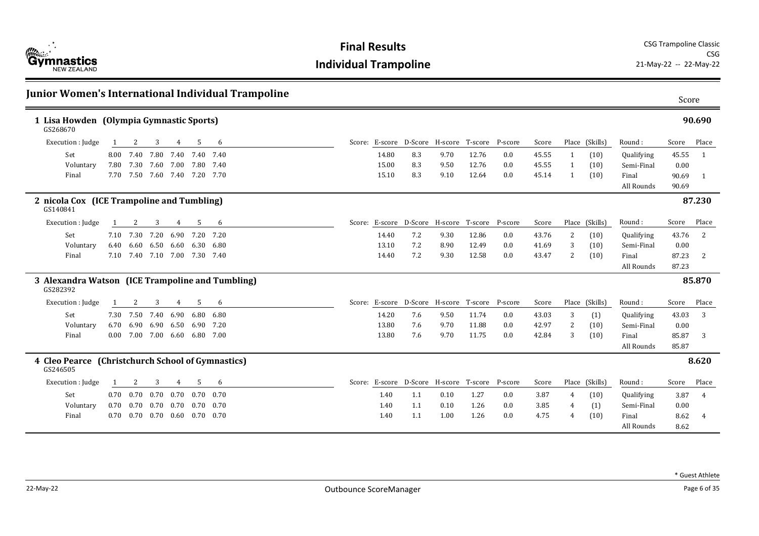# Final Results

## Individual Trampoline

CSG Trampoline Classic
CSG
21-May-22 -- 22-May-22

## Junior Women's International Individual Trampoline

### 1 Lisa Howden (Olympia Gymnastic Sports) — 90.690

GS268670

| Execution : Judge | 1 | 2 | 3 | 4 | 5 | 6 | E-score | D-Score | H-score | T-score | P-score | Score | Place | (Skills) | Round : | Score | Place |
|---|---|---|---|---|---|---|---|---|---|---|---|---|---|---|---|---|---|
| Set | 8.00 | 7.40 | 7.80 | 7.40 | 7.40 | 7.40 | 14.80 | 8.3 | 9.70 | 12.76 | 0.0 | 45.55 | 1 | (10) | Qualifying | 45.55 | 1 |
| Voluntary | 7.80 | 7.30 | 7.60 | 7.00 | 7.80 | 7.40 | 15.00 | 8.3 | 9.50 | 12.76 | 0.0 | 45.55 | 1 | (10) | Semi-Final | 0.00 | |
| Final | 7.70 | 7.50 | 7.60 | 7.40 | 7.20 | 7.70 | 15.10 | 8.3 | 9.10 | 12.64 | 0.0 | 45.14 | 1 | (10) | Final | 90.69 | 1 |
| | | | | | | | | | | | | | | | All Rounds | 90.69 | |

### 2 nicola Cox (ICE Trampoline and Tumbling) — 87.230

GS140841

| Execution : Judge | 1 | 2 | 3 | 4 | 5 | 6 | E-score | D-Score | H-score | T-score | P-score | Score | Place | (Skills) | Round : | Score | Place |
|---|---|---|---|---|---|---|---|---|---|---|---|---|---|---|---|---|---|
| Set | 7.10 | 7.30 | 7.20 | 6.90 | 7.20 | 7.20 | 14.40 | 7.2 | 9.30 | 12.86 | 0.0 | 43.76 | 2 | (10) | Qualifying | 43.76 | 2 |
| Voluntary | 6.40 | 6.60 | 6.50 | 6.60 | 6.30 | 6.80 | 13.10 | 7.2 | 8.90 | 12.49 | 0.0 | 41.69 | 3 | (10) | Semi-Final | 0.00 | |
| Final | 7.10 | 7.40 | 7.10 | 7.00 | 7.30 | 7.40 | 14.40 | 7.2 | 9.30 | 12.58 | 0.0 | 43.47 | 2 | (10) | Final | 87.23 | 2 |
| | | | | | | | | | | | | | | | All Rounds | 87.23 | |

### 3 Alexandra Watson (ICE Trampoline and Tumbling) — 85.870

GS282392

| Execution : Judge | 1 | 2 | 3 | 4 | 5 | 6 | E-score | D-Score | H-score | T-score | P-score | Score | Place | (Skills) | Round : | Score | Place |
|---|---|---|---|---|---|---|---|---|---|---|---|---|---|---|---|---|---|
| Set | 7.30 | 7.50 | 7.40 | 6.90 | 6.80 | 6.80 | 14.20 | 7.6 | 9.50 | 11.74 | 0.0 | 43.03 | 3 | (1) | Qualifying | 43.03 | 3 |
| Voluntary | 6.70 | 6.90 | 6.90 | 6.50 | 6.90 | 7.20 | 13.80 | 7.6 | 9.70 | 11.88 | 0.0 | 42.97 | 2 | (10) | Semi-Final | 0.00 | |
| Final | 0.00 | 7.00 | 7.00 | 6.60 | 6.80 | 7.00 | 13.80 | 7.6 | 9.70 | 11.75 | 0.0 | 42.84 | 3 | (10) | Final | 85.87 | 3 |
| | | | | | | | | | | | | | | | All Rounds | 85.87 | |

### 4 Cleo Pearce (Christchurch School of Gymnastics) — 8.620

GS246505

| Execution : Judge | 1 | 2 | 3 | 4 | 5 | 6 | E-score | D-Score | H-score | T-score | P-score | Score | Place | (Skills) | Round : | Score | Place |
|---|---|---|---|---|---|---|---|---|---|---|---|---|---|---|---|---|---|
| Set | 0.70 | 0.70 | 0.70 | 0.70 | 0.70 | 0.70 | 1.40 | 1.1 | 0.10 | 1.27 | 0.0 | 3.87 | 4 | (10) | Qualifying | 3.87 | 4 |
| Voluntary | 0.70 | 0.70 | 0.70 | 0.70 | 0.70 | 0.70 | 1.40 | 1.1 | 0.10 | 1.26 | 0.0 | 3.85 | 4 | (1) | Semi-Final | 0.00 | |
| Final | 0.70 | 0.70 | 0.70 | 0.60 | 0.70 | 0.70 | 1.40 | 1.1 | 1.00 | 1.26 | 0.0 | 4.75 | 4 | (10) | Final | 8.62 | 4 |
| | | | | | | | | | | | | | | | All Rounds | 8.62 | |

* Guest Athlete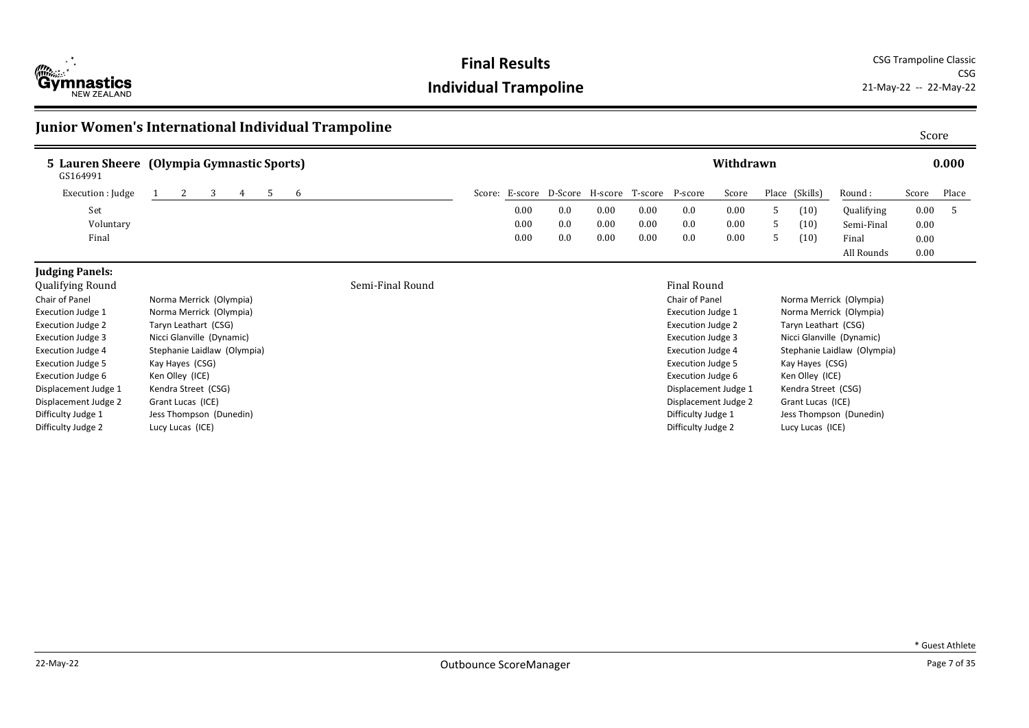# Final Results

## Individual Trampoline

CSG Trampoline Classic
CSG
21-May-22 -- 22-May-22

## Junior Women's International Individual Trampoline

Score

**5 Lauren Sheere (Olympia Gymnastic Sports)** — Withdrawn — **0.000**

GS164991

| Execution : Judge | 1 | 2 | 3 | 4 | 5 | 6 | Score: E-score | D-Score | H-score | T-score | P-score | Score | Place | (Skills) | Round : | Score | Place |
|---|---|---|---|---|---|---|---|---|---|---|---|---|---|---|---|---|---|
| Set | | | | | | | 0.00 | 0.0 | 0.00 | 0.00 | 0.0 | 0.00 | 5 | (10) | Qualifying | 0.00 | 5 |
| Voluntary | | | | | | | 0.00 | 0.0 | 0.00 | 0.00 | 0.0 | 0.00 | 5 | (10) | Semi-Final | 0.00 | |
| Final | | | | | | | 0.00 | 0.0 | 0.00 | 0.00 | 0.0 | 0.00 | 5 | (10) | Final | 0.00 | |
| | | | | | | | | | | | | | | | All Rounds | 0.00 | |

### Judging Panels:

**Qualifying Round**

| Role | Judge |
|---|---|
| Chair of Panel | Norma Merrick (Olympia) |
| Execution Judge 1 | Norma Merrick (Olympia) |
| Execution Judge 2 | Taryn Leathart (CSG) |
| Execution Judge 3 | Nicci Glanville (Dynamic) |
| Execution Judge 4 | Stephanie Laidlaw (Olympia) |
| Execution Judge 5 | Kay Hayes (CSG) |
| Execution Judge 6 | Ken Olley (ICE) |
| Displacement Judge 1 | Kendra Street (CSG) |
| Displacement Judge 2 | Grant Lucas (ICE) |
| Difficulty Judge 1 | Jess Thompson (Dunedin) |
| Difficulty Judge 2 | Lucy Lucas (ICE) |

**Semi-Final Round**

**Final Round**

| Role | Judge |
|---|---|
| Chair of Panel | Norma Merrick (Olympia) |
| Execution Judge 1 | Norma Merrick (Olympia) |
| Execution Judge 2 | Taryn Leathart (CSG) |
| Execution Judge 3 | Nicci Glanville (Dynamic) |
| Execution Judge 4 | Stephanie Laidlaw (Olympia) |
| Execution Judge 5 | Kay Hayes (CSG) |
| Execution Judge 6 | Ken Olley (ICE) |
| Displacement Judge 1 | Kendra Street (CSG) |
| Displacement Judge 2 | Grant Lucas (ICE) |
| Difficulty Judge 1 | Jess Thompson (Dunedin) |
| Difficulty Judge 2 | Lucy Lucas (ICE) |

* Guest Athlete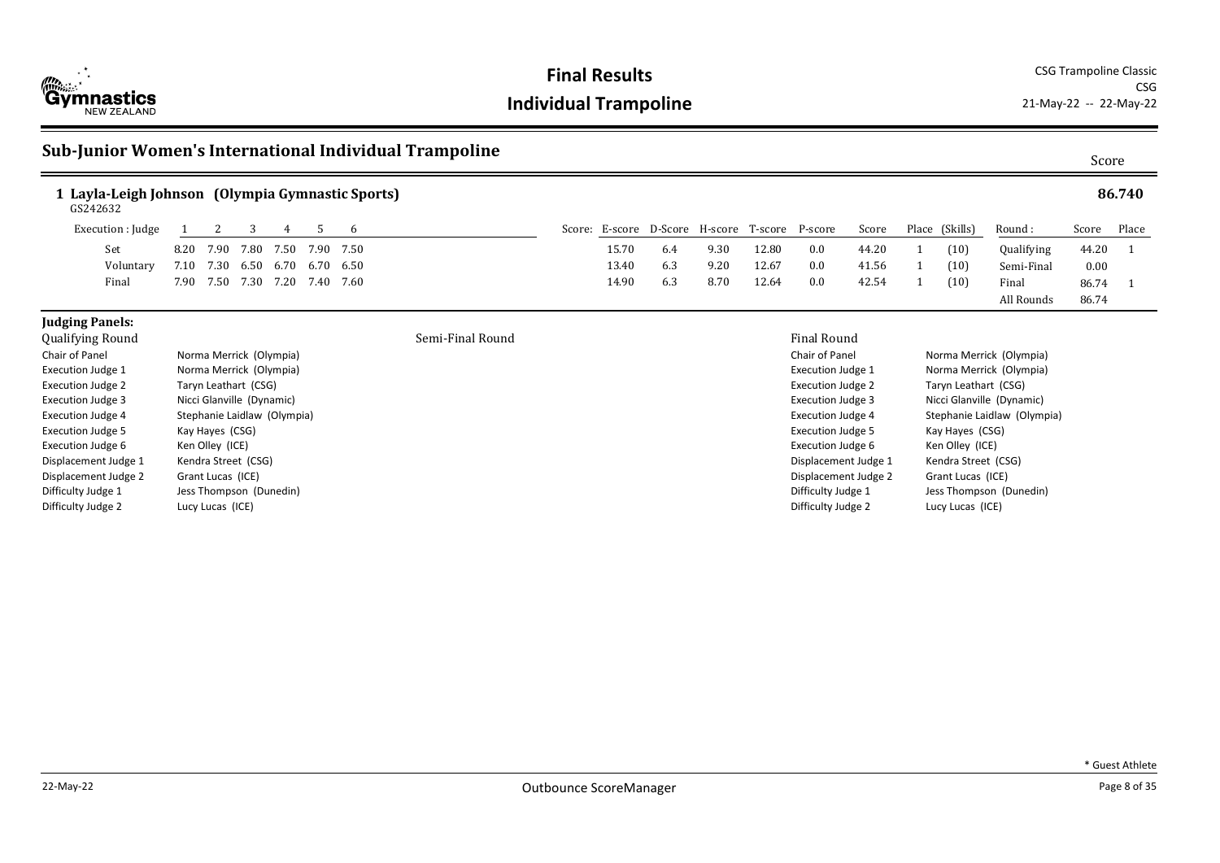# Final Results

## Individual Trampoline

CSG Trampoline Classic
CSG
21-May-22 -- 22-May-22

### Sub-Junior Women's International Individual Trampoline

Score

**1 Layla-Leigh Johnson (Olympia Gymnastic Sports)** — **86.740**

GS242632

| Execution : Judge | 1 | 2 | 3 | 4 | 5 | 6 | E-score | D-Score | H-score | T-score | P-score | Score | Place | (Skills) | Round : | Score | Place |
|---|---|---|---|---|---|---|---|---|---|---|---|---|---|---|---|---|---|
| Set | 8.20 | 7.90 | 7.80 | 7.50 | 7.90 | 7.50 | 15.70 | 6.4 | 9.30 | 12.80 | 0.0 | 44.20 | 1 | (10) | Qualifying | 44.20 | 1 |
| Voluntary | 7.10 | 7.30 | 6.50 | 6.70 | 6.70 | 6.50 | 13.40 | 6.3 | 9.20 | 12.67 | 0.0 | 41.56 | 1 | (10) | Semi-Final | 0.00 | |
| Final | 7.90 | 7.50 | 7.30 | 7.20 | 7.40 | 7.60 | 14.90 | 6.3 | 8.70 | 12.64 | 0.0 | 42.54 | 1 | (10) | Final | 86.74 | 1 |
| | | | | | | | | | | | | | | | All Rounds | 86.74 | |

**Judging Panels:**

**Qualifying Round**

| Role | Judge |
|---|---|
| Chair of Panel | Norma Merrick (Olympia) |
| Execution Judge 1 | Norma Merrick (Olympia) |
| Execution Judge 2 | Taryn Leathart (CSG) |
| Execution Judge 3 | Nicci Glanville (Dynamic) |
| Execution Judge 4 | Stephanie Laidlaw (Olympia) |
| Execution Judge 5 | Kay Hayes (CSG) |
| Execution Judge 6 | Ken Olley (ICE) |
| Displacement Judge 1 | Kendra Street (CSG) |
| Displacement Judge 2 | Grant Lucas (ICE) |
| Difficulty Judge 1 | Jess Thompson (Dunedin) |
| Difficulty Judge 2 | Lucy Lucas (ICE) |

**Semi-Final Round**

**Final Round**

| Role | Judge |
|---|---|
| Chair of Panel | Norma Merrick (Olympia) |
| Execution Judge 1 | Norma Merrick (Olympia) |
| Execution Judge 2 | Taryn Leathart (CSG) |
| Execution Judge 3 | Nicci Glanville (Dynamic) |
| Execution Judge 4 | Stephanie Laidlaw (Olympia) |
| Execution Judge 5 | Kay Hayes (CSG) |
| Execution Judge 6 | Ken Olley (ICE) |
| Displacement Judge 1 | Kendra Street (CSG) |
| Displacement Judge 2 | Grant Lucas (ICE) |
| Difficulty Judge 1 | Jess Thompson (Dunedin) |
| Difficulty Judge 2 | Lucy Lucas (ICE) |

* Guest Athlete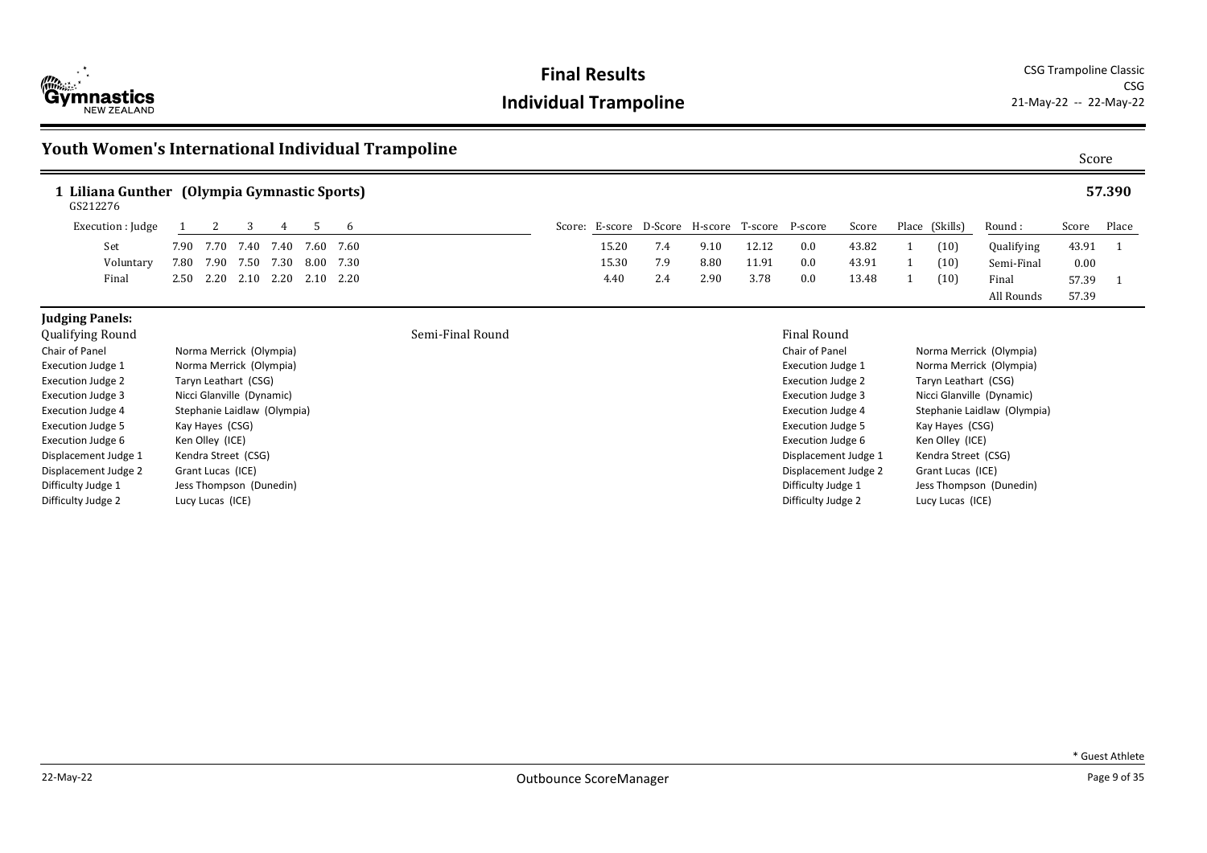# Final Results

## Individual Trampoline

CSG Trampoline Classic
CSG
21-May-22 -- 22-May-22

## Youth Women's International Individual Trampoline

Score

### 1 Liliana Gunther (Olympia Gymnastic Sports) — 57.390

GS212276

| Execution : Judge | 1 | 2 | 3 | 4 | 5 | 6 | Score: E-score | D-Score | H-score | T-score | P-score | Score | Place | (Skills) | Round : | Score | Place |
|---|---|---|---|---|---|---|---|---|---|---|---|---|---|---|---|---|---|
| Set | 7.90 | 7.70 | 7.40 | 7.40 | 7.60 | 7.60 | 15.20 | 7.4 | 9.10 | 12.12 | 0.0 | 43.82 | 1 | (10) | Qualifying | 43.91 | 1 |
| Voluntary | 7.80 | 7.90 | 7.50 | 7.30 | 8.00 | 7.30 | 15.30 | 7.9 | 8.80 | 11.91 | 0.0 | 43.91 | 1 | (10) | Semi-Final | 0.00 | |
| Final | 2.50 | 2.20 | 2.10 | 2.20 | 2.10 | 2.20 | 4.40 | 2.4 | 2.90 | 3.78 | 0.0 | 13.48 | 1 | (10) | Final | 57.39 | 1 |
| | | | | | | | | | | | | | | | All Rounds | 57.39 | |

**Judging Panels:**

**Qualifying Round**

| Role | Judge |
|---|---|
| Chair of Panel | Norma Merrick (Olympia) |
| Execution Judge 1 | Norma Merrick (Olympia) |
| Execution Judge 2 | Taryn Leathart (CSG) |
| Execution Judge 3 | Nicci Glanville (Dynamic) |
| Execution Judge 4 | Stephanie Laidlaw (Olympia) |
| Execution Judge 5 | Kay Hayes (CSG) |
| Execution Judge 6 | Ken Olley (ICE) |
| Displacement Judge 1 | Kendra Street (CSG) |
| Displacement Judge 2 | Grant Lucas (ICE) |
| Difficulty Judge 1 | Jess Thompson (Dunedin) |
| Difficulty Judge 2 | Lucy Lucas (ICE) |

**Semi-Final Round**

**Final Round**

| Role | Judge |
|---|---|
| Chair of Panel | Norma Merrick (Olympia) |
| Execution Judge 1 | Norma Merrick (Olympia) |
| Execution Judge 2 | Taryn Leathart (CSG) |
| Execution Judge 3 | Nicci Glanville (Dynamic) |
| Execution Judge 4 | Stephanie Laidlaw (Olympia) |
| Execution Judge 5 | Kay Hayes (CSG) |
| Execution Judge 6 | Ken Olley (ICE) |
| Displacement Judge 1 | Kendra Street (CSG) |
| Displacement Judge 2 | Grant Lucas (ICE) |
| Difficulty Judge 1 | Jess Thompson (Dunedin) |
| Difficulty Judge 2 | Lucy Lucas (ICE) |

* Guest Athlete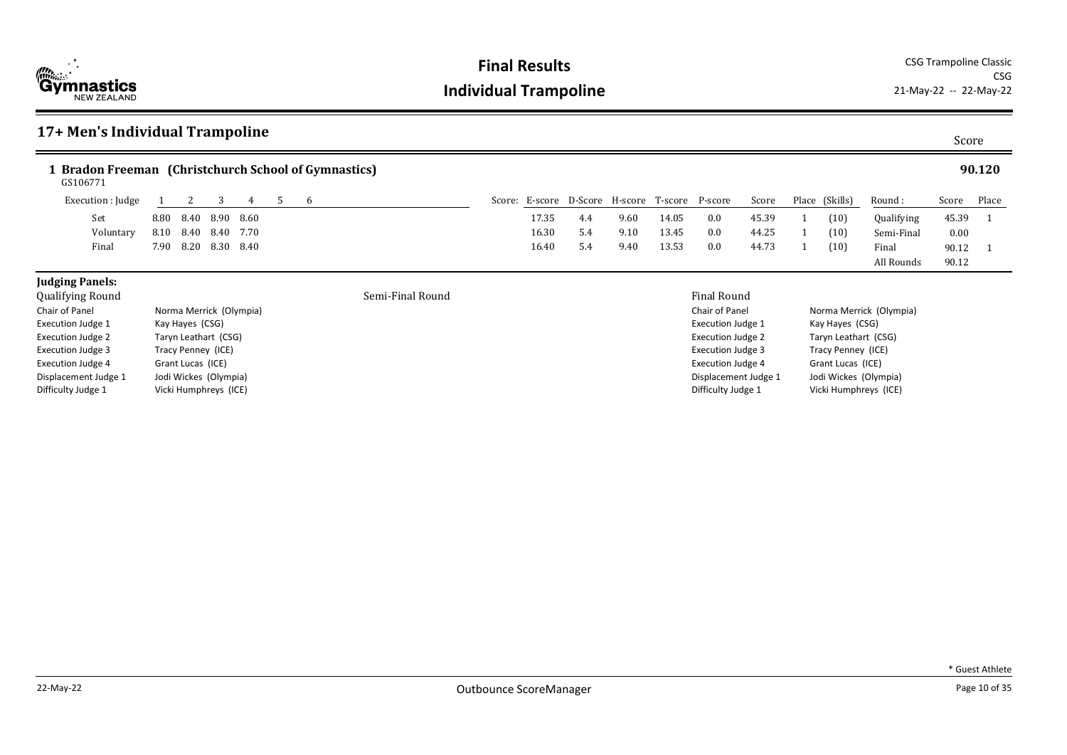# Final Results

## Individual Trampoline

CSG Trampoline Classic
CSG
21-May-22 -- 22-May-22

## 17+ Men's Individual Trampoline

Score

### 1 Bradon Freeman (Christchurch School of Gymnastics) — 90.120

GS106771

| Execution : Judge | 1 | 2 | 3 | 4 | 5 | 6 | Score: E-score | D-Score | H-score | T-score | P-score | Score | Place | (Skills) | Round : | Score | Place |
|---|---|---|---|---|---|---|---|---|---|---|---|---|---|---|---|---|---|
| Set | 8.80 | 8.40 | 8.90 | 8.60 | | | 17.35 | 4.4 | 9.60 | 14.05 | 0.0 | 45.39 | 1 | (10) | Qualifying | 45.39 | 1 |
| Voluntary | 8.10 | 8.40 | 8.40 | 7.70 | | | 16.30 | 5.4 | 9.10 | 13.45 | 0.0 | 44.25 | 1 | (10) | Semi-Final | 0.00 | |
| Final | 7.90 | 8.20 | 8.30 | 8.40 | | | 16.40 | 5.4 | 9.40 | 13.53 | 0.0 | 44.73 | 1 | (10) | Final | 90.12 | 1 |
| | | | | | | | | | | | | | | | All Rounds | 90.12 | |

**Judging Panels:**

**Qualifying Round**

| Role | Judge |
|---|---|
| Chair of Panel | Norma Merrick (Olympia) |
| Execution Judge 1 | Kay Hayes (CSG) |
| Execution Judge 2 | Taryn Leathart (CSG) |
| Execution Judge 3 | Tracy Penney (ICE) |
| Execution Judge 4 | Grant Lucas (ICE) |
| Displacement Judge 1 | Jodi Wickes (Olympia) |
| Difficulty Judge 1 | Vicki Humphreys (ICE) |

**Semi-Final Round**

**Final Round**

| Role | Judge |
|---|---|
| Chair of Panel | Norma Merrick (Olympia) |
| Execution Judge 1 | Kay Hayes (CSG) |
| Execution Judge 2 | Taryn Leathart (CSG) |
| Execution Judge 3 | Tracy Penney (ICE) |
| Execution Judge 4 | Grant Lucas (ICE) |
| Displacement Judge 1 | Jodi Wickes (Olympia) |
| Difficulty Judge 1 | Vicki Humphreys (ICE) |

* Guest Athlete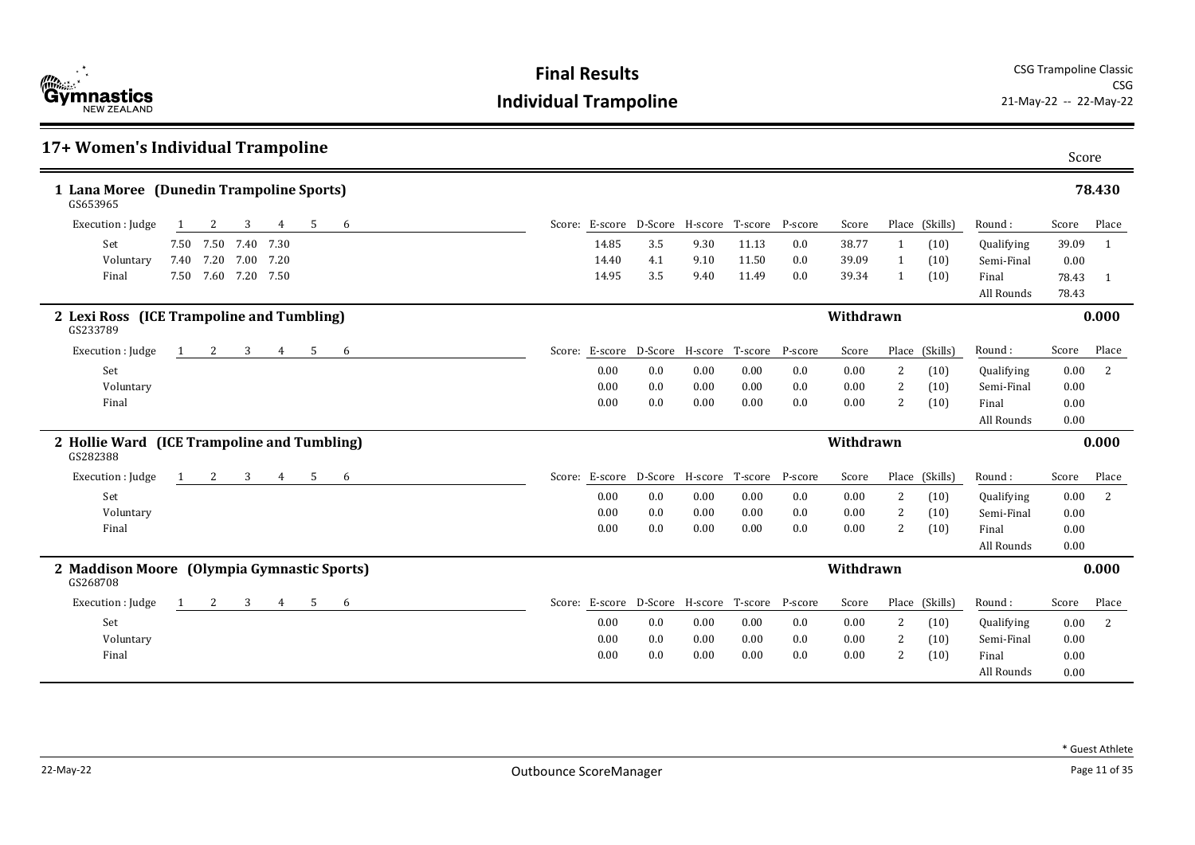# Final Results

## Individual Trampoline

CSG Trampoline Classic
CSG
21-May-22 -- 22-May-22

## 17+ Women's Individual Trampoline

### 1 Lana Moree (Dunedin Trampoline Sports) — 78.430

GS653965

| Execution : Judge | 1 | 2 | 3 | 4 | 5 | 6 | E-score | D-Score | H-score | T-score | P-score | Score | Place | (Skills) | Round : | Score | Place |
|---|---|---|---|---|---|---|---|---|---|---|---|---|---|---|---|---|---|
| Set | 7.50 | 7.50 | 7.40 | 7.30 | | | 14.85 | 3.5 | 9.30 | 11.13 | 0.0 | 38.77 | 1 | (10) | Qualifying | 39.09 | 1 |
| Voluntary | 7.40 | 7.20 | 7.00 | 7.20 | | | 14.40 | 4.1 | 9.10 | 11.50 | 0.0 | 39.09 | 1 | (10) | Semi-Final | 0.00 | |
| Final | 7.50 | 7.60 | 7.20 | 7.50 | | | 14.95 | 3.5 | 9.40 | 11.49 | 0.0 | 39.34 | 1 | (10) | Final | 78.43 | 1 |
| | | | | | | | | | | | | | | | All Rounds | 78.43 | |

### 2 Lexi Ross (ICE Trampoline and Tumbling) — Withdrawn — 0.000

GS233789

| Execution : Judge | 1 | 2 | 3 | 4 | 5 | 6 | E-score | D-Score | H-score | T-score | P-score | Score | Place | (Skills) | Round : | Score | Place |
|---|---|---|---|---|---|---|---|---|---|---|---|---|---|---|---|---|---|
| Set | | | | | | | 0.00 | 0.0 | 0.00 | 0.00 | 0.0 | 0.00 | 2 | (10) | Qualifying | 0.00 | 2 |
| Voluntary | | | | | | | 0.00 | 0.0 | 0.00 | 0.00 | 0.0 | 0.00 | 2 | (10) | Semi-Final | 0.00 | |
| Final | | | | | | | 0.00 | 0.0 | 0.00 | 0.00 | 0.0 | 0.00 | 2 | (10) | Final | 0.00 | |
| | | | | | | | | | | | | | | | All Rounds | 0.00 | |

### 2 Hollie Ward (ICE Trampoline and Tumbling) — Withdrawn — 0.000

GS282388

| Execution : Judge | 1 | 2 | 3 | 4 | 5 | 6 | E-score | D-Score | H-score | T-score | P-score | Score | Place | (Skills) | Round : | Score | Place |
|---|---|---|---|---|---|---|---|---|---|---|---|---|---|---|---|---|---|
| Set | | | | | | | 0.00 | 0.0 | 0.00 | 0.00 | 0.0 | 0.00 | 2 | (10) | Qualifying | 0.00 | 2 |
| Voluntary | | | | | | | 0.00 | 0.0 | 0.00 | 0.00 | 0.0 | 0.00 | 2 | (10) | Semi-Final | 0.00 | |
| Final | | | | | | | 0.00 | 0.0 | 0.00 | 0.00 | 0.0 | 0.00 | 2 | (10) | Final | 0.00 | |
| | | | | | | | | | | | | | | | All Rounds | 0.00 | |

### 2 Maddison Moore (Olympia Gymnastic Sports) — Withdrawn — 0.000

GS268708

| Execution : Judge | 1 | 2 | 3 | 4 | 5 | 6 | E-score | D-Score | H-score | T-score | P-score | Score | Place | (Skills) | Round : | Score | Place |
|---|---|---|---|---|---|---|---|---|---|---|---|---|---|---|---|---|---|
| Set | | | | | | | 0.00 | 0.0 | 0.00 | 0.00 | 0.0 | 0.00 | 2 | (10) | Qualifying | 0.00 | 2 |
| Voluntary | | | | | | | 0.00 | 0.0 | 0.00 | 0.00 | 0.0 | 0.00 | 2 | (10) | Semi-Final | 0.00 | |
| Final | | | | | | | 0.00 | 0.0 | 0.00 | 0.00 | 0.0 | 0.00 | 2 | (10) | Final | 0.00 | |
| | | | | | | | | | | | | | | | All Rounds | 0.00 | |

* Guest Athlete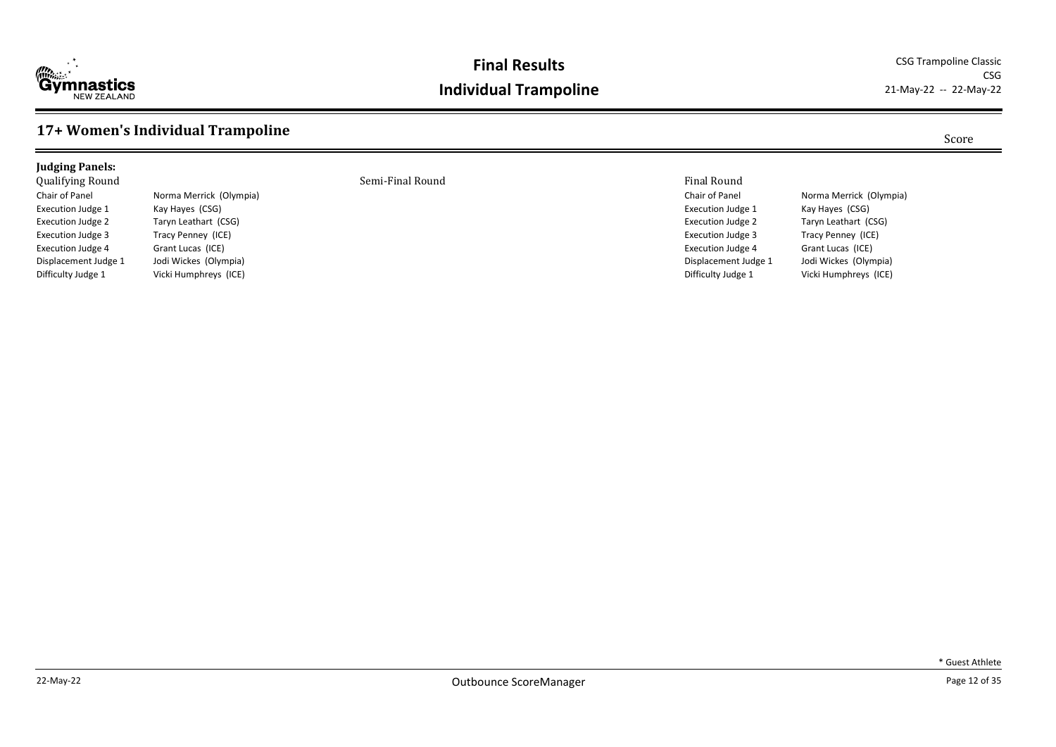## 17+ Women's Individual Trampoline

Score

**Judging Panels:**

| Qualifying Round | | Semi-Final Round | Final Round | |
|---|---|---|---|---|
| Chair of Panel | Norma Merrick (Olympia) | | Chair of Panel | Norma Merrick (Olympia) |
| Execution Judge 1 | Kay Hayes (CSG) | | Execution Judge 1 | Kay Hayes (CSG) |
| Execution Judge 2 | Taryn Leathart (CSG) | | Execution Judge 2 | Taryn Leathart (CSG) |
| Execution Judge 3 | Tracy Penney (ICE) | | Execution Judge 3 | Tracy Penney (ICE) |
| Execution Judge 4 | Grant Lucas (ICE) | | Execution Judge 4 | Grant Lucas (ICE) |
| Displacement Judge 1 | Jodi Wickes (Olympia) | | Displacement Judge 1 | Jodi Wickes (Olympia) |
| Difficulty Judge 1 | Vicki Humphreys (ICE) | | Difficulty Judge 1 | Vicki Humphreys (ICE) |

\* Guest Athlete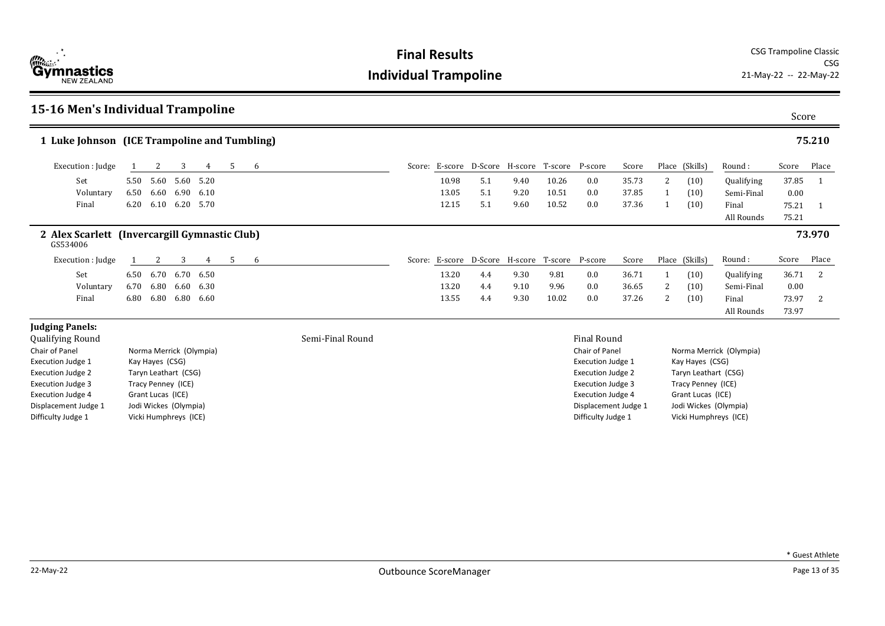# Final Results

## Individual Trampoline

CSG Trampoline Classic
CSG
21-May-22 -- 22-May-22

## 15-16 Men's Individual Trampoline

Score

### 1 Luke Johnson (ICE Trampoline and Tumbling) — 75.210

| Execution : Judge | 1 | 2 | 3 | 4 | 5 | 6 | E-score | D-Score | H-score | T-score | P-score | Score | Place | (Skills) | Round : | Score | Place |
|---|---|---|---|---|---|---|---|---|---|---|---|---|---|---|---|---|---|
| Set | 5.50 | 5.60 | 5.60 | 5.20 | | | 10.98 | 5.1 | 9.40 | 10.26 | 0.0 | 35.73 | 2 | (10) | Qualifying | 37.85 | 1 |
| Voluntary | 6.50 | 6.60 | 6.90 | 6.10 | | | 13.05 | 5.1 | 9.20 | 10.51 | 0.0 | 37.85 | 1 | (10) | Semi-Final | 0.00 | |
| Final | 6.20 | 6.10 | 6.20 | 5.70 | | | 12.15 | 5.1 | 9.60 | 10.52 | 0.0 | 37.36 | 1 | (10) | Final | 75.21 | 1 |
| | | | | | | | | | | | | | | | All Rounds | 75.21 | |

### 2 Alex Scarlett (Invercargill Gymnastic Club) — 73.970

GS534006

| Execution : Judge | 1 | 2 | 3 | 4 | 5 | 6 | E-score | D-Score | H-score | T-score | P-score | Score | Place | (Skills) | Round : | Score | Place |
|---|---|---|---|---|---|---|---|---|---|---|---|---|---|---|---|---|---|
| Set | 6.50 | 6.70 | 6.70 | 6.50 | | | 13.20 | 4.4 | 9.30 | 9.81 | 0.0 | 36.71 | 1 | (10) | Qualifying | 36.71 | 2 |
| Voluntary | 6.70 | 6.80 | 6.60 | 6.30 | | | 13.20 | 4.4 | 9.10 | 9.96 | 0.0 | 36.65 | 2 | (10) | Semi-Final | 0.00 | |
| Final | 6.80 | 6.80 | 6.80 | 6.60 | | | 13.55 | 4.4 | 9.30 | 10.02 | 0.0 | 37.26 | 2 | (10) | Final | 73.97 | 2 |
| | | | | | | | | | | | | | | | All Rounds | 73.97 | |

### Judging Panels:

**Qualifying Round**

| Role | Judge |
|---|---|
| Chair of Panel | Norma Merrick (Olympia) |
| Execution Judge 1 | Kay Hayes (CSG) |
| Execution Judge 2 | Taryn Leathart (CSG) |
| Execution Judge 3 | Tracy Penney (ICE) |
| Execution Judge 4 | Grant Lucas (ICE) |
| Displacement Judge 1 | Jodi Wickes (Olympia) |
| Difficulty Judge 1 | Vicki Humphreys (ICE) |

**Semi-Final Round**

**Final Round**

| Role | Judge |
|---|---|
| Chair of Panel | Norma Merrick (Olympia) |
| Execution Judge 1 | Kay Hayes (CSG) |
| Execution Judge 2 | Taryn Leathart (CSG) |
| Execution Judge 3 | Tracy Penney (ICE) |
| Execution Judge 4 | Grant Lucas (ICE) |
| Displacement Judge 1 | Jodi Wickes (Olympia) |
| Difficulty Judge 1 | Vicki Humphreys (ICE) |

\* Guest Athlete

22-May-22 Outbounce ScoreManager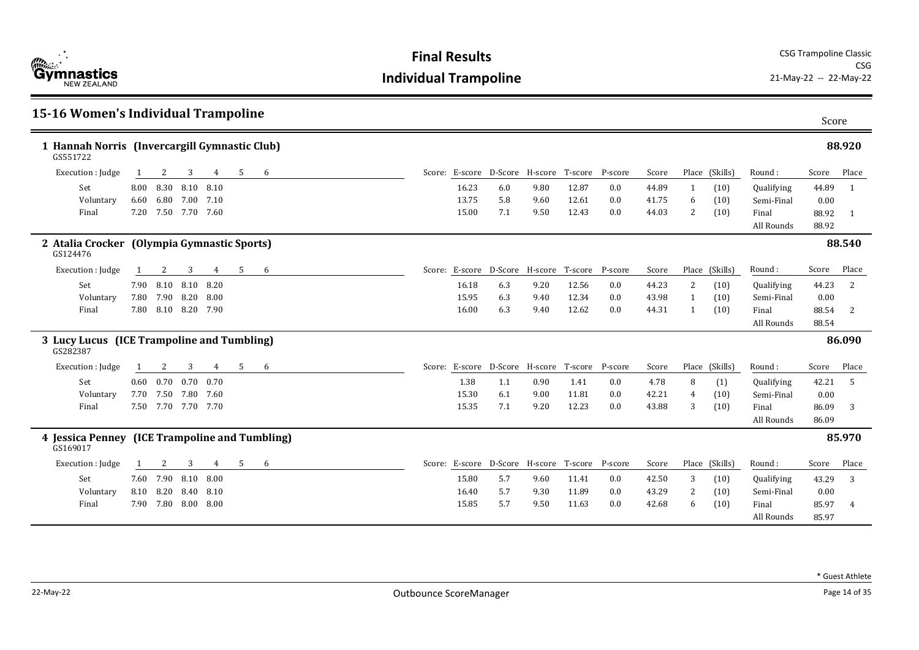# Final Results

## Individual Trampoline

CSG Trampoline Classic
CSG
21-May-22 -- 22-May-22

## 15-16 Women's Individual Trampoline

### 1 Hannah Norris (Invercargill Gymnastic Club) — 88.920

GS551722

| Execution : Judge | 1 | 2 | 3 | 4 | 5 | 6 | E-score | D-Score | H-score | T-score | P-score | Score | Place | (Skills) | Round : | Score | Place |
|---|---|---|---|---|---|---|---|---|---|---|---|---|---|---|---|---|---|
| Set | 8.00 | 8.30 | 8.10 | 8.10 | | | 16.23 | 6.0 | 9.80 | 12.87 | 0.0 | 44.89 | 1 | (10) | Qualifying | 44.89 | 1 |
| Voluntary | 6.60 | 6.80 | 7.00 | 7.10 | | | 13.75 | 5.8 | 9.60 | 12.61 | 0.0 | 41.75 | 6 | (10) | Semi-Final | 0.00 | |
| Final | 7.20 | 7.50 | 7.70 | 7.60 | | | 15.00 | 7.1 | 9.50 | 12.43 | 0.0 | 44.03 | 2 | (10) | Final | 88.92 | 1 |
| | | | | | | | | | | | | | | | All Rounds | 88.92 | |

### 2 Atalia Crocker (Olympia Gymnastic Sports) — 88.540

GS124476

| Execution : Judge | 1 | 2 | 3 | 4 | 5 | 6 | E-score | D-Score | H-score | T-score | P-score | Score | Place | (Skills) | Round : | Score | Place |
|---|---|---|---|---|---|---|---|---|---|---|---|---|---|---|---|---|---|
| Set | 7.90 | 8.10 | 8.10 | 8.20 | | | 16.18 | 6.3 | 9.20 | 12.56 | 0.0 | 44.23 | 2 | (10) | Qualifying | 44.23 | 2 |
| Voluntary | 7.80 | 7.90 | 8.20 | 8.00 | | | 15.95 | 6.3 | 9.40 | 12.34 | 0.0 | 43.98 | 1 | (10) | Semi-Final | 0.00 | |
| Final | 7.80 | 8.10 | 8.20 | 7.90 | | | 16.00 | 6.3 | 9.40 | 12.62 | 0.0 | 44.31 | 1 | (10) | Final | 88.54 | 2 |
| | | | | | | | | | | | | | | | All Rounds | 88.54 | |

### 3 Lucy Lucus (ICE Trampoline and Tumbling) — 86.090

GS282387

| Execution : Judge | 1 | 2 | 3 | 4 | 5 | 6 | E-score | D-Score | H-score | T-score | P-score | Score | Place | (Skills) | Round : | Score | Place |
|---|---|---|---|---|---|---|---|---|---|---|---|---|---|---|---|---|---|
| Set | 0.60 | 0.70 | 0.70 | 0.70 | | | 1.38 | 1.1 | 0.90 | 1.41 | 0.0 | 4.78 | 8 | (1) | Qualifying | 42.21 | 5 |
| Voluntary | 7.70 | 7.50 | 7.80 | 7.60 | | | 15.30 | 6.1 | 9.00 | 11.81 | 0.0 | 42.21 | 4 | (10) | Semi-Final | 0.00 | |
| Final | 7.50 | 7.70 | 7.70 | 7.70 | | | 15.35 | 7.1 | 9.20 | 12.23 | 0.0 | 43.88 | 3 | (10) | Final | 86.09 | 3 |
| | | | | | | | | | | | | | | | All Rounds | 86.09 | |

### 4 Jessica Penney (ICE Trampoline and Tumbling) — 85.970

GS169017

| Execution : Judge | 1 | 2 | 3 | 4 | 5 | 6 | E-score | D-Score | H-score | T-score | P-score | Score | Place | (Skills) | Round : | Score | Place |
|---|---|---|---|---|---|---|---|---|---|---|---|---|---|---|---|---|---|
| Set | 7.60 | 7.90 | 8.10 | 8.00 | | | 15.80 | 5.7 | 9.60 | 11.41 | 0.0 | 42.50 | 3 | (10) | Qualifying | 43.29 | 3 |
| Voluntary | 8.10 | 8.20 | 8.40 | 8.10 | | | 16.40 | 5.7 | 9.30 | 11.89 | 0.0 | 43.29 | 2 | (10) | Semi-Final | 0.00 | |
| Final | 7.90 | 7.80 | 8.00 | 8.00 | | | 15.85 | 5.7 | 9.50 | 11.63 | 0.0 | 42.68 | 6 | (10) | Final | 85.97 | 4 |
| | | | | | | | | | | | | | | | All Rounds | 85.97 | |

\* Guest Athlete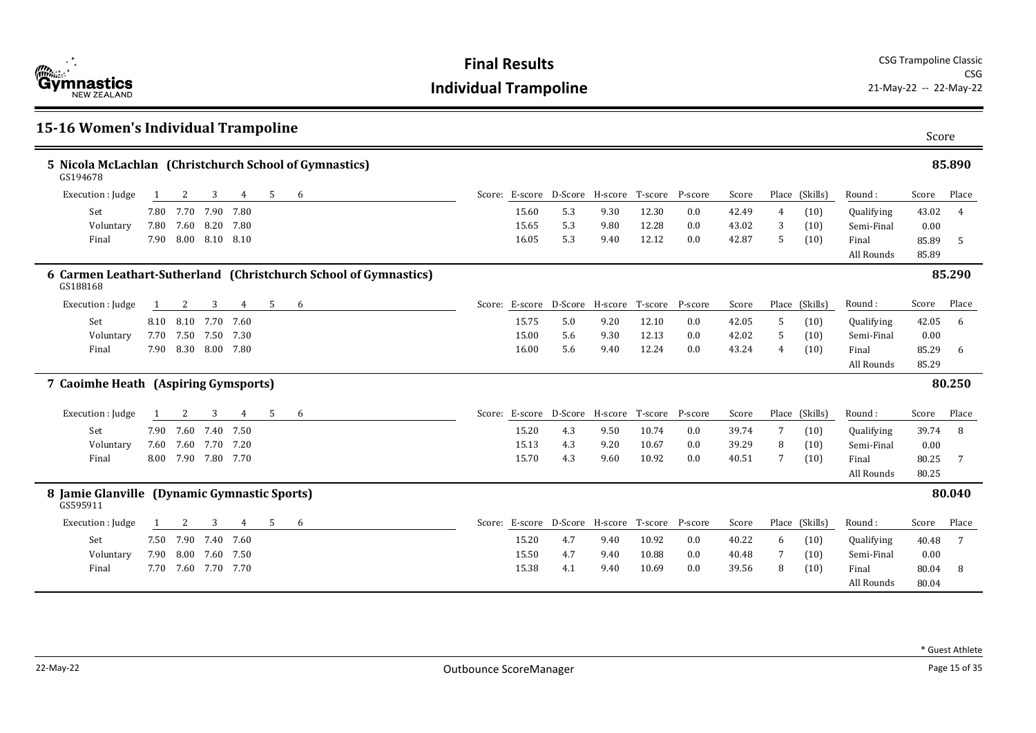# Final Results

## Individual Trampoline

CSG Trampoline Classic
CSG
21-May-22 -- 22-May-22

## 15-16 Women's Individual Trampoline

Score

### 5 Nicola McLachlan (Christchurch School of Gymnastics) — 85.890

GS194678

| Execution : Judge | 1 | 2 | 3 | 4 | 5 | 6 | E-score | D-Score | H-score | T-score | P-score | Score | Place | (Skills) | Round : | Score | Place |
|---|---|---|---|---|---|---|---|---|---|---|---|---|---|---|---|---|---|
| Set | 7.80 | 7.70 | 7.90 | 7.80 | | | 15.60 | 5.3 | 9.30 | 12.30 | 0.0 | 42.49 | 4 | (10) | Qualifying | 43.02 | 4 |
| Voluntary | 7.80 | 7.60 | 8.20 | 7.80 | | | 15.65 | 5.3 | 9.80 | 12.28 | 0.0 | 43.02 | 3 | (10) | Semi-Final | 0.00 | |
| Final | 7.90 | 8.00 | 8.10 | 8.10 | | | 16.05 | 5.3 | 9.40 | 12.12 | 0.0 | 42.87 | 5 | (10) | Final | 85.89 | 5 |
| | | | | | | | | | | | | | | | All Rounds | 85.89 | |

### 6 Carmen Leathart-Sutherland (Christchurch School of Gymnastics) — 85.290

GS188168

| Execution : Judge | 1 | 2 | 3 | 4 | 5 | 6 | E-score | D-Score | H-score | T-score | P-score | Score | Place | (Skills) | Round : | Score | Place |
|---|---|---|---|---|---|---|---|---|---|---|---|---|---|---|---|---|---|
| Set | 8.10 | 8.10 | 7.70 | 7.60 | | | 15.75 | 5.0 | 9.20 | 12.10 | 0.0 | 42.05 | 5 | (10) | Qualifying | 42.05 | 6 |
| Voluntary | 7.70 | 7.50 | 7.50 | 7.30 | | | 15.00 | 5.6 | 9.30 | 12.13 | 0.0 | 42.02 | 5 | (10) | Semi-Final | 0.00 | |
| Final | 7.90 | 8.30 | 8.00 | 7.80 | | | 16.00 | 5.6 | 9.40 | 12.24 | 0.0 | 43.24 | 4 | (10) | Final | 85.29 | 6 |
| | | | | | | | | | | | | | | | All Rounds | 85.29 | |

### 7 Caoimhe Heath (Aspiring Gymsports) — 80.250

| Execution : Judge | 1 | 2 | 3 | 4 | 5 | 6 | E-score | D-Score | H-score | T-score | P-score | Score | Place | (Skills) | Round : | Score | Place |
|---|---|---|---|---|---|---|---|---|---|---|---|---|---|---|---|---|---|
| Set | 7.90 | 7.60 | 7.40 | 7.50 | | | 15.20 | 4.3 | 9.50 | 10.74 | 0.0 | 39.74 | 7 | (10) | Qualifying | 39.74 | 8 |
| Voluntary | 7.60 | 7.60 | 7.70 | 7.20 | | | 15.13 | 4.3 | 9.20 | 10.67 | 0.0 | 39.29 | 8 | (10) | Semi-Final | 0.00 | |
| Final | 8.00 | 7.90 | 7.80 | 7.70 | | | 15.70 | 4.3 | 9.60 | 10.92 | 0.0 | 40.51 | 7 | (10) | Final | 80.25 | 7 |
| | | | | | | | | | | | | | | | All Rounds | 80.25 | |

### 8 Jamie Glanville (Dynamic Gymnastic Sports) — 80.040

GS595911

| Execution : Judge | 1 | 2 | 3 | 4 | 5 | 6 | E-score | D-Score | H-score | T-score | P-score | Score | Place | (Skills) | Round : | Score | Place |
|---|---|---|---|---|---|---|---|---|---|---|---|---|---|---|---|---|---|
| Set | 7.50 | 7.90 | 7.40 | 7.60 | | | 15.20 | 4.7 | 9.40 | 10.92 | 0.0 | 40.22 | 6 | (10) | Qualifying | 40.48 | 7 |
| Voluntary | 7.90 | 8.00 | 7.60 | 7.50 | | | 15.50 | 4.7 | 9.40 | 10.88 | 0.0 | 40.48 | 7 | (10) | Semi-Final | 0.00 | |
| Final | 7.70 | 7.60 | 7.70 | 7.70 | | | 15.38 | 4.1 | 9.40 | 10.69 | 0.0 | 39.56 | 8 | (10) | Final | 80.04 | 8 |
| | | | | | | | | | | | | | | | All Rounds | 80.04 | |

\* Guest Athlete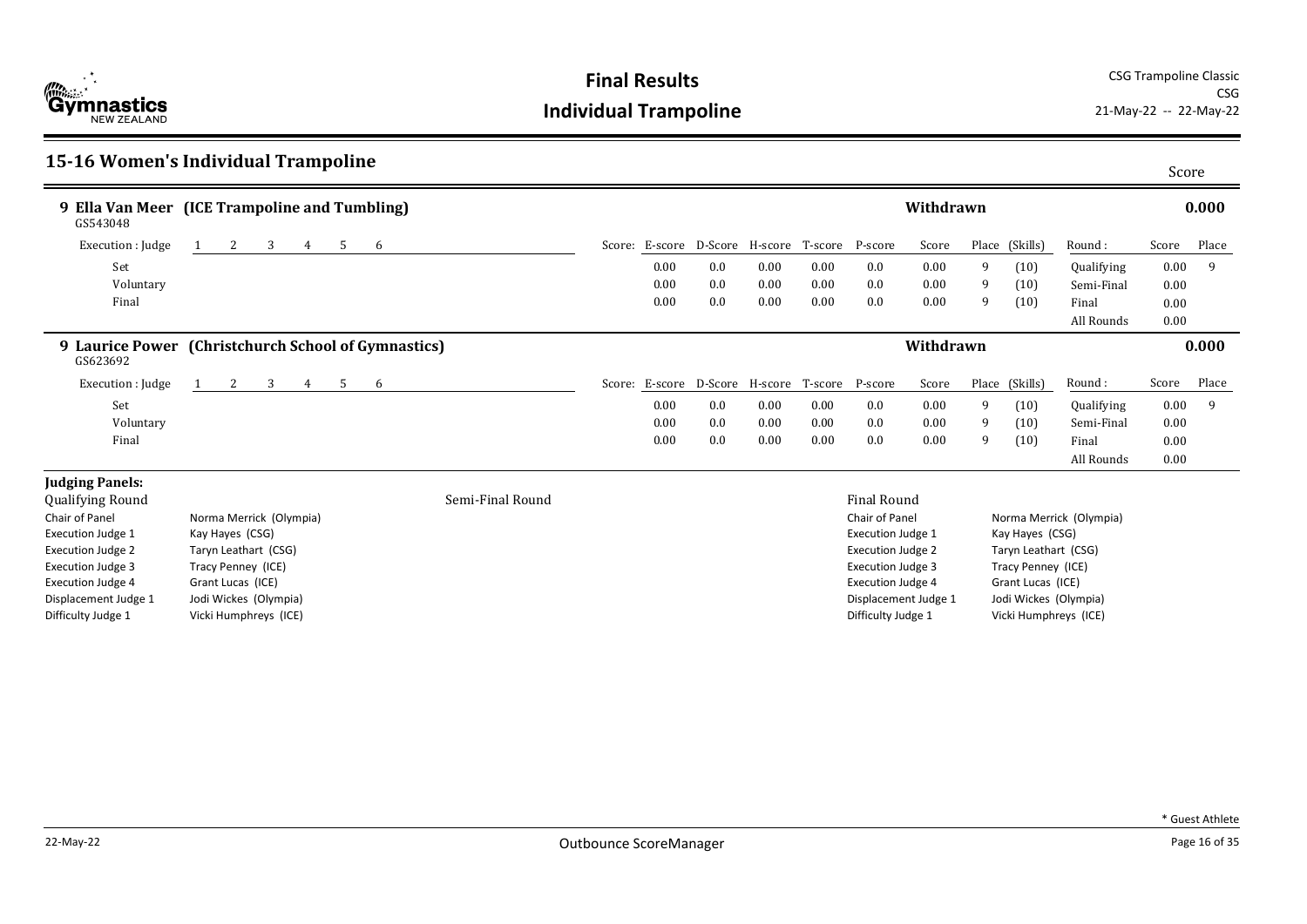# Final Results
## Individual Trampoline

CSG Trampoline Classic
CSG
21-May-22 -- 22-May-22

## 15-16 Women's Individual Trampoline

### 9 Ella Van Meer (ICE Trampoline and Tumbling)

GS543048 — Withdrawn — Score: **0.000**

| Execution : Judge | 1 | 2 | 3 | 4 | 5 | 6 | Score: E-score | D-Score | H-score | T-score | P-score | Score | Place | (Skills) | Round : | Score | Place |
|---|---|---|---|---|---|---|---|---|---|---|---|---|---|---|---|---|---|
| Set | | | | | | | 0.00 | 0.0 | 0.00 | 0.00 | 0.0 | 0.00 | 9 | (10) | Qualifying | 0.00 | 9 |
| Voluntary | | | | | | | 0.00 | 0.0 | 0.00 | 0.00 | 0.0 | 0.00 | 9 | (10) | Semi-Final | 0.00 | |
| Final | | | | | | | 0.00 | 0.0 | 0.00 | 0.00 | 0.0 | 0.00 | 9 | (10) | Final | 0.00 | |
| | | | | | | | | | | | | | | | All Rounds | 0.00 | |

### 9 Laurice Power (Christchurch School of Gymnastics)

GS623692 — Withdrawn — Score: **0.000**

| Execution : Judge | 1 | 2 | 3 | 4 | 5 | 6 | Score: E-score | D-Score | H-score | T-score | P-score | Score | Place | (Skills) | Round : | Score | Place |
|---|---|---|---|---|---|---|---|---|---|---|---|---|---|---|---|---|---|
| Set | | | | | | | 0.00 | 0.0 | 0.00 | 0.00 | 0.0 | 0.00 | 9 | (10) | Qualifying | 0.00 | 9 |
| Voluntary | | | | | | | 0.00 | 0.0 | 0.00 | 0.00 | 0.0 | 0.00 | 9 | (10) | Semi-Final | 0.00 | |
| Final | | | | | | | 0.00 | 0.0 | 0.00 | 0.00 | 0.0 | 0.00 | 9 | (10) | Final | 0.00 | |
| | | | | | | | | | | | | | | | All Rounds | 0.00 | |

### Judging Panels:

**Qualifying Round**

| Role | Judge |
|---|---|
| Chair of Panel | Norma Merrick (Olympia) |
| Execution Judge 1 | Kay Hayes (CSG) |
| Execution Judge 2 | Taryn Leathart (CSG) |
| Execution Judge 3 | Tracy Penney (ICE) |
| Execution Judge 4 | Grant Lucas (ICE) |
| Displacement Judge 1 | Jodi Wickes (Olympia) |
| Difficulty Judge 1 | Vicki Humphreys (ICE) |

**Semi-Final Round**

**Final Round**

| Role | Judge |
|---|---|
| Chair of Panel | Norma Merrick (Olympia) |
| Execution Judge 1 | Kay Hayes (CSG) |
| Execution Judge 2 | Taryn Leathart (CSG) |
| Execution Judge 3 | Tracy Penney (ICE) |
| Execution Judge 4 | Grant Lucas (ICE) |
| Displacement Judge 1 | Jodi Wickes (Olympia) |
| Difficulty Judge 1 | Vicki Humphreys (ICE) |

\* Guest Athlete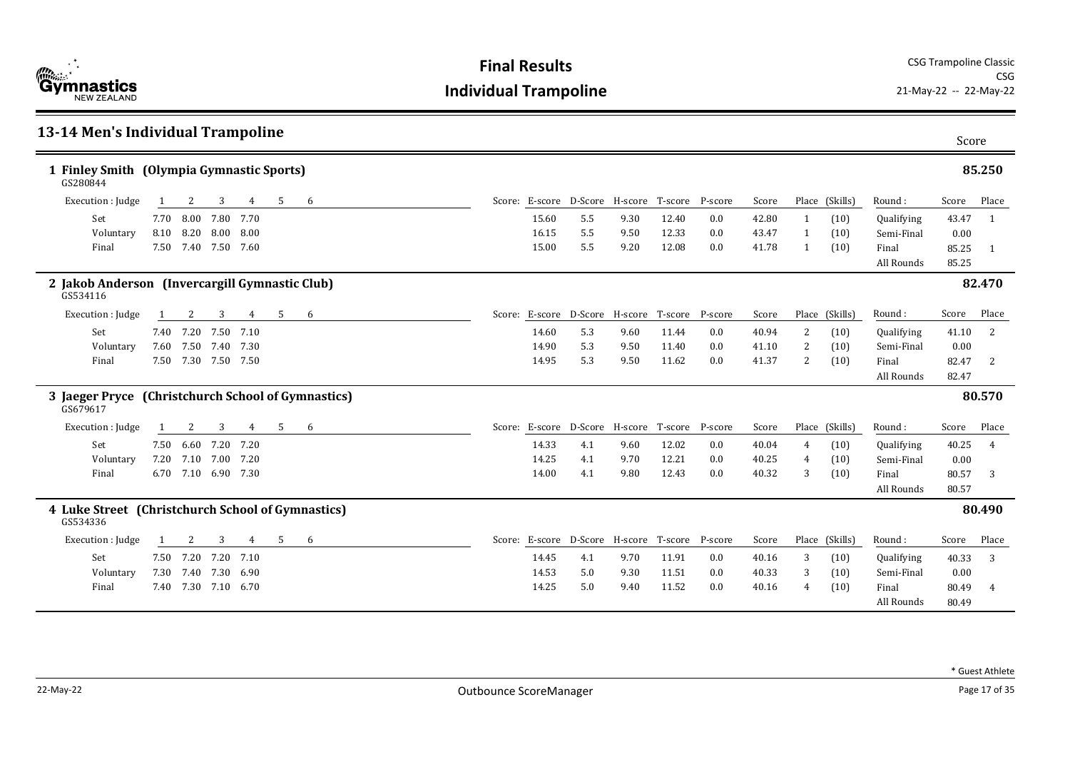# Final Results

## Individual Trampoline

CSG Trampoline Classic
CSG
21-May-22 -- 22-May-22

## 13-14 Men's Individual Trampoline

Score

### 1 Finley Smith (Olympia Gymnastic Sports) — 85.250

GS280844

| Execution : Judge | 1 | 2 | 3 | 4 | 5 | 6 | Score: E-score | D-Score | H-score | T-score | P-score | Score | Place | (Skills) | Round : | Score | Place |
|---|---|---|---|---|---|---|---|---|---|---|---|---|---|---|---|---|---|
| Set | 7.70 | 8.00 | 7.80 | 7.70 | | | 15.60 | 5.5 | 9.30 | 12.40 | 0.0 | 42.80 | 1 | (10) | Qualifying | 43.47 | 1 |
| Voluntary | 8.10 | 8.20 | 8.00 | 8.00 | | | 16.15 | 5.5 | 9.50 | 12.33 | 0.0 | 43.47 | 1 | (10) | Semi-Final | 0.00 | |
| Final | 7.50 | 7.40 | 7.50 | 7.60 | | | 15.00 | 5.5 | 9.20 | 12.08 | 0.0 | 41.78 | 1 | (10) | Final | 85.25 | 1 |
| | | | | | | | | | | | | | | | All Rounds | 85.25 | |

### 2 Jakob Anderson (Invercargill Gymnastic Club) — 82.470

GS534116

| Execution : Judge | 1 | 2 | 3 | 4 | 5 | 6 | Score: E-score | D-Score | H-score | T-score | P-score | Score | Place | (Skills) | Round : | Score | Place |
|---|---|---|---|---|---|---|---|---|---|---|---|---|---|---|---|---|---|
| Set | 7.40 | 7.20 | 7.50 | 7.10 | | | 14.60 | 5.3 | 9.60 | 11.44 | 0.0 | 40.94 | 2 | (10) | Qualifying | 41.10 | 2 |
| Voluntary | 7.60 | 7.50 | 7.40 | 7.30 | | | 14.90 | 5.3 | 9.50 | 11.40 | 0.0 | 41.10 | 2 | (10) | Semi-Final | 0.00 | |
| Final | 7.50 | 7.30 | 7.50 | 7.50 | | | 14.95 | 5.3 | 9.50 | 11.62 | 0.0 | 41.37 | 2 | (10) | Final | 82.47 | 2 |
| | | | | | | | | | | | | | | | All Rounds | 82.47 | |

### 3 Jaeger Pryce (Christchurch School of Gymnastics) — 80.570

GS679617

| Execution : Judge | 1 | 2 | 3 | 4 | 5 | 6 | Score: E-score | D-Score | H-score | T-score | P-score | Score | Place | (Skills) | Round : | Score | Place |
|---|---|---|---|---|---|---|---|---|---|---|---|---|---|---|---|---|---|
| Set | 7.50 | 6.60 | 7.20 | 7.20 | | | 14.33 | 4.1 | 9.60 | 12.02 | 0.0 | 40.04 | 4 | (10) | Qualifying | 40.25 | 4 |
| Voluntary | 7.20 | 7.10 | 7.00 | 7.20 | | | 14.25 | 4.1 | 9.70 | 12.21 | 0.0 | 40.25 | 4 | (10) | Semi-Final | 0.00 | |
| Final | 6.70 | 7.10 | 6.90 | 7.30 | | | 14.00 | 4.1 | 9.80 | 12.43 | 0.0 | 40.32 | 3 | (10) | Final | 80.57 | 3 |
| | | | | | | | | | | | | | | | All Rounds | 80.57 | |

### 4 Luke Street (Christchurch School of Gymnastics) — 80.490

GS534336

| Execution : Judge | 1 | 2 | 3 | 4 | 5 | 6 | Score: E-score | D-Score | H-score | T-score | P-score | Score | Place | (Skills) | Round : | Score | Place |
|---|---|---|---|---|---|---|---|---|---|---|---|---|---|---|---|---|---|
| Set | 7.50 | 7.20 | 7.20 | 7.10 | | | 14.45 | 4.1 | 9.70 | 11.91 | 0.0 | 40.16 | 3 | (10) | Qualifying | 40.33 | 3 |
| Voluntary | 7.30 | 7.40 | 7.30 | 6.90 | | | 14.53 | 5.0 | 9.30 | 11.51 | 0.0 | 40.33 | 3 | (10) | Semi-Final | 0.00 | |
| Final | 7.40 | 7.30 | 7.10 | 6.70 | | | 14.25 | 5.0 | 9.40 | 11.52 | 0.0 | 40.16 | 4 | (10) | Final | 80.49 | 4 |
| | | | | | | | | | | | | | | | All Rounds | 80.49 | |

\* Guest Athlete

22-May-22 Outbounce ScoreManager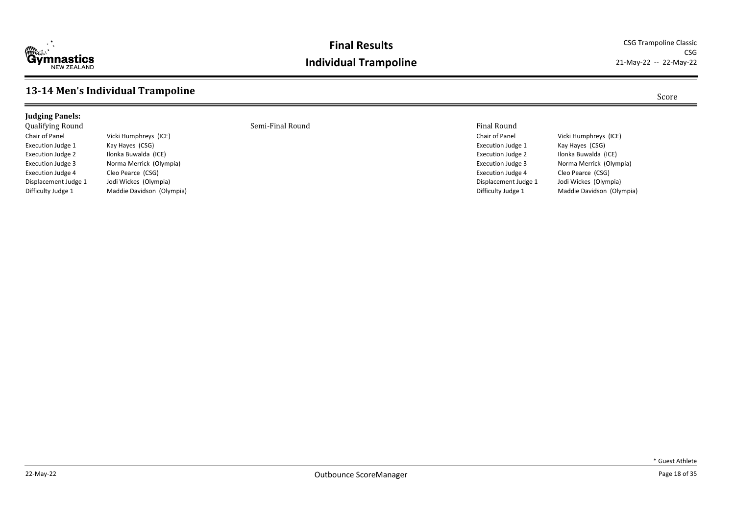## 13-14 Men's Individual Trampoline

Score

**Judging Panels:**

Qualifying Round

| | |
|---|---|
| Chair of Panel | Vicki Humphreys (ICE) |
| Execution Judge 1 | Kay Hayes (CSG) |
| Execution Judge 2 | Ilonka Buwalda (ICE) |
| Execution Judge 3 | Norma Merrick (Olympia) |
| Execution Judge 4 | Cleo Pearce (CSG) |
| Displacement Judge 1 | Jodi Wickes (Olympia) |
| Difficulty Judge 1 | Maddie Davidson (Olympia) |

Semi-Final Round

Final Round

| | |
|---|---|
| Chair of Panel | Vicki Humphreys (ICE) |
| Execution Judge 1 | Kay Hayes (CSG) |
| Execution Judge 2 | Ilonka Buwalda (ICE) |
| Execution Judge 3 | Norma Merrick (Olympia) |
| Execution Judge 4 | Cleo Pearce (CSG) |
| Displacement Judge 1 | Jodi Wickes (Olympia) |
| Difficulty Judge 1 | Maddie Davidson (Olympia) |

* Guest Athlete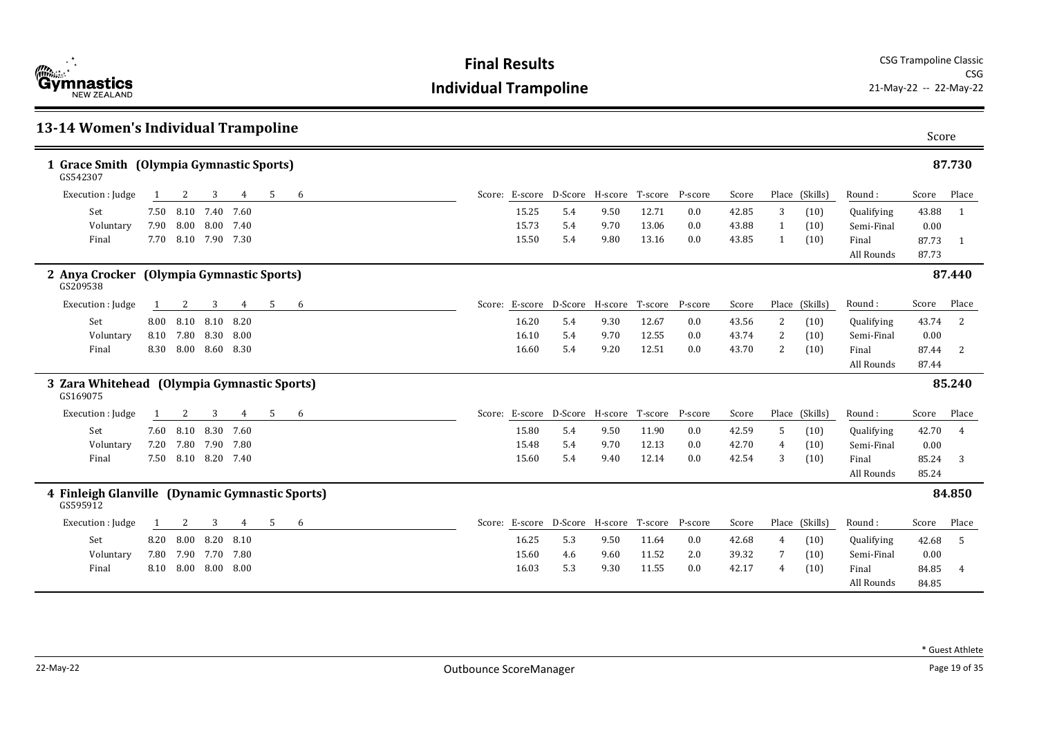# Final Results

## Individual Trampoline

CSG Trampoline Classic
CSG
21-May-22 -- 22-May-22

## 13-14 Women's Individual Trampoline

### 1 Grace Smith (Olympia Gymnastic Sports) — 87.730

GS542307

| Execution : Judge | 1 | 2 | 3 | 4 | 5 | 6 | E-score | D-Score | H-score | T-score | P-score | Score | Place | (Skills) | Round : | Score | Place |
|---|---|---|---|---|---|---|---|---|---|---|---|---|---|---|---|---|---|
| Set | 7.50 | 8.10 | 7.40 | 7.60 | | | 15.25 | 5.4 | 9.50 | 12.71 | 0.0 | 42.85 | 3 | (10) | Qualifying | 43.88 | 1 |
| Voluntary | 7.90 | 8.00 | 8.00 | 7.40 | | | 15.73 | 5.4 | 9.70 | 13.06 | 0.0 | 43.88 | 1 | (10) | Semi-Final | 0.00 | |
| Final | 7.70 | 8.10 | 7.90 | 7.30 | | | 15.50 | 5.4 | 9.80 | 13.16 | 0.0 | 43.85 | 1 | (10) | Final | 87.73 | 1 |
| | | | | | | | | | | | | | | | All Rounds | 87.73 | |

### 2 Anya Crocker (Olympia Gymnastic Sports) — 87.440

GS209538

| Execution : Judge | 1 | 2 | 3 | 4 | 5 | 6 | E-score | D-Score | H-score | T-score | P-score | Score | Place | (Skills) | Round : | Score | Place |
|---|---|---|---|---|---|---|---|---|---|---|---|---|---|---|---|---|---|
| Set | 8.00 | 8.10 | 8.10 | 8.20 | | | 16.20 | 5.4 | 9.30 | 12.67 | 0.0 | 43.56 | 2 | (10) | Qualifying | 43.74 | 2 |
| Voluntary | 8.10 | 7.80 | 8.30 | 8.00 | | | 16.10 | 5.4 | 9.70 | 12.55 | 0.0 | 43.74 | 2 | (10) | Semi-Final | 0.00 | |
| Final | 8.30 | 8.00 | 8.60 | 8.30 | | | 16.60 | 5.4 | 9.20 | 12.51 | 0.0 | 43.70 | 2 | (10) | Final | 87.44 | 2 |
| | | | | | | | | | | | | | | | All Rounds | 87.44 | |

### 3 Zara Whitehead (Olympia Gymnastic Sports) — 85.240

GS169075

| Execution : Judge | 1 | 2 | 3 | 4 | 5 | 6 | E-score | D-Score | H-score | T-score | P-score | Score | Place | (Skills) | Round : | Score | Place |
|---|---|---|---|---|---|---|---|---|---|---|---|---|---|---|---|---|---|
| Set | 7.60 | 8.10 | 8.30 | 7.60 | | | 15.80 | 5.4 | 9.50 | 11.90 | 0.0 | 42.59 | 5 | (10) | Qualifying | 42.70 | 4 |
| Voluntary | 7.20 | 7.80 | 7.90 | 7.80 | | | 15.48 | 5.4 | 9.70 | 12.13 | 0.0 | 42.70 | 4 | (10) | Semi-Final | 0.00 | |
| Final | 7.50 | 8.10 | 8.20 | 7.40 | | | 15.60 | 5.4 | 9.40 | 12.14 | 0.0 | 42.54 | 3 | (10) | Final | 85.24 | 3 |
| | | | | | | | | | | | | | | | All Rounds | 85.24 | |

### 4 Finleigh Glanville (Dynamic Gymnastic Sports) — 84.850

GS595912

| Execution : Judge | 1 | 2 | 3 | 4 | 5 | 6 | E-score | D-Score | H-score | T-score | P-score | Score | Place | (Skills) | Round : | Score | Place |
|---|---|---|---|---|---|---|---|---|---|---|---|---|---|---|---|---|---|
| Set | 8.20 | 8.00 | 8.20 | 8.10 | | | 16.25 | 5.3 | 9.50 | 11.64 | 0.0 | 42.68 | 4 | (10) | Qualifying | 42.68 | 5 |
| Voluntary | 7.80 | 7.90 | 7.70 | 7.80 | | | 15.60 | 4.6 | 9.60 | 11.52 | 2.0 | 39.32 | 7 | (10) | Semi-Final | 0.00 | |
| Final | 8.10 | 8.00 | 8.00 | 8.00 | | | 16.03 | 5.3 | 9.30 | 11.55 | 0.0 | 42.17 | 4 | (10) | Final | 84.85 | 4 |
| | | | | | | | | | | | | | | | All Rounds | 84.85 | |

\* Guest Athlete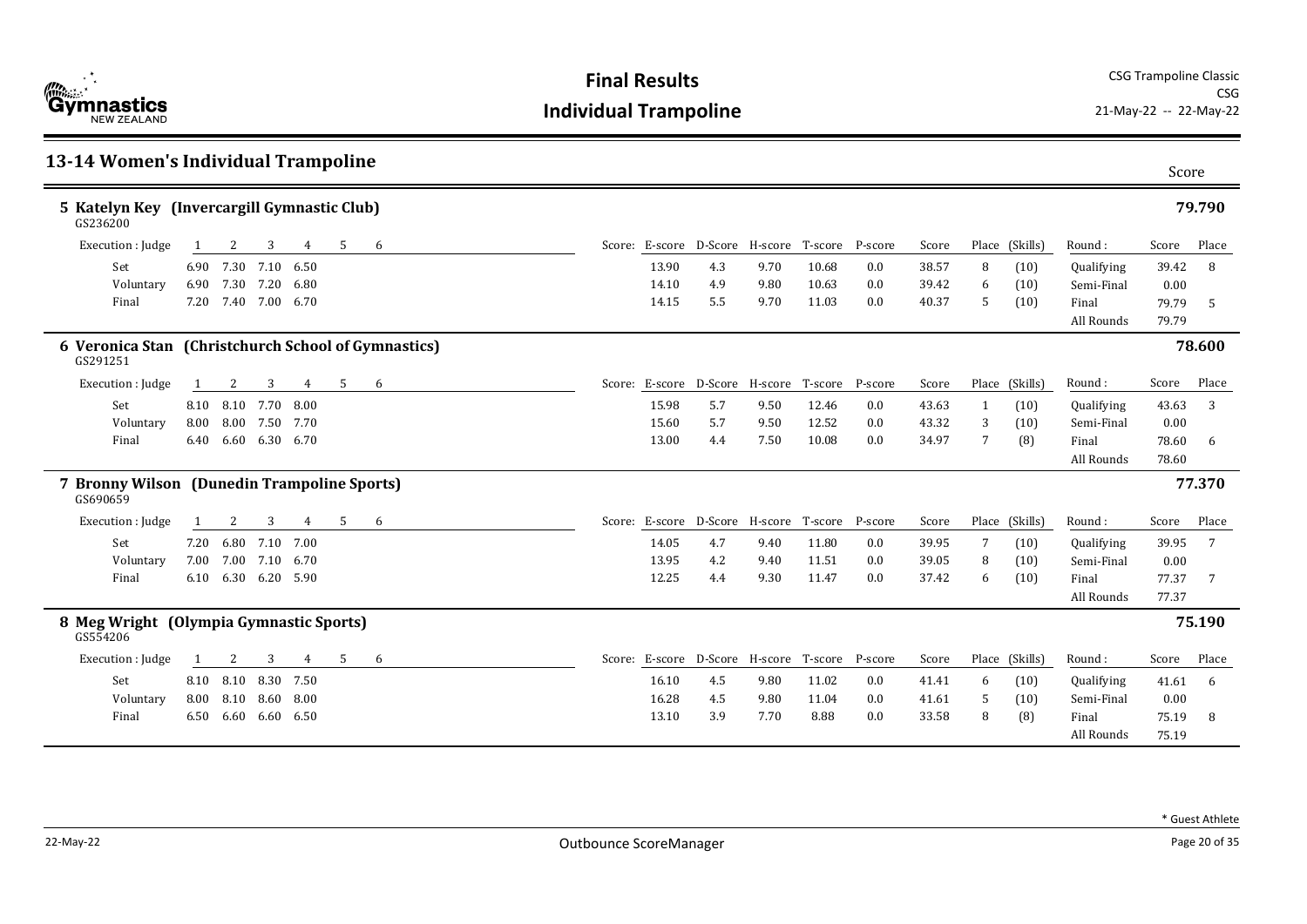# Final Results

## Individual Trampoline

CSG Trampoline Classic
CSG
21-May-22 -- 22-May-22

## 13-14 Women's Individual Trampoline

### 5 Katelyn Key (Invercargill Gymnastic Club) — 79.790

GS236200

| Execution : Judge | 1 | 2 | 3 | 4 | 5 | 6 | E-score | D-Score | H-score | T-score | P-score | Score | Place | (Skills) | Round : | Score | Place |
|---|---|---|---|---|---|---|---|---|---|---|---|---|---|---|---|---|---|
| Set | 6.90 | 7.30 | 7.10 | 6.50 | | | 13.90 | 4.3 | 9.70 | 10.68 | 0.0 | 38.57 | 8 | (10) | Qualifying | 39.42 | 8 |
| Voluntary | 6.90 | 7.30 | 7.20 | 6.80 | | | 14.10 | 4.9 | 9.80 | 10.63 | 0.0 | 39.42 | 6 | (10) | Semi-Final | 0.00 | |
| Final | 7.20 | 7.40 | 7.00 | 6.70 | | | 14.15 | 5.5 | 9.70 | 11.03 | 0.0 | 40.37 | 5 | (10) | Final | 79.79 | 5 |
| | | | | | | | | | | | | | | | All Rounds | 79.79 | |

### 6 Veronica Stan (Christchurch School of Gymnastics) — 78.600

GS291251

| Execution : Judge | 1 | 2 | 3 | 4 | 5 | 6 | E-score | D-Score | H-score | T-score | P-score | Score | Place | (Skills) | Round : | Score | Place |
|---|---|---|---|---|---|---|---|---|---|---|---|---|---|---|---|---|---|
| Set | 8.10 | 8.10 | 7.70 | 8.00 | | | 15.98 | 5.7 | 9.50 | 12.46 | 0.0 | 43.63 | 1 | (10) | Qualifying | 43.63 | 3 |
| Voluntary | 8.00 | 8.00 | 7.50 | 7.70 | | | 15.60 | 5.7 | 9.50 | 12.52 | 0.0 | 43.32 | 3 | (10) | Semi-Final | 0.00 | |
| Final | 6.40 | 6.60 | 6.30 | 6.70 | | | 13.00 | 4.4 | 7.50 | 10.08 | 0.0 | 34.97 | 7 | (8) | Final | 78.60 | 6 |
| | | | | | | | | | | | | | | | All Rounds | 78.60 | |

### 7 Bronny Wilson (Dunedin Trampoline Sports) — 77.370

GS690659

| Execution : Judge | 1 | 2 | 3 | 4 | 5 | 6 | E-score | D-Score | H-score | T-score | P-score | Score | Place | (Skills) | Round : | Score | Place |
|---|---|---|---|---|---|---|---|---|---|---|---|---|---|---|---|---|---|
| Set | 7.20 | 6.80 | 7.10 | 7.00 | | | 14.05 | 4.7 | 9.40 | 11.80 | 0.0 | 39.95 | 7 | (10) | Qualifying | 39.95 | 7 |
| Voluntary | 7.00 | 7.00 | 7.10 | 6.70 | | | 13.95 | 4.2 | 9.40 | 11.51 | 0.0 | 39.05 | 8 | (10) | Semi-Final | 0.00 | |
| Final | 6.10 | 6.30 | 6.20 | 5.90 | | | 12.25 | 4.4 | 9.30 | 11.47 | 0.0 | 37.42 | 6 | (10) | Final | 77.37 | 7 |
| | | | | | | | | | | | | | | | All Rounds | 77.37 | |

### 8 Meg Wright (Olympia Gymnastic Sports) — 75.190

GS554206

| Execution : Judge | 1 | 2 | 3 | 4 | 5 | 6 | E-score | D-Score | H-score | T-score | P-score | Score | Place | (Skills) | Round : | Score | Place |
|---|---|---|---|---|---|---|---|---|---|---|---|---|---|---|---|---|---|
| Set | 8.10 | 8.10 | 8.30 | 7.50 | | | 16.10 | 4.5 | 9.80 | 11.02 | 0.0 | 41.41 | 6 | (10) | Qualifying | 41.61 | 6 |
| Voluntary | 8.00 | 8.10 | 8.60 | 8.00 | | | 16.28 | 4.5 | 9.80 | 11.04 | 0.0 | 41.61 | 5 | (10) | Semi-Final | 0.00 | |
| Final | 6.50 | 6.60 | 6.60 | 6.50 | | | 13.10 | 3.9 | 7.70 | 8.88 | 0.0 | 33.58 | 8 | (8) | Final | 75.19 | 8 |
| | | | | | | | | | | | | | | | All Rounds | 75.19 | |

* Guest Athlete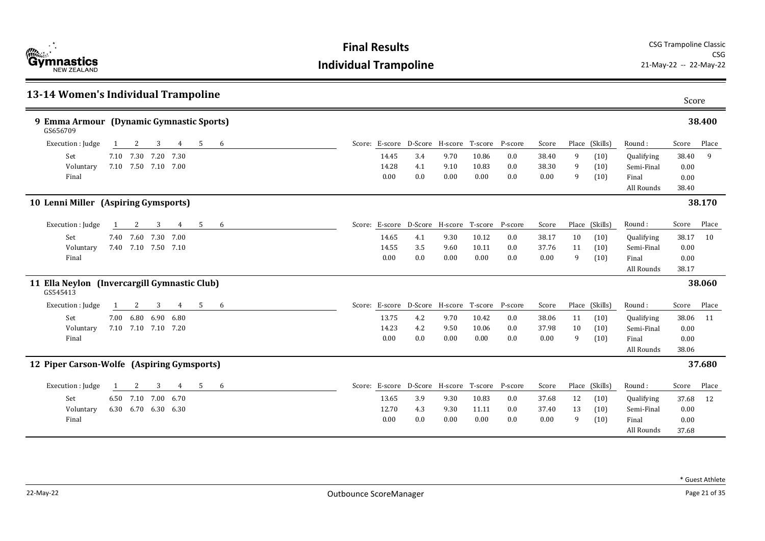# Final Results

## Individual Trampoline

CSG Trampoline Classic
CSG
21-May-22 -- 22-May-22

## 13-14 Women's Individual Trampoline

### 9 Emma Armour (Dynamic Gymnastic Sports) — 38.400

GS656709

| Execution : Judge | 1 | 2 | 3 | 4 | 5 | 6 | E-score | D-Score | H-score | T-score | P-score | Score | Place | (Skills) |
|---|---|---|---|---|---|---|---|---|---|---|---|---|---|---|
| Set | 7.10 | 7.30 | 7.20 | 7.30 | | | 14.45 | 3.4 | 9.70 | 10.86 | 0.0 | 38.40 | 9 | (10) |
| Voluntary | 7.10 | 7.50 | 7.10 | 7.00 | | | 14.28 | 4.1 | 9.10 | 10.83 | 0.0 | 38.30 | 9 | (10) |
| Final | | | | | | | 0.00 | 0.0 | 0.00 | 0.00 | 0.0 | 0.00 | 9 | (10) |

| Round : | Score | Place |
|---|---|---|
| Qualifying | 38.40 | 9 |
| Semi-Final | 0.00 | |
| Final | 0.00 | |
| All Rounds | 38.40 | |

### 10 Lenni Miller (Aspiring Gymsports) — 38.170

| Execution : Judge | 1 | 2 | 3 | 4 | 5 | 6 | E-score | D-Score | H-score | T-score | P-score | Score | Place | (Skills) |
|---|---|---|---|---|---|---|---|---|---|---|---|---|---|---|
| Set | 7.40 | 7.60 | 7.30 | 7.00 | | | 14.65 | 4.1 | 9.30 | 10.12 | 0.0 | 38.17 | 10 | (10) |
| Voluntary | 7.40 | 7.10 | 7.50 | 7.10 | | | 14.55 | 3.5 | 9.60 | 10.11 | 0.0 | 37.76 | 11 | (10) |
| Final | | | | | | | 0.00 | 0.0 | 0.00 | 0.00 | 0.0 | 0.00 | 9 | (10) |

| Round : | Score | Place |
|---|---|---|
| Qualifying | 38.17 | 10 |
| Semi-Final | 0.00 | |
| Final | 0.00 | |
| All Rounds | 38.17 | |

### 11 Ella Neylon (Invercargill Gymnastic Club) — 38.060

GS545413

| Execution : Judge | 1 | 2 | 3 | 4 | 5 | 6 | E-score | D-Score | H-score | T-score | P-score | Score | Place | (Skills) |
|---|---|---|---|---|---|---|---|---|---|---|---|---|---|---|
| Set | 7.00 | 6.80 | 6.90 | 6.80 | | | 13.75 | 4.2 | 9.70 | 10.42 | 0.0 | 38.06 | 11 | (10) |
| Voluntary | 7.10 | 7.10 | 7.10 | 7.20 | | | 14.23 | 4.2 | 9.50 | 10.06 | 0.0 | 37.98 | 10 | (10) |
| Final | | | | | | | 0.00 | 0.0 | 0.00 | 0.00 | 0.0 | 0.00 | 9 | (10) |

| Round : | Score | Place |
|---|---|---|
| Qualifying | 38.06 | 11 |
| Semi-Final | 0.00 | |
| Final | 0.00 | |
| All Rounds | 38.06 | |

### 12 Piper Carson-Wolfe (Aspiring Gymsports) — 37.680

| Execution : Judge | 1 | 2 | 3 | 4 | 5 | 6 | E-score | D-Score | H-score | T-score | P-score | Score | Place | (Skills) |
|---|---|---|---|---|---|---|---|---|---|---|---|---|---|---|
| Set | 6.50 | 7.10 | 7.00 | 6.70 | | | 13.65 | 3.9 | 9.30 | 10.83 | 0.0 | 37.68 | 12 | (10) |
| Voluntary | 6.30 | 6.70 | 6.30 | 6.30 | | | 12.70 | 4.3 | 9.30 | 11.11 | 0.0 | 37.40 | 13 | (10) |
| Final | | | | | | | 0.00 | 0.0 | 0.00 | 0.00 | 0.0 | 0.00 | 9 | (10) |

| Round : | Score | Place |
|---|---|---|
| Qualifying | 37.68 | 12 |
| Semi-Final | 0.00 | |
| Final | 0.00 | |
| All Rounds | 37.68 | |

\* Guest Athlete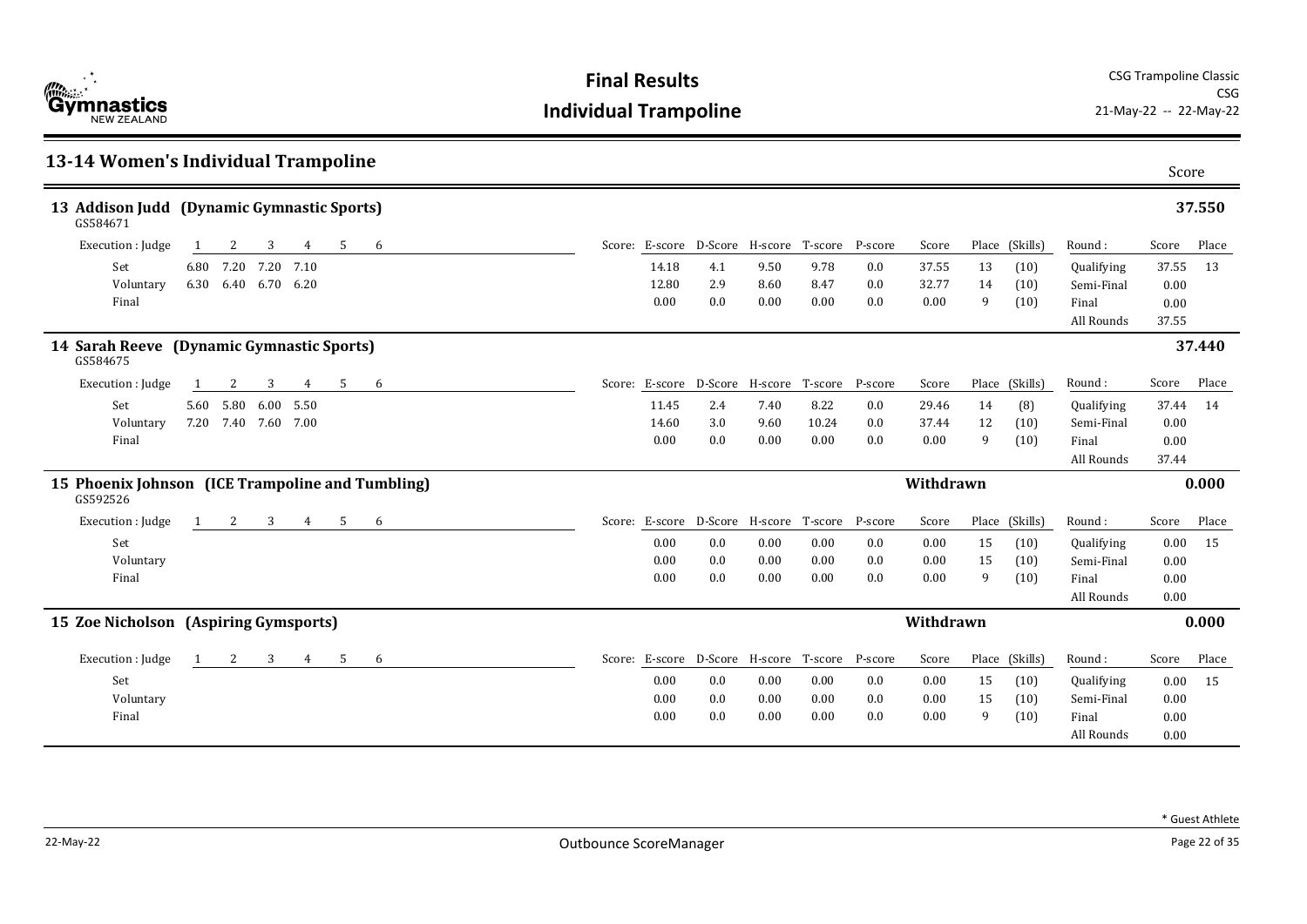## 13-14 Women's Individual Trampoline

Score

### 13 Addison Judd (Dynamic Gymnastic Sports) — 37.550

GS584671

| Execution : Judge | 1 | 2 | 3 | 4 | 5 | 6 | Score: E-score | D-Score | H-score | T-score | P-score | Score | Place | (Skills) | Round : | Score | Place |
|---|---|---|---|---|---|---|---|---|---|---|---|---|---|---|---|---|---|
| Set | 6.80 | 7.20 | 7.20 | 7.10 | | | 14.18 | 4.1 | 9.50 | 9.78 | 0.0 | 37.55 | 13 | (10) | Qualifying | 37.55 | 13 |
| Voluntary | 6.30 | 6.40 | 6.70 | 6.20 | | | 12.80 | 2.9 | 8.60 | 8.47 | 0.0 | 32.77 | 14 | (10) | Semi-Final | 0.00 | |
| Final | | | | | | | 0.00 | 0.0 | 0.00 | 0.00 | 0.0 | 0.00 | 9 | (10) | Final | 0.00 | |
| | | | | | | | | | | | | | | | All Rounds | 37.55 | |

### 14 Sarah Reeve (Dynamic Gymnastic Sports) — 37.440

GS584675

| Execution : Judge | 1 | 2 | 3 | 4 | 5 | 6 | Score: E-score | D-Score | H-score | T-score | P-score | Score | Place | (Skills) | Round : | Score | Place |
|---|---|---|---|---|---|---|---|---|---|---|---|---|---|---|---|---|---|
| Set | 5.60 | 5.80 | 6.00 | 5.50 | | | 11.45 | 2.4 | 7.40 | 8.22 | 0.0 | 29.46 | 14 | (8) | Qualifying | 37.44 | 14 |
| Voluntary | 7.20 | 7.40 | 7.60 | 7.00 | | | 14.60 | 3.0 | 9.60 | 10.24 | 0.0 | 37.44 | 12 | (10) | Semi-Final | 0.00 | |
| Final | | | | | | | 0.00 | 0.0 | 0.00 | 0.00 | 0.0 | 0.00 | 9 | (10) | Final | 0.00 | |
| | | | | | | | | | | | | | | | All Rounds | 37.44 | |

### 15 Phoenix Johnson (ICE Trampoline and Tumbling) — Withdrawn — 0.000

GS592526

| Execution : Judge | 1 | 2 | 3 | 4 | 5 | 6 | Score: E-score | D-Score | H-score | T-score | P-score | Score | Place | (Skills) | Round : | Score | Place |
|---|---|---|---|---|---|---|---|---|---|---|---|---|---|---|---|---|---|
| Set | | | | | | | 0.00 | 0.0 | 0.00 | 0.00 | 0.0 | 0.00 | 15 | (10) | Qualifying | 0.00 | 15 |
| Voluntary | | | | | | | 0.00 | 0.0 | 0.00 | 0.00 | 0.0 | 0.00 | 15 | (10) | Semi-Final | 0.00 | |
| Final | | | | | | | 0.00 | 0.0 | 0.00 | 0.00 | 0.0 | 0.00 | 9 | (10) | Final | 0.00 | |
| | | | | | | | | | | | | | | | All Rounds | 0.00 | |

### 15 Zoe Nicholson (Aspiring Gymsports) — Withdrawn — 0.000

| Execution : Judge | 1 | 2 | 3 | 4 | 5 | 6 | Score: E-score | D-Score | H-score | T-score | P-score | Score | Place | (Skills) | Round : | Score | Place |
|---|---|---|---|---|---|---|---|---|---|---|---|---|---|---|---|---|---|
| Set | | | | | | | 0.00 | 0.0 | 0.00 | 0.00 | 0.0 | 0.00 | 15 | (10) | Qualifying | 0.00 | 15 |
| Voluntary | | | | | | | 0.00 | 0.0 | 0.00 | 0.00 | 0.0 | 0.00 | 15 | (10) | Semi-Final | 0.00 | |
| Final | | | | | | | 0.00 | 0.0 | 0.00 | 0.00 | 0.0 | 0.00 | 9 | (10) | Final | 0.00 | |
| | | | | | | | | | | | | | | | All Rounds | 0.00 | |

* Guest Athlete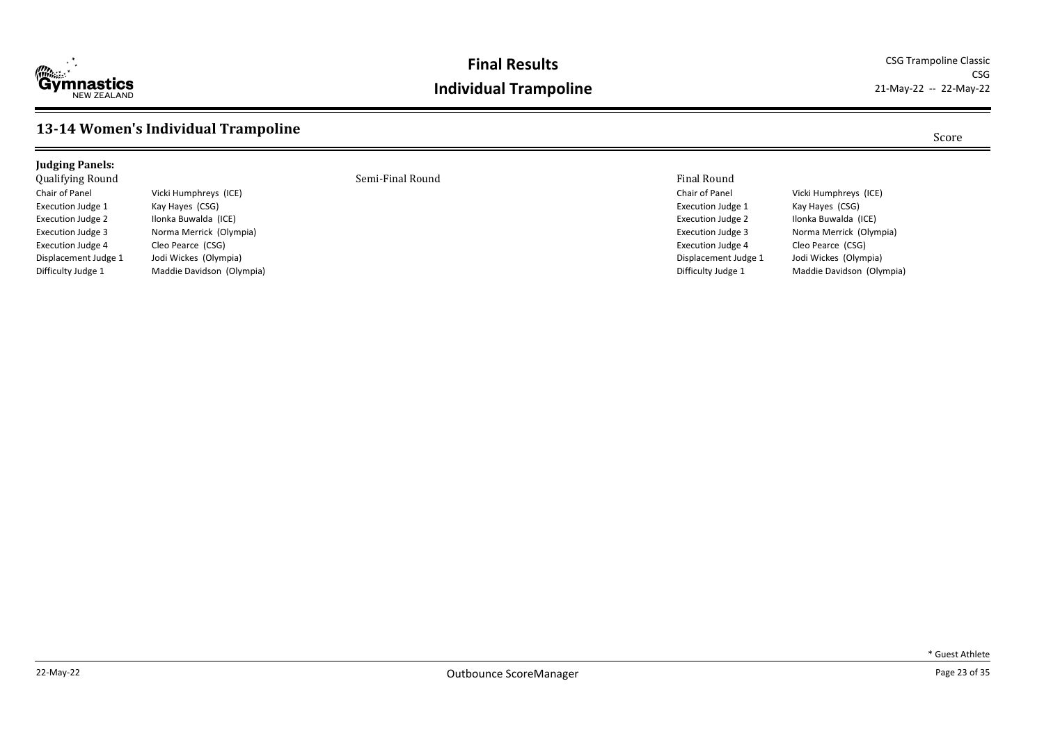## 13-14 Women's Individual Trampoline

Score

**Judging Panels:**

| Qualifying Round | | Semi-Final Round | Final Round | |
|---|---|---|---|---|
| Chair of Panel | Vicki Humphreys (ICE) | | Chair of Panel | Vicki Humphreys (ICE) |
| Execution Judge 1 | Kay Hayes (CSG) | | Execution Judge 1 | Kay Hayes (CSG) |
| Execution Judge 2 | Ilonka Buwalda (ICE) | | Execution Judge 2 | Ilonka Buwalda (ICE) |
| Execution Judge 3 | Norma Merrick (Olympia) | | Execution Judge 3 | Norma Merrick (Olympia) |
| Execution Judge 4 | Cleo Pearce (CSG) | | Execution Judge 4 | Cleo Pearce (CSG) |
| Displacement Judge 1 | Jodi Wickes (Olympia) | | Displacement Judge 1 | Jodi Wickes (Olympia) |
| Difficulty Judge 1 | Maddie Davidson (Olympia) | | Difficulty Judge 1 | Maddie Davidson (Olympia) |

* Guest Athlete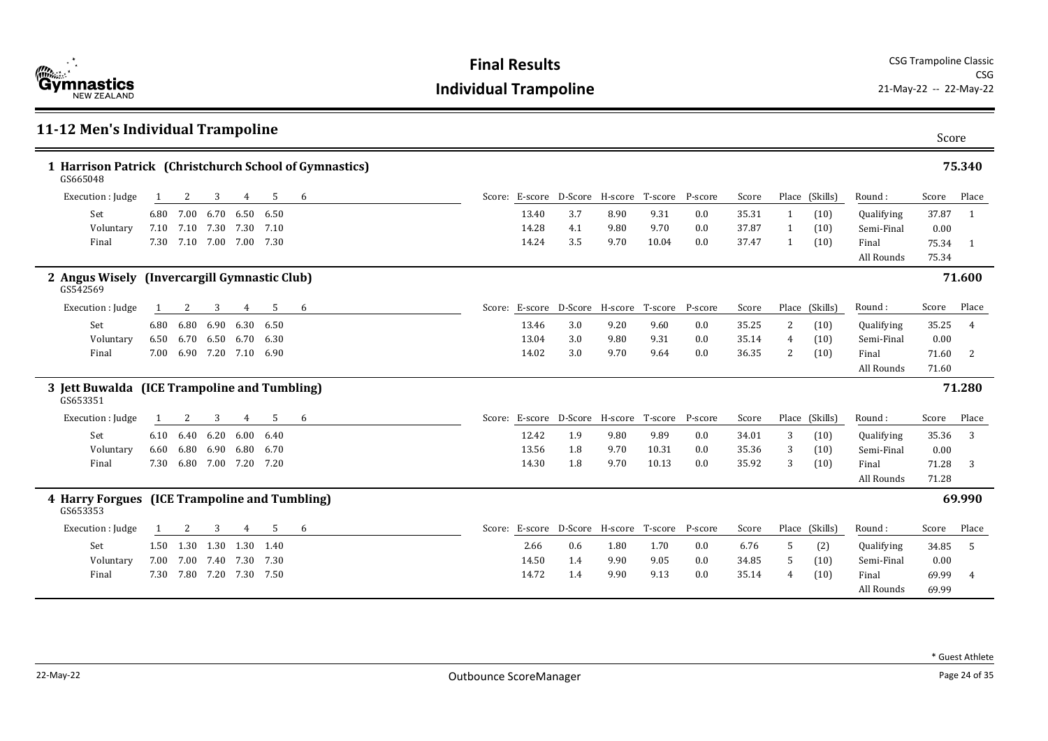# Final Results

## Individual Trampoline

CSG Trampoline Classic
CSG
21-May-22 -- 22-May-22

## 11-12 Men's Individual Trampoline

### 1 Harrison Patrick (Christchurch School of Gymnastics) — 75.340

GS665048

| Execution : Judge | 1 | 2 | 3 | 4 | 5 | 6 | E-score | D-Score | H-score | T-score | P-score | Score | Place | (Skills) | Round : | Score | Place |
|---|---|---|---|---|---|---|---|---|---|---|---|---|---|---|---|---|---|
| Set | 6.80 | 7.00 | 6.70 | 6.50 | 6.50 | | 13.40 | 3.7 | 8.90 | 9.31 | 0.0 | 35.31 | 1 | (10) | Qualifying | 37.87 | 1 |
| Voluntary | 7.10 | 7.10 | 7.30 | 7.30 | 7.10 | | 14.28 | 4.1 | 9.80 | 9.70 | 0.0 | 37.87 | 1 | (10) | Semi-Final | 0.00 | |
| Final | 7.30 | 7.10 | 7.00 | 7.00 | 7.30 | | 14.24 | 3.5 | 9.70 | 10.04 | 0.0 | 37.47 | 1 | (10) | Final | 75.34 | 1 |
| | | | | | | | | | | | | | | | All Rounds | 75.34 | |

### 2 Angus Wisely (Invercargill Gymnastic Club) — 71.600

GS542569

| Execution : Judge | 1 | 2 | 3 | 4 | 5 | 6 | E-score | D-Score | H-score | T-score | P-score | Score | Place | (Skills) | Round : | Score | Place |
|---|---|---|---|---|---|---|---|---|---|---|---|---|---|---|---|---|---|
| Set | 6.80 | 6.80 | 6.90 | 6.30 | 6.50 | | 13.46 | 3.0 | 9.20 | 9.60 | 0.0 | 35.25 | 2 | (10) | Qualifying | 35.25 | 4 |
| Voluntary | 6.50 | 6.70 | 6.50 | 6.70 | 6.30 | | 13.04 | 3.0 | 9.80 | 9.31 | 0.0 | 35.14 | 4 | (10) | Semi-Final | 0.00 | |
| Final | 7.00 | 6.90 | 7.20 | 7.10 | 6.90 | | 14.02 | 3.0 | 9.70 | 9.64 | 0.0 | 36.35 | 2 | (10) | Final | 71.60 | 2 |
| | | | | | | | | | | | | | | | All Rounds | 71.60 | |

### 3 Jett Buwalda (ICE Trampoline and Tumbling) — 71.280

GS653351

| Execution : Judge | 1 | 2 | 3 | 4 | 5 | 6 | E-score | D-Score | H-score | T-score | P-score | Score | Place | (Skills) | Round : | Score | Place |
|---|---|---|---|---|---|---|---|---|---|---|---|---|---|---|---|---|---|
| Set | 6.10 | 6.40 | 6.20 | 6.00 | 6.40 | | 12.42 | 1.9 | 9.80 | 9.89 | 0.0 | 34.01 | 3 | (10) | Qualifying | 35.36 | 3 |
| Voluntary | 6.60 | 6.80 | 6.90 | 6.80 | 6.70 | | 13.56 | 1.8 | 9.70 | 10.31 | 0.0 | 35.36 | 3 | (10) | Semi-Final | 0.00 | |
| Final | 7.30 | 6.80 | 7.00 | 7.20 | 7.20 | | 14.30 | 1.8 | 9.70 | 10.13 | 0.0 | 35.92 | 3 | (10) | Final | 71.28 | 3 |
| | | | | | | | | | | | | | | | All Rounds | 71.28 | |

### 4 Harry Forgues (ICE Trampoline and Tumbling) — 69.990

GS653353

| Execution : Judge | 1 | 2 | 3 | 4 | 5 | 6 | E-score | D-Score | H-score | T-score | P-score | Score | Place | (Skills) | Round : | Score | Place |
|---|---|---|---|---|---|---|---|---|---|---|---|---|---|---|---|---|---|
| Set | 1.50 | 1.30 | 1.30 | 1.30 | 1.40 | | 2.66 | 0.6 | 1.80 | 1.70 | 0.0 | 6.76 | 5 | (2) | Qualifying | 34.85 | 5 |
| Voluntary | 7.00 | 7.00 | 7.40 | 7.30 | 7.30 | | 14.50 | 1.4 | 9.90 | 9.05 | 0.0 | 34.85 | 5 | (10) | Semi-Final | 0.00 | |
| Final | 7.30 | 7.80 | 7.20 | 7.30 | 7.50 | | 14.72 | 1.4 | 9.90 | 9.13 | 0.0 | 35.14 | 4 | (10) | Final | 69.99 | 4 |
| | | | | | | | | | | | | | | | All Rounds | 69.99 | |

\* Guest Athlete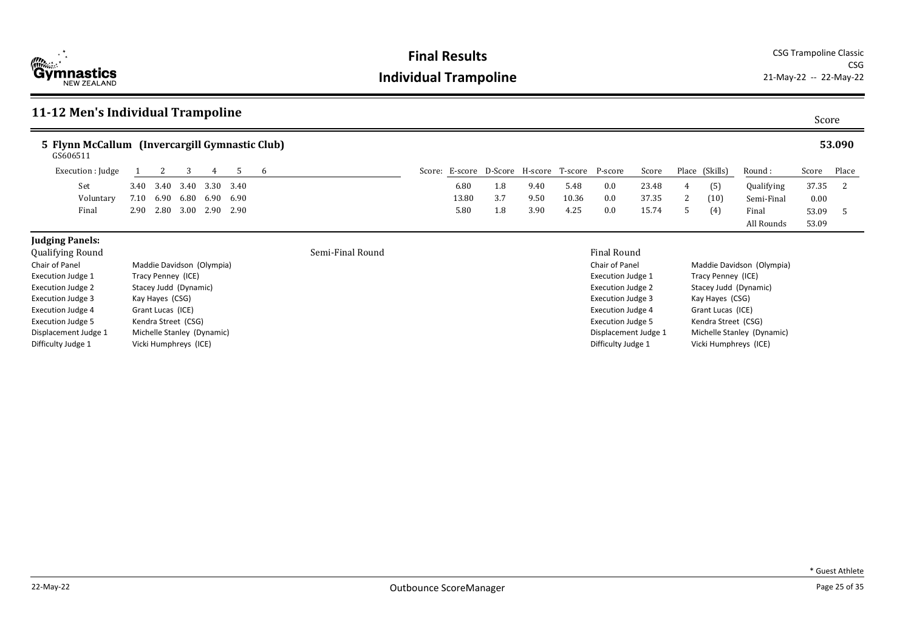# Final Results
## Individual Trampoline

CSG Trampoline Classic
CSG
21-May-22 -- 22-May-22

## 11-12 Men's Individual Trampoline

Score

### 5 Flynn McCallum (Invercargill Gymnastic Club) — 53.090

GS606511

| Execution : Judge | 1 | 2 | 3 | 4 | 5 | 6 | Score: E-score | D-Score | H-score | T-score | P-score | Score | Place | (Skills) | Round : | Score | Place |
|---|---|---|---|---|---|---|---|---|---|---|---|---|---|---|---|---|---|
| Set | 3.40 | 3.40 | 3.40 | 3.30 | 3.40 | | 6.80 | 1.8 | 9.40 | 5.48 | 0.0 | 23.48 | 4 | (5) | Qualifying | 37.35 | 2 |
| Voluntary | 7.10 | 6.90 | 6.80 | 6.90 | 6.90 | | 13.80 | 3.7 | 9.50 | 10.36 | 0.0 | 37.35 | 2 | (10) | Semi-Final | 0.00 | |
| Final | 2.90 | 2.80 | 3.00 | 2.90 | 2.90 | | 5.80 | 1.8 | 3.90 | 4.25 | 0.0 | 15.74 | 5 | (4) | Final | 53.09 | 5 |
| | | | | | | | | | | | | | | | All Rounds | 53.09 | |

**Judging Panels:**

**Qualifying Round**

| Role | Judge |
|---|---|
| Chair of Panel | Maddie Davidson (Olympia) |
| Execution Judge 1 | Tracy Penney (ICE) |
| Execution Judge 2 | Stacey Judd (Dynamic) |
| Execution Judge 3 | Kay Hayes (CSG) |
| Execution Judge 4 | Grant Lucas (ICE) |
| Execution Judge 5 | Kendra Street (CSG) |
| Displacement Judge 1 | Michelle Stanley (Dynamic) |
| Difficulty Judge 1 | Vicki Humphreys (ICE) |

**Semi-Final Round**

**Final Round**

| Role | Judge |
|---|---|
| Chair of Panel | Maddie Davidson (Olympia) |
| Execution Judge 1 | Tracy Penney (ICE) |
| Execution Judge 2 | Stacey Judd (Dynamic) |
| Execution Judge 3 | Kay Hayes (CSG) |
| Execution Judge 4 | Grant Lucas (ICE) |
| Execution Judge 5 | Kendra Street (CSG) |
| Displacement Judge 1 | Michelle Stanley (Dynamic) |
| Difficulty Judge 1 | Vicki Humphreys (ICE) |

* Guest Athlete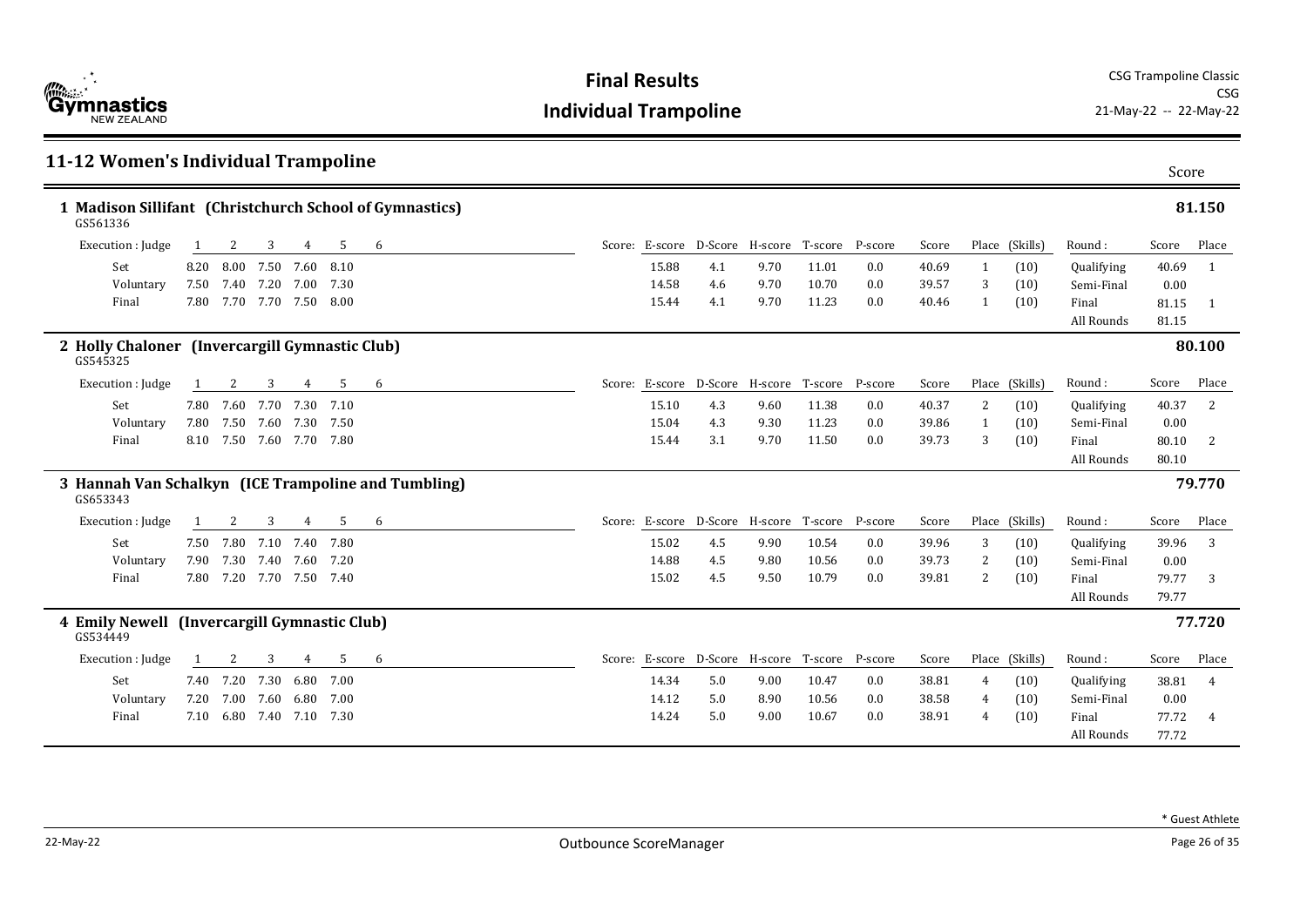# Final Results

## Individual Trampoline

CSG Trampoline Classic
CSG
21-May-22 -- 22-May-22

## 11-12 Women's Individual Trampoline

### 1 Madison Sillifant (Christchurch School of Gymnastics) — 81.150

GS561336

| Execution : Judge | 1 | 2 | 3 | 4 | 5 | 6 | E-score | D-Score | H-score | T-score | P-score | Score | Place | (Skills) | Round : | Score | Place |
|---|---|---|---|---|---|---|---|---|---|---|---|---|---|---|---|---|---|
| Set | 8.20 | 8.00 | 7.50 | 7.60 | 8.10 | | 15.88 | 4.1 | 9.70 | 11.01 | 0.0 | 40.69 | 1 | (10) | Qualifying | 40.69 | 1 |
| Voluntary | 7.50 | 7.40 | 7.20 | 7.00 | 7.30 | | 14.58 | 4.6 | 9.70 | 10.70 | 0.0 | 39.57 | 3 | (10) | Semi-Final | 0.00 | |
| Final | 7.80 | 7.70 | 7.70 | 7.50 | 8.00 | | 15.44 | 4.1 | 9.70 | 11.23 | 0.0 | 40.46 | 1 | (10) | Final | 81.15 | 1 |
| | | | | | | | | | | | | | | | All Rounds | 81.15 | |

### 2 Holly Chaloner (Invercargill Gymnastic Club) — 80.100

GS545325

| Execution : Judge | 1 | 2 | 3 | 4 | 5 | 6 | E-score | D-Score | H-score | T-score | P-score | Score | Place | (Skills) | Round : | Score | Place |
|---|---|---|---|---|---|---|---|---|---|---|---|---|---|---|---|---|---|
| Set | 7.80 | 7.60 | 7.70 | 7.30 | 7.10 | | 15.10 | 4.3 | 9.60 | 11.38 | 0.0 | 40.37 | 2 | (10) | Qualifying | 40.37 | 2 |
| Voluntary | 7.80 | 7.50 | 7.60 | 7.30 | 7.50 | | 15.04 | 4.3 | 9.30 | 11.23 | 0.0 | 39.86 | 1 | (10) | Semi-Final | 0.00 | |
| Final | 8.10 | 7.50 | 7.60 | 7.70 | 7.80 | | 15.44 | 3.1 | 9.70 | 11.50 | 0.0 | 39.73 | 3 | (10) | Final | 80.10 | 2 |
| | | | | | | | | | | | | | | | All Rounds | 80.10 | |

### 3 Hannah Van Schalkyn (ICE Trampoline and Tumbling) — 79.770

GS653343

| Execution : Judge | 1 | 2 | 3 | 4 | 5 | 6 | E-score | D-Score | H-score | T-score | P-score | Score | Place | (Skills) | Round : | Score | Place |
|---|---|---|---|---|---|---|---|---|---|---|---|---|---|---|---|---|---|
| Set | 7.50 | 7.80 | 7.10 | 7.40 | 7.80 | | 15.02 | 4.5 | 9.90 | 10.54 | 0.0 | 39.96 | 3 | (10) | Qualifying | 39.96 | 3 |
| Voluntary | 7.90 | 7.30 | 7.40 | 7.60 | 7.20 | | 14.88 | 4.5 | 9.80 | 10.56 | 0.0 | 39.73 | 2 | (10) | Semi-Final | 0.00 | |
| Final | 7.80 | 7.20 | 7.70 | 7.50 | 7.40 | | 15.02 | 4.5 | 9.50 | 10.79 | 0.0 | 39.81 | 2 | (10) | Final | 79.77 | 3 |
| | | | | | | | | | | | | | | | All Rounds | 79.77 | |

### 4 Emily Newell (Invercargill Gymnastic Club) — 77.720

GS534449

| Execution : Judge | 1 | 2 | 3 | 4 | 5 | 6 | E-score | D-Score | H-score | T-score | P-score | Score | Place | (Skills) | Round : | Score | Place |
|---|---|---|---|---|---|---|---|---|---|---|---|---|---|---|---|---|---|
| Set | 7.40 | 7.20 | 7.30 | 6.80 | 7.00 | | 14.34 | 5.0 | 9.00 | 10.47 | 0.0 | 38.81 | 4 | (10) | Qualifying | 38.81 | 4 |
| Voluntary | 7.20 | 7.00 | 7.60 | 6.80 | 7.00 | | 14.12 | 5.0 | 8.90 | 10.56 | 0.0 | 38.58 | 4 | (10) | Semi-Final | 0.00 | |
| Final | 7.10 | 6.80 | 7.40 | 7.10 | 7.30 | | 14.24 | 5.0 | 9.00 | 10.67 | 0.0 | 38.91 | 4 | (10) | Final | 77.72 | 4 |
| | | | | | | | | | | | | | | | All Rounds | 77.72 | |

\* Guest Athlete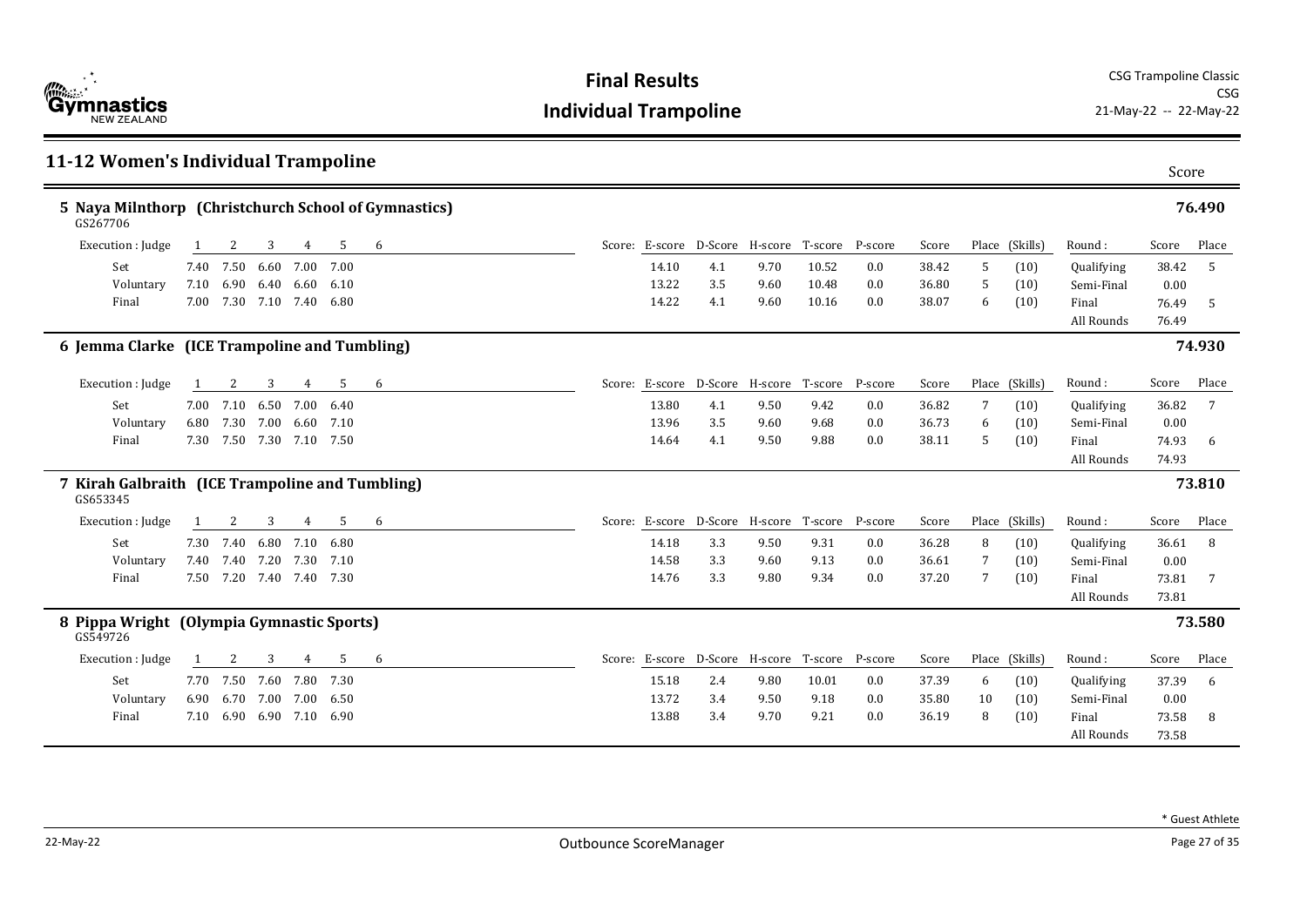# Final Results

## Individual Trampoline

CSG Trampoline Classic
CSG
21-May-22 -- 22-May-22

## 11-12 Women's Individual Trampoline

### 5 Naya Milnthorp (Christchurch School of Gymnastics) — 76.490

GS267706

| Execution : Judge | 1 | 2 | 3 | 4 | 5 | 6 | Score: E-score | D-Score | H-score | T-score | P-score | Score | Place | (Skills) | Round : | Score | Place |
|---|---|---|---|---|---|---|---|---|---|---|---|---|---|---|---|---|---|
| Set | 7.40 | 7.50 | 6.60 | 7.00 | 7.00 | | 14.10 | 4.1 | 9.70 | 10.52 | 0.0 | 38.42 | 5 | (10) | Qualifying | 38.42 | 5 |
| Voluntary | 7.10 | 6.90 | 6.40 | 6.60 | 6.10 | | 13.22 | 3.5 | 9.60 | 10.48 | 0.0 | 36.80 | 5 | (10) | Semi-Final | 0.00 | |
| Final | 7.00 | 7.30 | 7.10 | 7.40 | 6.80 | | 14.22 | 4.1 | 9.60 | 10.16 | 0.0 | 38.07 | 6 | (10) | Final | 76.49 | 5 |
| | | | | | | | | | | | | | | | All Rounds | 76.49 | |

### 6 Jemma Clarke (ICE Trampoline and Tumbling) — 74.930

| Execution : Judge | 1 | 2 | 3 | 4 | 5 | 6 | Score: E-score | D-Score | H-score | T-score | P-score | Score | Place | (Skills) | Round : | Score | Place |
|---|---|---|---|---|---|---|---|---|---|---|---|---|---|---|---|---|---|
| Set | 7.00 | 7.10 | 6.50 | 7.00 | 6.40 | | 13.80 | 4.1 | 9.50 | 9.42 | 0.0 | 36.82 | 7 | (10) | Qualifying | 36.82 | 7 |
| Voluntary | 6.80 | 7.30 | 7.00 | 6.60 | 7.10 | | 13.96 | 3.5 | 9.60 | 9.68 | 0.0 | 36.73 | 6 | (10) | Semi-Final | 0.00 | |
| Final | 7.30 | 7.50 | 7.30 | 7.10 | 7.50 | | 14.64 | 4.1 | 9.50 | 9.88 | 0.0 | 38.11 | 5 | (10) | Final | 74.93 | 6 |
| | | | | | | | | | | | | | | | All Rounds | 74.93 | |

### 7 Kirah Galbraith (ICE Trampoline and Tumbling) — 73.810

GS653345

| Execution : Judge | 1 | 2 | 3 | 4 | 5 | 6 | Score: E-score | D-Score | H-score | T-score | P-score | Score | Place | (Skills) | Round : | Score | Place |
|---|---|---|---|---|---|---|---|---|---|---|---|---|---|---|---|---|---|
| Set | 7.30 | 7.40 | 6.80 | 7.10 | 6.80 | | 14.18 | 3.3 | 9.50 | 9.31 | 0.0 | 36.28 | 8 | (10) | Qualifying | 36.61 | 8 |
| Voluntary | 7.40 | 7.40 | 7.20 | 7.30 | 7.10 | | 14.58 | 3.3 | 9.60 | 9.13 | 0.0 | 36.61 | 7 | (10) | Semi-Final | 0.00 | |
| Final | 7.50 | 7.20 | 7.40 | 7.40 | 7.30 | | 14.76 | 3.3 | 9.80 | 9.34 | 0.0 | 37.20 | 7 | (10) | Final | 73.81 | 7 |
| | | | | | | | | | | | | | | | All Rounds | 73.81 | |

### 8 Pippa Wright (Olympia Gymnastic Sports) — 73.580

GS549726

| Execution : Judge | 1 | 2 | 3 | 4 | 5 | 6 | Score: E-score | D-Score | H-score | T-score | P-score | Score | Place | (Skills) | Round : | Score | Place |
|---|---|---|---|---|---|---|---|---|---|---|---|---|---|---|---|---|---|
| Set | 7.70 | 7.50 | 7.60 | 7.80 | 7.30 | | 15.18 | 2.4 | 9.80 | 10.01 | 0.0 | 37.39 | 6 | (10) | Qualifying | 37.39 | 6 |
| Voluntary | 6.90 | 6.70 | 7.00 | 7.00 | 6.50 | | 13.72 | 3.4 | 9.50 | 9.18 | 0.0 | 35.80 | 10 | (10) | Semi-Final | 0.00 | |
| Final | 7.10 | 6.90 | 6.90 | 7.10 | 6.90 | | 13.88 | 3.4 | 9.70 | 9.21 | 0.0 | 36.19 | 8 | (10) | Final | 73.58 | 8 |
| | | | | | | | | | | | | | | | All Rounds | 73.58 | |

* Guest Athlete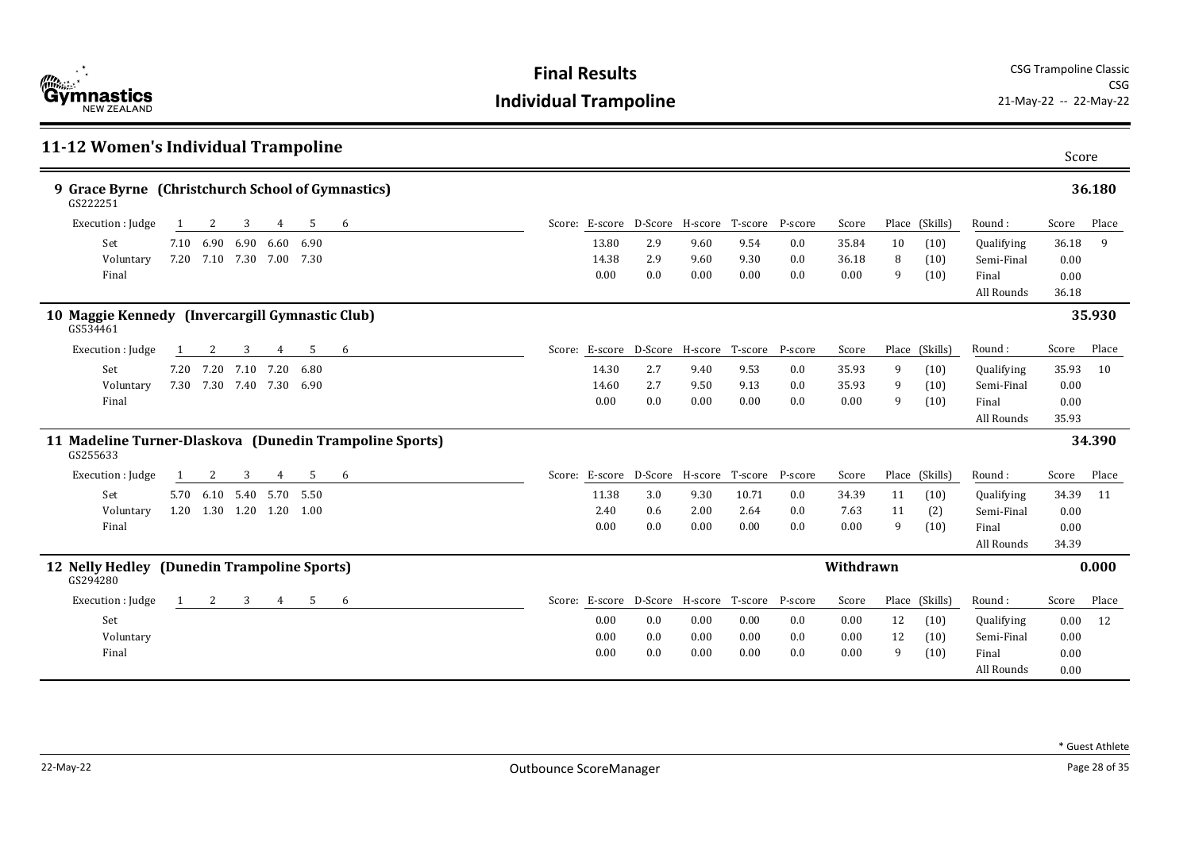## 11-12 Women's Individual Trampoline

Score

### 9 Grace Byrne (Christchurch School of Gymnastics) — 36.180

GS222251

| Execution : Judge | 1 | 2 | 3 | 4 | 5 | 6 | E-score | D-Score | H-score | T-score | P-score | Score | Place | (Skills) | Round : | Score | Place |
|---|---|---|---|---|---|---|---|---|---|---|---|---|---|---|---|---|---|
| Set | 7.10 | 6.90 | 6.90 | 6.60 | 6.90 | | 13.80 | 2.9 | 9.60 | 9.54 | 0.0 | 35.84 | 10 | (10) | Qualifying | 36.18 | 9 |
| Voluntary | 7.20 | 7.10 | 7.30 | 7.00 | 7.30 | | 14.38 | 2.9 | 9.60 | 9.30 | 0.0 | 36.18 | 8 | (10) | Semi-Final | 0.00 | |
| Final | | | | | | | 0.00 | 0.0 | 0.00 | 0.00 | 0.0 | 0.00 | 9 | (10) | Final | 0.00 | |
| | | | | | | | | | | | | | | | All Rounds | 36.18 | |

### 10 Maggie Kennedy (Invercargill Gymnastic Club) — 35.930

GS534461

| Execution : Judge | 1 | 2 | 3 | 4 | 5 | 6 | E-score | D-Score | H-score | T-score | P-score | Score | Place | (Skills) | Round : | Score | Place |
|---|---|---|---|---|---|---|---|---|---|---|---|---|---|---|---|---|---|
| Set | 7.20 | 7.20 | 7.10 | 7.20 | 6.80 | | 14.30 | 2.7 | 9.40 | 9.53 | 0.0 | 35.93 | 9 | (10) | Qualifying | 35.93 | 10 |
| Voluntary | 7.30 | 7.30 | 7.40 | 7.30 | 6.90 | | 14.60 | 2.7 | 9.50 | 9.13 | 0.0 | 35.93 | 9 | (10) | Semi-Final | 0.00 | |
| Final | | | | | | | 0.00 | 0.0 | 0.00 | 0.00 | 0.0 | 0.00 | 9 | (10) | Final | 0.00 | |
| | | | | | | | | | | | | | | | All Rounds | 35.93 | |

### 11 Madeline Turner-Dlaskova (Dunedin Trampoline Sports) — 34.390

GS255633

| Execution : Judge | 1 | 2 | 3 | 4 | 5 | 6 | E-score | D-Score | H-score | T-score | P-score | Score | Place | (Skills) | Round : | Score | Place |
|---|---|---|---|---|---|---|---|---|---|---|---|---|---|---|---|---|---|
| Set | 5.70 | 6.10 | 5.40 | 5.70 | 5.50 | | 11.38 | 3.0 | 9.30 | 10.71 | 0.0 | 34.39 | 11 | (10) | Qualifying | 34.39 | 11 |
| Voluntary | 1.20 | 1.30 | 1.20 | 1.20 | 1.00 | | 2.40 | 0.6 | 2.00 | 2.64 | 0.0 | 7.63 | 11 | (2) | Semi-Final | 0.00 | |
| Final | | | | | | | 0.00 | 0.0 | 0.00 | 0.00 | 0.0 | 0.00 | 9 | (10) | Final | 0.00 | |
| | | | | | | | | | | | | | | | All Rounds | 34.39 | |

### 12 Nelly Hedley (Dunedin Trampoline Sports) — Withdrawn — 0.000

GS294280

| Execution : Judge | 1 | 2 | 3 | 4 | 5 | 6 | E-score | D-Score | H-score | T-score | P-score | Score | Place | (Skills) | Round : | Score | Place |
|---|---|---|---|---|---|---|---|---|---|---|---|---|---|---|---|---|---|
| Set | | | | | | | 0.00 | 0.0 | 0.00 | 0.00 | 0.0 | 0.00 | 12 | (10) | Qualifying | 0.00 | 12 |
| Voluntary | | | | | | | 0.00 | 0.0 | 0.00 | 0.00 | 0.0 | 0.00 | 12 | (10) | Semi-Final | 0.00 | |
| Final | | | | | | | 0.00 | 0.0 | 0.00 | 0.00 | 0.0 | 0.00 | 9 | (10) | Final | 0.00 | |
| | | | | | | | | | | | | | | | All Rounds | 0.00 | |

\* Guest Athlete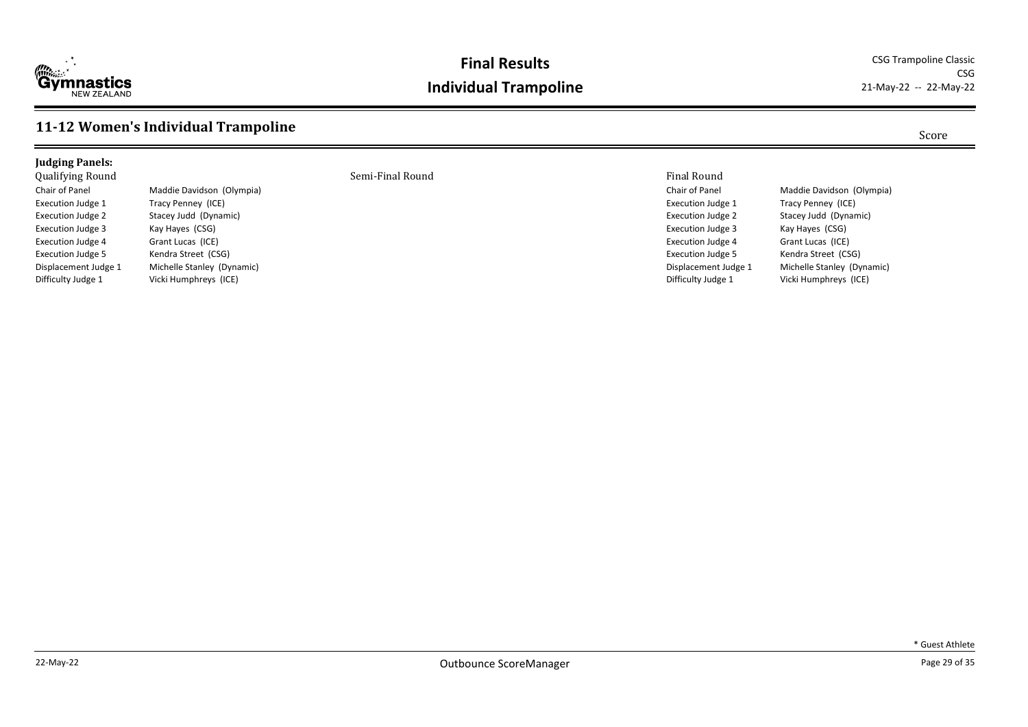## 11-12 Women's Individual Trampoline

Score

**Judging Panels:**

| Qualifying Round | | Semi-Final Round | Final Round | |
|---|---|---|---|---|
| Chair of Panel | Maddie Davidson (Olympia) | | Chair of Panel | Maddie Davidson (Olympia) |
| Execution Judge 1 | Tracy Penney (ICE) | | Execution Judge 1 | Tracy Penney (ICE) |
| Execution Judge 2 | Stacey Judd (Dynamic) | | Execution Judge 2 | Stacey Judd (Dynamic) |
| Execution Judge 3 | Kay Hayes (CSG) | | Execution Judge 3 | Kay Hayes (CSG) |
| Execution Judge 4 | Grant Lucas (ICE) | | Execution Judge 4 | Grant Lucas (ICE) |
| Execution Judge 5 | Kendra Street (CSG) | | Execution Judge 5 | Kendra Street (CSG) |
| Displacement Judge 1 | Michelle Stanley (Dynamic) | | Displacement Judge 1 | Michelle Stanley (Dynamic) |
| Difficulty Judge 1 | Vicki Humphreys (ICE) | | Difficulty Judge 1 | Vicki Humphreys (ICE) |

* Guest Athlete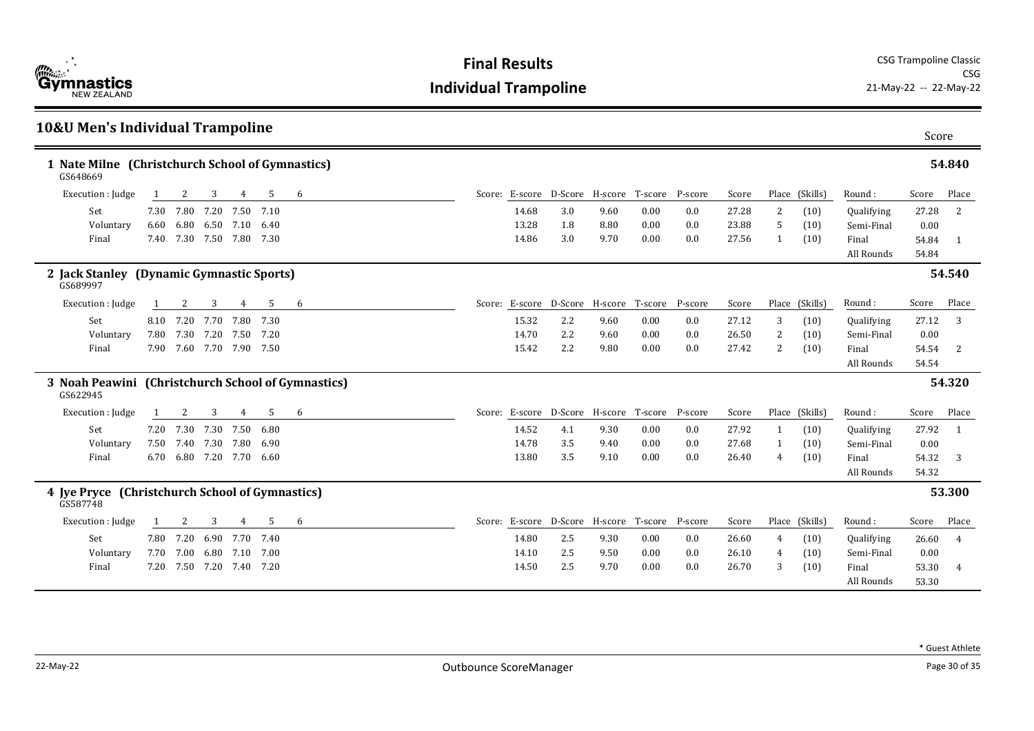# Final Results

## Individual Trampoline

CSG Trampoline Classic
CSG
21-May-22 -- 22-May-22

## 10&U Men's Individual Trampoline

Score

### 1 Nate Milne (Christchurch School of Gymnastics) — 54.840

GS648669

| Execution : Judge | 1 | 2 | 3 | 4 | 5 | 6 | E-score | D-Score | H-score | T-score | P-score | Score | Place | (Skills) | Round : | Score | Place |
|---|---|---|---|---|---|---|---|---|---|---|---|---|---|---|---|---|---|
| Set | 7.30 | 7.80 | 7.20 | 7.50 | 7.10 | | 14.68 | 3.0 | 9.60 | 0.00 | 0.0 | 27.28 | 2 | (10) | Qualifying | 27.28 | 2 |
| Voluntary | 6.60 | 6.80 | 6.50 | 7.10 | 6.40 | | 13.28 | 1.8 | 8.80 | 0.00 | 0.0 | 23.88 | 5 | (10) | Semi-Final | 0.00 | |
| Final | 7.40 | 7.30 | 7.50 | 7.80 | 7.30 | | 14.86 | 3.0 | 9.70 | 0.00 | 0.0 | 27.56 | 1 | (10) | Final | 54.84 | 1 |
| | | | | | | | | | | | | | | | All Rounds | 54.84 | |

### 2 Jack Stanley (Dynamic Gymnastic Sports) — 54.540

GS689997

| Execution : Judge | 1 | 2 | 3 | 4 | 5 | 6 | E-score | D-Score | H-score | T-score | P-score | Score | Place | (Skills) | Round : | Score | Place |
|---|---|---|---|---|---|---|---|---|---|---|---|---|---|---|---|---|---|
| Set | 8.10 | 7.20 | 7.70 | 7.80 | 7.30 | | 15.32 | 2.2 | 9.60 | 0.00 | 0.0 | 27.12 | 3 | (10) | Qualifying | 27.12 | 3 |
| Voluntary | 7.80 | 7.30 | 7.20 | 7.50 | 7.20 | | 14.70 | 2.2 | 9.60 | 0.00 | 0.0 | 26.50 | 2 | (10) | Semi-Final | 0.00 | |
| Final | 7.90 | 7.60 | 7.70 | 7.90 | 7.50 | | 15.42 | 2.2 | 9.80 | 0.00 | 0.0 | 27.42 | 2 | (10) | Final | 54.54 | 2 |
| | | | | | | | | | | | | | | | All Rounds | 54.54 | |

### 3 Noah Peawini (Christchurch School of Gymnastics) — 54.320

GS622945

| Execution : Judge | 1 | 2 | 3 | 4 | 5 | 6 | E-score | D-Score | H-score | T-score | P-score | Score | Place | (Skills) | Round : | Score | Place |
|---|---|---|---|---|---|---|---|---|---|---|---|---|---|---|---|---|---|
| Set | 7.20 | 7.30 | 7.30 | 7.50 | 6.80 | | 14.52 | 4.1 | 9.30 | 0.00 | 0.0 | 27.92 | 1 | (10) | Qualifying | 27.92 | 1 |
| Voluntary | 7.50 | 7.40 | 7.30 | 7.80 | 6.90 | | 14.78 | 3.5 | 9.40 | 0.00 | 0.0 | 27.68 | 1 | (10) | Semi-Final | 0.00 | |
| Final | 6.70 | 6.80 | 7.20 | 7.70 | 6.60 | | 13.80 | 3.5 | 9.10 | 0.00 | 0.0 | 26.40 | 4 | (10) | Final | 54.32 | 3 |
| | | | | | | | | | | | | | | | All Rounds | 54.32 | |

### 4 Jye Pryce (Christchurch School of Gymnastics) — 53.300

GS587748

| Execution : Judge | 1 | 2 | 3 | 4 | 5 | 6 | E-score | D-Score | H-score | T-score | P-score | Score | Place | (Skills) | Round : | Score | Place |
|---|---|---|---|---|---|---|---|---|---|---|---|---|---|---|---|---|---|
| Set | 7.80 | 7.20 | 6.90 | 7.70 | 7.40 | | 14.80 | 2.5 | 9.30 | 0.00 | 0.0 | 26.60 | 4 | (10) | Qualifying | 26.60 | 4 |
| Voluntary | 7.70 | 7.00 | 6.80 | 7.10 | 7.00 | | 14.10 | 2.5 | 9.50 | 0.00 | 0.0 | 26.10 | 4 | (10) | Semi-Final | 0.00 | |
| Final | 7.20 | 7.50 | 7.20 | 7.40 | 7.20 | | 14.50 | 2.5 | 9.70 | 0.00 | 0.0 | 26.70 | 3 | (10) | Final | 53.30 | 4 |
| | | | | | | | | | | | | | | | All Rounds | 53.30 | |

* Guest Athlete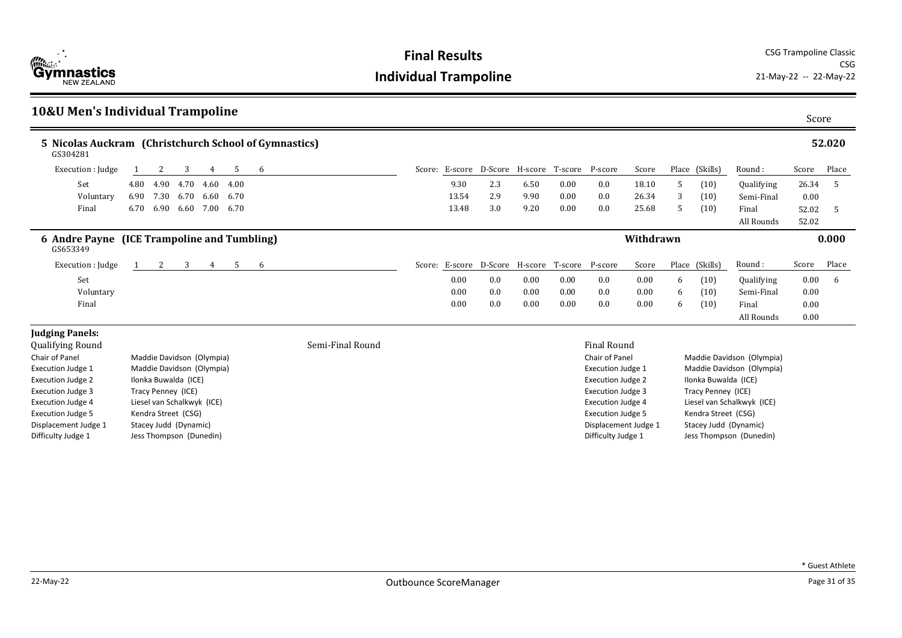# Final Results

## Individual Trampoline

CSG Trampoline Classic
CSG
21-May-22 -- 22-May-22

## 10&U Men's Individual Trampoline

Score

### 5 Nicolas Auckram (Christchurch School of Gymnastics) — 52.020

GS304281

| Execution : Judge | 1 | 2 | 3 | 4 | 5 | 6 | Score: E-score | D-Score | H-score | T-score | P-score | Score | Place | (Skills) | Round : | Score | Place |
|---|---|---|---|---|---|---|---|---|---|---|---|---|---|---|---|---|---|
| Set | 4.80 | 4.90 | 4.70 | 4.60 | 4.00 | | 9.30 | 2.3 | 6.50 | 0.00 | 0.0 | 18.10 | 5 | (10) | Qualifying | 26.34 | 5 |
| Voluntary | 6.90 | 7.30 | 6.70 | 6.60 | 6.70 | | 13.54 | 2.9 | 9.90 | 0.00 | 0.0 | 26.34 | 3 | (10) | Semi-Final | 0.00 | |
| Final | 6.70 | 6.90 | 6.60 | 7.00 | 6.70 | | 13.48 | 3.0 | 9.20 | 0.00 | 0.0 | 25.68 | 5 | (10) | Final | 52.02 | 5 |
| | | | | | | | | | | | | | | | All Rounds | 52.02 | |

### 6 Andre Payne (ICE Trampoline and Tumbling) — Withdrawn — 0.000

GS653349

| Execution : Judge | 1 | 2 | 3 | 4 | 5 | 6 | Score: E-score | D-Score | H-score | T-score | P-score | Score | Place | (Skills) | Round : | Score | Place |
|---|---|---|---|---|---|---|---|---|---|---|---|---|---|---|---|---|---|
| Set | | | | | | | 0.00 | 0.0 | 0.00 | 0.00 | 0.0 | 0.00 | 6 | (10) | Qualifying | 0.00 | 6 |
| Voluntary | | | | | | | 0.00 | 0.0 | 0.00 | 0.00 | 0.0 | 0.00 | 6 | (10) | Semi-Final | 0.00 | |
| Final | | | | | | | 0.00 | 0.0 | 0.00 | 0.00 | 0.0 | 0.00 | 6 | (10) | Final | 0.00 | |
| | | | | | | | | | | | | | | | All Rounds | 0.00 | |

**Judging Panels:**

**Qualifying Round**

| Role | Judge |
|---|---|
| Chair of Panel | Maddie Davidson (Olympia) |
| Execution Judge 1 | Maddie Davidson (Olympia) |
| Execution Judge 2 | Ilonka Buwalda (ICE) |
| Execution Judge 3 | Tracy Penney (ICE) |
| Execution Judge 4 | Liesel van Schalkwyk (ICE) |
| Execution Judge 5 | Kendra Street (CSG) |
| Displacement Judge 1 | Stacey Judd (Dynamic) |
| Difficulty Judge 1 | Jess Thompson (Dunedin) |

**Semi-Final Round**

**Final Round**

| Role | Judge |
|---|---|
| Chair of Panel | Maddie Davidson (Olympia) |
| Execution Judge 1 | Maddie Davidson (Olympia) |
| Execution Judge 2 | Ilonka Buwalda (ICE) |
| Execution Judge 3 | Tracy Penney (ICE) |
| Execution Judge 4 | Liesel van Schalkwyk (ICE) |
| Execution Judge 5 | Kendra Street (CSG) |
| Displacement Judge 1 | Stacey Judd (Dynamic) |
| Difficulty Judge 1 | Jess Thompson (Dunedin) |

\* Guest Athlete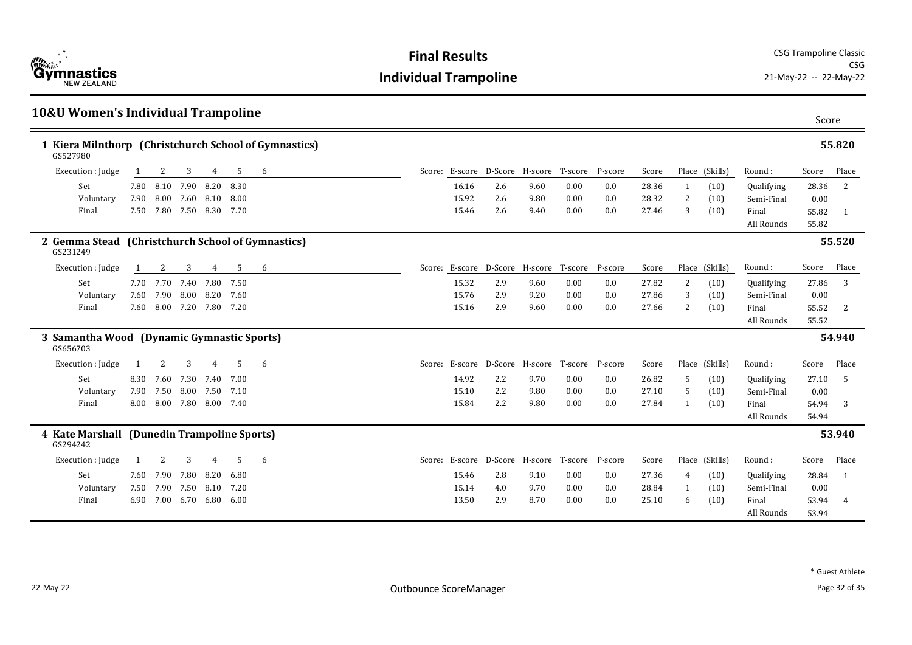# Final Results
## Individual Trampoline

CSG Trampoline Classic
CSG
21-May-22 -- 22-May-22

## 10&U Women's Individual Trampoline

Score

### 1 Kiera Milnthorp (Christchurch School of Gymnastics) — 55.820
GS527980

| Execution : Judge | 1 | 2 | 3 | 4 | 5 | 6 | E-score | D-Score | H-score | T-score | P-score | Score | Place | (Skills) | Round : | Score | Place |
|---|---|---|---|---|---|---|---|---|---|---|---|---|---|---|---|---|---|
| Set | 7.80 | 8.10 | 7.90 | 8.20 | 8.30 | | 16.16 | 2.6 | 9.60 | 0.00 | 0.0 | 28.36 | 1 | (10) | Qualifying | 28.36 | 2 |
| Voluntary | 7.90 | 8.00 | 7.60 | 8.10 | 8.00 | | 15.92 | 2.6 | 9.80 | 0.00 | 0.0 | 28.32 | 2 | (10) | Semi-Final | 0.00 | |
| Final | 7.50 | 7.80 | 7.50 | 8.30 | 7.70 | | 15.46 | 2.6 | 9.40 | 0.00 | 0.0 | 27.46 | 3 | (10) | Final | 55.82 | 1 |
| | | | | | | | | | | | | | | | All Rounds | 55.82 | |

### 2 Gemma Stead (Christchurch School of Gymnastics) — 55.520
GS231249

| Execution : Judge | 1 | 2 | 3 | 4 | 5 | 6 | E-score | D-Score | H-score | T-score | P-score | Score | Place | (Skills) | Round : | Score | Place |
|---|---|---|---|---|---|---|---|---|---|---|---|---|---|---|---|---|---|
| Set | 7.70 | 7.70 | 7.40 | 7.80 | 7.50 | | 15.32 | 2.9 | 9.60 | 0.00 | 0.0 | 27.82 | 2 | (10) | Qualifying | 27.86 | 3 |
| Voluntary | 7.60 | 7.90 | 8.00 | 8.20 | 7.60 | | 15.76 | 2.9 | 9.20 | 0.00 | 0.0 | 27.86 | 3 | (10) | Semi-Final | 0.00 | |
| Final | 7.60 | 8.00 | 7.20 | 7.80 | 7.20 | | 15.16 | 2.9 | 9.60 | 0.00 | 0.0 | 27.66 | 2 | (10) | Final | 55.52 | 2 |
| | | | | | | | | | | | | | | | All Rounds | 55.52 | |

### 3 Samantha Wood (Dynamic Gymnastic Sports) — 54.940
GS656703

| Execution : Judge | 1 | 2 | 3 | 4 | 5 | 6 | E-score | D-Score | H-score | T-score | P-score | Score | Place | (Skills) | Round : | Score | Place |
|---|---|---|---|---|---|---|---|---|---|---|---|---|---|---|---|---|---|
| Set | 8.30 | 7.60 | 7.30 | 7.40 | 7.00 | | 14.92 | 2.2 | 9.70 | 0.00 | 0.0 | 26.82 | 5 | (10) | Qualifying | 27.10 | 5 |
| Voluntary | 7.90 | 7.50 | 8.00 | 7.50 | 7.10 | | 15.10 | 2.2 | 9.80 | 0.00 | 0.0 | 27.10 | 5 | (10) | Semi-Final | 0.00 | |
| Final | 8.00 | 8.00 | 7.80 | 8.00 | 7.40 | | 15.84 | 2.2 | 9.80 | 0.00 | 0.0 | 27.84 | 1 | (10) | Final | 54.94 | 3 |
| | | | | | | | | | | | | | | | All Rounds | 54.94 | |

### 4 Kate Marshall (Dunedin Trampoline Sports) — 53.940
GS294242

| Execution : Judge | 1 | 2 | 3 | 4 | 5 | 6 | E-score | D-Score | H-score | T-score | P-score | Score | Place | (Skills) | Round : | Score | Place |
|---|---|---|---|---|---|---|---|---|---|---|---|---|---|---|---|---|---|
| Set | 7.60 | 7.90 | 7.80 | 8.20 | 6.80 | | 15.46 | 2.8 | 9.10 | 0.00 | 0.0 | 27.36 | 4 | (10) | Qualifying | 28.84 | 1 |
| Voluntary | 7.50 | 7.90 | 7.50 | 8.10 | 7.20 | | 15.14 | 4.0 | 9.70 | 0.00 | 0.0 | 28.84 | 1 | (10) | Semi-Final | 0.00 | |
| Final | 6.90 | 7.00 | 6.70 | 6.80 | 6.00 | | 13.50 | 2.9 | 8.70 | 0.00 | 0.0 | 25.10 | 6 | (10) | Final | 53.94 | 4 |
| | | | | | | | | | | | | | | | All Rounds | 53.94 | |

\* Guest Athlete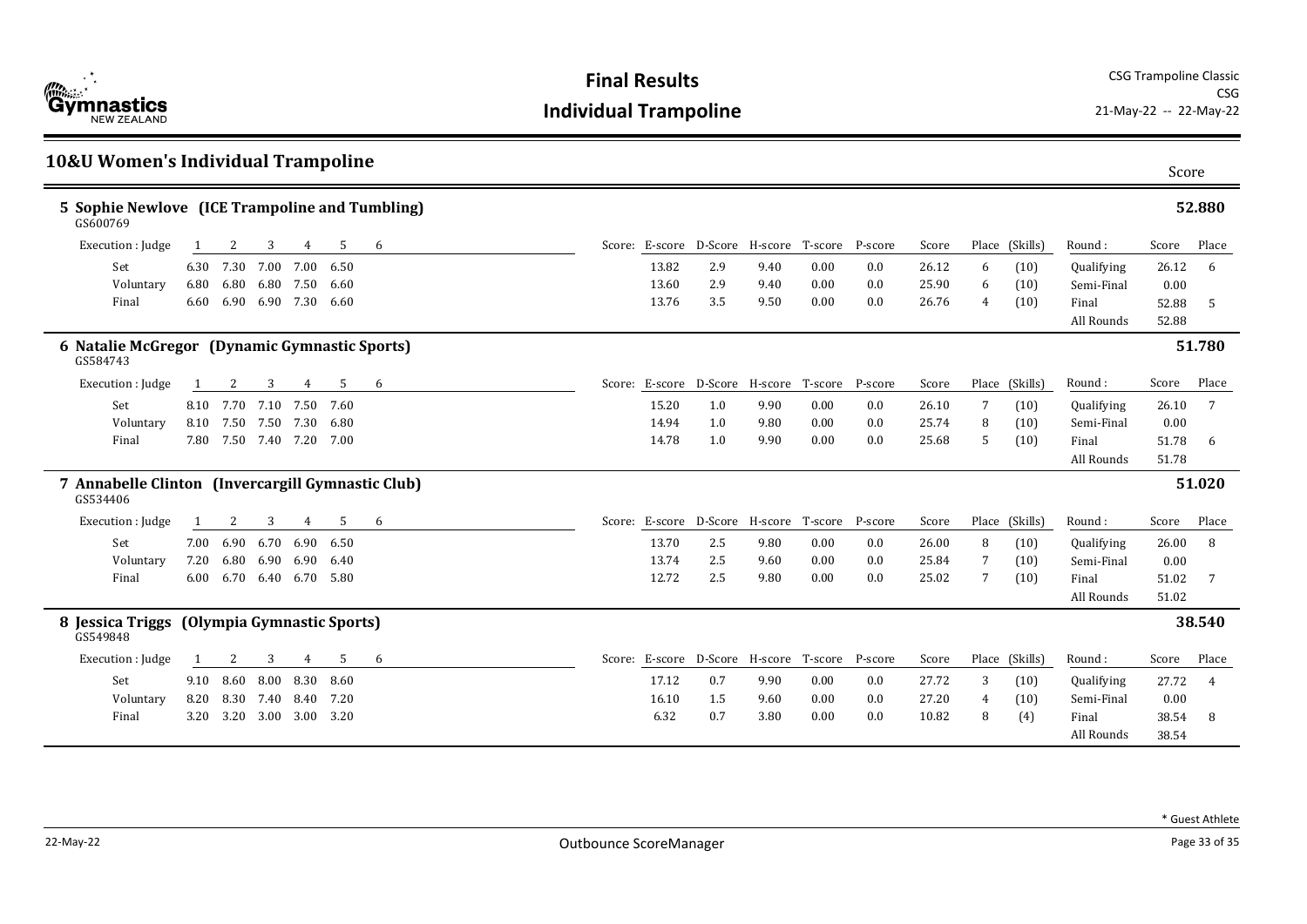# Final Results

## Individual Trampoline

CSG Trampoline Classic
CSG
21-May-22 -- 22-May-22

## 10&U Women's Individual Trampoline

Score

### 5 Sophie Newlove (ICE Trampoline and Tumbling) — 52.880

GS600769

| Execution : Judge | 1 | 2 | 3 | 4 | 5 | 6 | E-score | D-Score | H-score | T-score | P-score | Score | Place | (Skills) | Round : | Score | Place |
|---|---|---|---|---|---|---|---|---|---|---|---|---|---|---|---|---|---|
| Set | 6.30 | 7.30 | 7.00 | 7.00 | 6.50 | | 13.82 | 2.9 | 9.40 | 0.00 | 0.0 | 26.12 | 6 | (10) | Qualifying | 26.12 | 6 |
| Voluntary | 6.80 | 6.80 | 6.80 | 7.50 | 6.60 | | 13.60 | 2.9 | 9.40 | 0.00 | 0.0 | 25.90 | 6 | (10) | Semi-Final | 0.00 | |
| Final | 6.60 | 6.90 | 6.90 | 7.30 | 6.60 | | 13.76 | 3.5 | 9.50 | 0.00 | 0.0 | 26.76 | 4 | (10) | Final | 52.88 | 5 |
| | | | | | | | | | | | | | | | All Rounds | 52.88 | |

### 6 Natalie McGregor (Dynamic Gymnastic Sports) — 51.780

GS584743

| Execution : Judge | 1 | 2 | 3 | 4 | 5 | 6 | E-score | D-Score | H-score | T-score | P-score | Score | Place | (Skills) | Round : | Score | Place |
|---|---|---|---|---|---|---|---|---|---|---|---|---|---|---|---|---|---|
| Set | 8.10 | 7.70 | 7.10 | 7.50 | 7.60 | | 15.20 | 1.0 | 9.90 | 0.00 | 0.0 | 26.10 | 7 | (10) | Qualifying | 26.10 | 7 |
| Voluntary | 8.10 | 7.50 | 7.50 | 7.30 | 6.80 | | 14.94 | 1.0 | 9.80 | 0.00 | 0.0 | 25.74 | 8 | (10) | Semi-Final | 0.00 | |
| Final | 7.80 | 7.50 | 7.40 | 7.20 | 7.00 | | 14.78 | 1.0 | 9.90 | 0.00 | 0.0 | 25.68 | 5 | (10) | Final | 51.78 | 6 |
| | | | | | | | | | | | | | | | All Rounds | 51.78 | |

### 7 Annabelle Clinton (Invercargill Gymnastic Club) — 51.020

GS534406

| Execution : Judge | 1 | 2 | 3 | 4 | 5 | 6 | E-score | D-Score | H-score | T-score | P-score | Score | Place | (Skills) | Round : | Score | Place |
|---|---|---|---|---|---|---|---|---|---|---|---|---|---|---|---|---|---|
| Set | 7.00 | 6.90 | 6.70 | 6.90 | 6.50 | | 13.70 | 2.5 | 9.80 | 0.00 | 0.0 | 26.00 | 8 | (10) | Qualifying | 26.00 | 8 |
| Voluntary | 7.20 | 6.80 | 6.90 | 6.90 | 6.40 | | 13.74 | 2.5 | 9.60 | 0.00 | 0.0 | 25.84 | 7 | (10) | Semi-Final | 0.00 | |
| Final | 6.00 | 6.70 | 6.40 | 6.70 | 5.80 | | 12.72 | 2.5 | 9.80 | 0.00 | 0.0 | 25.02 | 7 | (10) | Final | 51.02 | 7 |
| | | | | | | | | | | | | | | | All Rounds | 51.02 | |

### 8 Jessica Triggs (Olympia Gymnastic Sports) — 38.540

GS549848

| Execution : Judge | 1 | 2 | 3 | 4 | 5 | 6 | E-score | D-Score | H-score | T-score | P-score | Score | Place | (Skills) | Round : | Score | Place |
|---|---|---|---|---|---|---|---|---|---|---|---|---|---|---|---|---|---|
| Set | 9.10 | 8.60 | 8.00 | 8.30 | 8.60 | | 17.12 | 0.7 | 9.90 | 0.00 | 0.0 | 27.72 | 3 | (10) | Qualifying | 27.72 | 4 |
| Voluntary | 8.20 | 8.30 | 7.40 | 8.40 | 7.20 | | 16.10 | 1.5 | 9.60 | 0.00 | 0.0 | 27.20 | 4 | (10) | Semi-Final | 0.00 | |
| Final | 3.20 | 3.20 | 3.00 | 3.00 | 3.20 | | 6.32 | 0.7 | 3.80 | 0.00 | 0.0 | 10.82 | 8 | (4) | Final | 38.54 | 8 |
| | | | | | | | | | | | | | | | All Rounds | 38.54 | |

\* Guest Athlete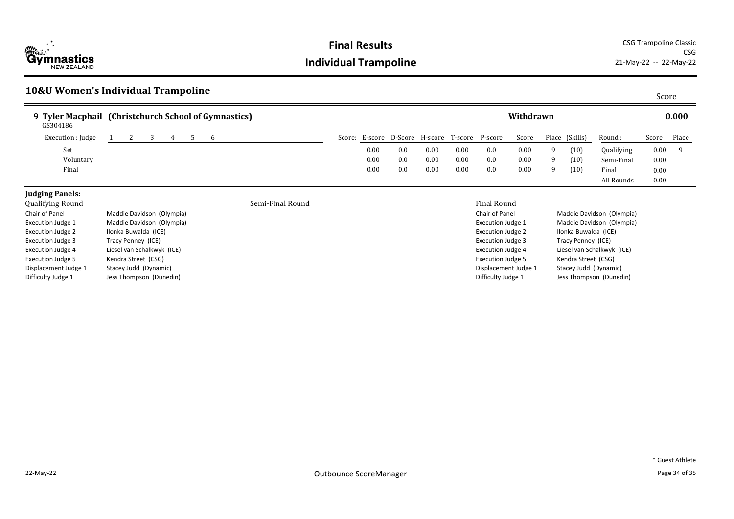# Final Results

## Individual Trampoline

CSG Trampoline Classic
CSG
21-May-22 -- 22-May-22

## 10&U Women's Individual Trampoline

Score

### 9 Tyler Macphail (Christchurch School of Gymnastics) — Withdrawn — 0.000

GS304186

| Execution : Judge | 1 | 2 | 3 | 4 | 5 | 6 | Score: | E-score | D-Score | H-score | T-score | P-score | Score | Place | (Skills) | Round : | Score | Place |
|---|---|---|---|---|---|---|---|---|---|---|---|---|---|---|---|---|---|---|
| Set | | | | | | | | 0.00 | 0.0 | 0.00 | 0.00 | 0.0 | 0.00 | 9 | (10) | Qualifying | 0.00 | 9 |
| Voluntary | | | | | | | | 0.00 | 0.0 | 0.00 | 0.00 | 0.0 | 0.00 | 9 | (10) | Semi-Final | 0.00 | |
| Final | | | | | | | | 0.00 | 0.0 | 0.00 | 0.00 | 0.0 | 0.00 | 9 | (10) | Final | 0.00 | |
| | | | | | | | | | | | | | | | | All Rounds | 0.00 | |

### Judging Panels:

**Qualifying Round**

| Role | Judge |
|---|---|
| Chair of Panel | Maddie Davidson (Olympia) |
| Execution Judge 1 | Maddie Davidson (Olympia) |
| Execution Judge 2 | Ilonka Buwalda (ICE) |
| Execution Judge 3 | Tracy Penney (ICE) |
| Execution Judge 4 | Liesel van Schalkwyk (ICE) |
| Execution Judge 5 | Kendra Street (CSG) |
| Displacement Judge 1 | Stacey Judd (Dynamic) |
| Difficulty Judge 1 | Jess Thompson (Dunedin) |

**Semi-Final Round**

**Final Round**

| Role | Judge |
|---|---|
| Chair of Panel | Maddie Davidson (Olympia) |
| Execution Judge 1 | Maddie Davidson (Olympia) |
| Execution Judge 2 | Ilonka Buwalda (ICE) |
| Execution Judge 3 | Tracy Penney (ICE) |
| Execution Judge 4 | Liesel van Schalkwyk (ICE) |
| Execution Judge 5 | Kendra Street (CSG) |
| Displacement Judge 1 | Stacey Judd (Dynamic) |
| Difficulty Judge 1 | Jess Thompson (Dunedin) |

* Guest Athlete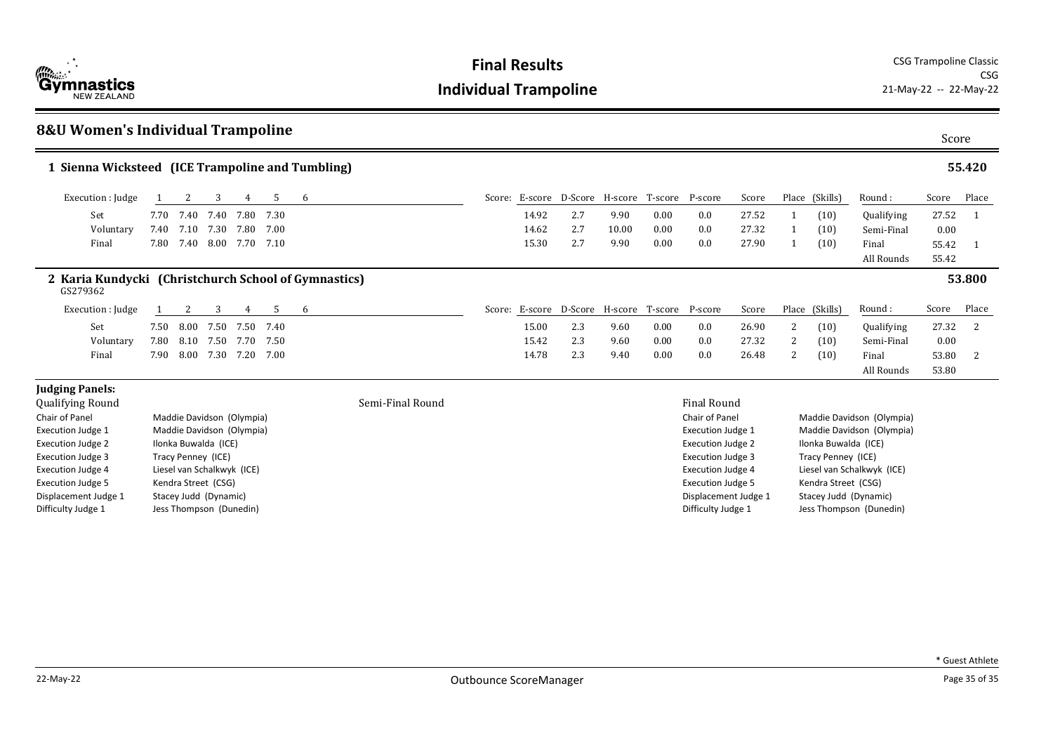# 8&U Women's Individual Trampoline

Score

## 1 Sienna Wicksteed (ICE Trampoline and Tumbling) — 55.420

| Execution : Judge | 1 | 2 | 3 | 4 | 5 | 6 | Score: E-score | D-Score | H-score | T-score | P-score | Score | Place | (Skills) | Round : | Score | Place |
|---|---|---|---|---|---|---|---|---|---|---|---|---|---|---|---|---|---|
| Set | 7.70 | 7.40 | 7.40 | 7.80 | 7.30 | | 14.92 | 2.7 | 9.90 | 0.00 | 0.0 | 27.52 | 1 | (10) | Qualifying | 27.52 | 1 |
| Voluntary | 7.40 | 7.10 | 7.30 | 7.80 | 7.00 | | 14.62 | 2.7 | 10.00 | 0.00 | 0.0 | 27.32 | 1 | (10) | Semi-Final | 0.00 | |
| Final | 7.80 | 7.40 | 8.00 | 7.70 | 7.10 | | 15.30 | 2.7 | 9.90 | 0.00 | 0.0 | 27.90 | 1 | (10) | Final | 55.42 | 1 |
| | | | | | | | | | | | | | | | All Rounds | 55.42 | |

## 2 Karia Kundycki (Christchurch School of Gymnastics) — 53.800

GS279362

| Execution : Judge | 1 | 2 | 3 | 4 | 5 | 6 | Score: E-score | D-Score | H-score | T-score | P-score | Score | Place | (Skills) | Round : | Score | Place |
|---|---|---|---|---|---|---|---|---|---|---|---|---|---|---|---|---|---|
| Set | 7.50 | 8.00 | 7.50 | 7.50 | 7.40 | | 15.00 | 2.3 | 9.60 | 0.00 | 0.0 | 26.90 | 2 | (10) | Qualifying | 27.32 | 2 |
| Voluntary | 7.80 | 8.10 | 7.50 | 7.70 | 7.50 | | 15.42 | 2.3 | 9.60 | 0.00 | 0.0 | 27.32 | 2 | (10) | Semi-Final | 0.00 | |
| Final | 7.90 | 8.00 | 7.30 | 7.20 | 7.00 | | 14.78 | 2.3 | 9.40 | 0.00 | 0.0 | 26.48 | 2 | (10) | Final | 53.80 | 2 |
| | | | | | | | | | | | | | | | All Rounds | 53.80 | |

## Judging Panels:

**Qualifying Round**

| | |
|---|---|
| Chair of Panel | Maddie Davidson (Olympia) |
| Execution Judge 1 | Maddie Davidson (Olympia) |
| Execution Judge 2 | Ilonka Buwalda (ICE) |
| Execution Judge 3 | Tracy Penney (ICE) |
| Execution Judge 4 | Liesel van Schalkwyk (ICE) |
| Execution Judge 5 | Kendra Street (CSG) |
| Displacement Judge 1 | Stacey Judd (Dynamic) |
| Difficulty Judge 1 | Jess Thompson (Dunedin) |

**Semi-Final Round**

**Final Round**

| | |
|---|---|
| Chair of Panel | Maddie Davidson (Olympia) |
| Execution Judge 1 | Maddie Davidson (Olympia) |
| Execution Judge 2 | Ilonka Buwalda (ICE) |
| Execution Judge 3 | Tracy Penney (ICE) |
| Execution Judge 4 | Liesel van Schalkwyk (ICE) |
| Execution Judge 5 | Kendra Street (CSG) |
| Displacement Judge 1 | Stacey Judd (Dynamic) |
| Difficulty Judge 1 | Jess Thompson (Dunedin) |

\* Guest Athlete